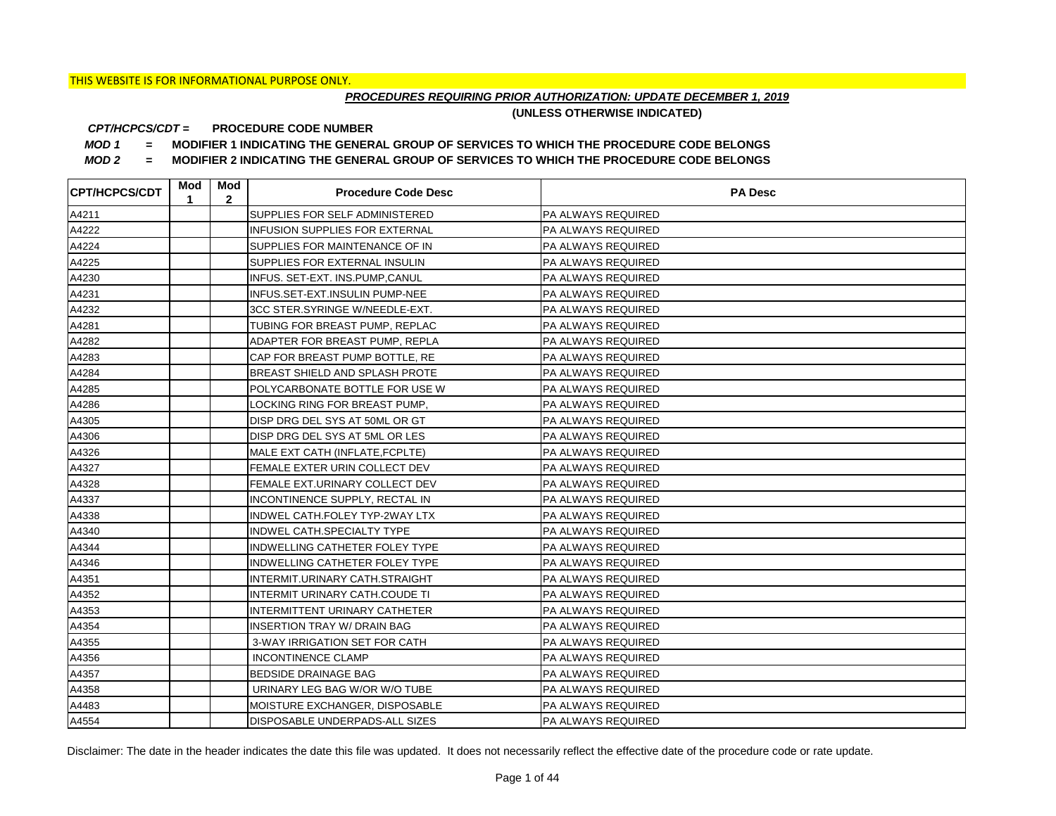THIS WEBSITE IS FOR INFORMATIONAL PURPOSE ONLY.

***PROCEDURES REQUIRING PRIOR AUTHORIZATION: UPDATE DECEMBER 1, 2019***

**(UNLESS OTHERWISE INDICATED)**

***CPT/HCPCS/CDT =*** **PROCEDURE CODE NUMBER**

***MOD 1*** **= MODIFIER 1 INDICATING THE GENERAL GROUP OF SERVICES TO WHICH THE PROCEDURE CODE BELONGS**

***MOD 2*** **= MODIFIER 2 INDICATING THE GENERAL GROUP OF SERVICES TO WHICH THE PROCEDURE CODE BELONGS**

| CPT/HCPCS/CDT | Mod 1 | Mod 2 | Procedure Code Desc | PA Desc |
|---|---|---|---|---|
| A4211 | | | SUPPLIES FOR SELF ADMINISTERED | PA ALWAYS REQUIRED |
| A4222 | | | INFUSION SUPPLIES FOR EXTERNAL | PA ALWAYS REQUIRED |
| A4224 | | | SUPPLIES FOR MAINTENANCE OF IN | PA ALWAYS REQUIRED |
| A4225 | | | SUPPLIES FOR EXTERNAL INSULIN | PA ALWAYS REQUIRED |
| A4230 | | | INFUS. SET-EXT. INS.PUMP,CANUL | PA ALWAYS REQUIRED |
| A4231 | | | INFUS.SET-EXT.INSULIN PUMP-NEE | PA ALWAYS REQUIRED |
| A4232 | | | 3CC STER.SYRINGE W/NEEDLE-EXT. | PA ALWAYS REQUIRED |
| A4281 | | | TUBING FOR BREAST PUMP, REPLAC | PA ALWAYS REQUIRED |
| A4282 | | | ADAPTER FOR BREAST PUMP, REPLA | PA ALWAYS REQUIRED |
| A4283 | | | CAP FOR BREAST PUMP BOTTLE, RE | PA ALWAYS REQUIRED |
| A4284 | | | BREAST SHIELD AND SPLASH PROTE | PA ALWAYS REQUIRED |
| A4285 | | | POLYCARBONATE BOTTLE FOR USE W | PA ALWAYS REQUIRED |
| A4286 | | | LOCKING RING FOR BREAST PUMP, | PA ALWAYS REQUIRED |
| A4305 | | | DISP DRG DEL SYS AT 50ML OR GT | PA ALWAYS REQUIRED |
| A4306 | | | DISP DRG DEL SYS AT 5ML OR LES | PA ALWAYS REQUIRED |
| A4326 | | | MALE EXT CATH (INFLATE,FCPLTE) | PA ALWAYS REQUIRED |
| A4327 | | | FEMALE EXTER URIN COLLECT DEV | PA ALWAYS REQUIRED |
| A4328 | | | FEMALE EXT.URINARY COLLECT DEV | PA ALWAYS REQUIRED |
| A4337 | | | INCONTINENCE SUPPLY, RECTAL IN | PA ALWAYS REQUIRED |
| A4338 | | | INDWEL CATH.FOLEY TYP-2WAY LTX | PA ALWAYS REQUIRED |
| A4340 | | | INDWEL CATH.SPECIALTY TYPE | PA ALWAYS REQUIRED |
| A4344 | | | INDWELLING CATHETER FOLEY TYPE | PA ALWAYS REQUIRED |
| A4346 | | | INDWELLING CATHETER FOLEY TYPE | PA ALWAYS REQUIRED |
| A4351 | | | INTERMIT.URINARY CATH.STRAIGHT | PA ALWAYS REQUIRED |
| A4352 | | | INTERMIT URINARY CATH.COUDE TI | PA ALWAYS REQUIRED |
| A4353 | | | INTERMITTENT URINARY CATHETER | PA ALWAYS REQUIRED |
| A4354 | | | INSERTION TRAY W/ DRAIN BAG | PA ALWAYS REQUIRED |
| A4355 | | | 3-WAY IRRIGATION SET FOR CATH | PA ALWAYS REQUIRED |
| A4356 | | | INCONTINENCE CLAMP | PA ALWAYS REQUIRED |
| A4357 | | | BEDSIDE DRAINAGE BAG | PA ALWAYS REQUIRED |
| A4358 | | | URINARY LEG BAG W/OR W/O TUBE | PA ALWAYS REQUIRED |
| A4483 | | | MOISTURE EXCHANGER, DISPOSABLE | PA ALWAYS REQUIRED |
| A4554 | | | DISPOSABLE UNDERPADS-ALL SIZES | PA ALWAYS REQUIRED |

Disclaimer: The date in the header indicates the date this file was updated. It does not necessarily reflect the effective date of the procedure code or rate update.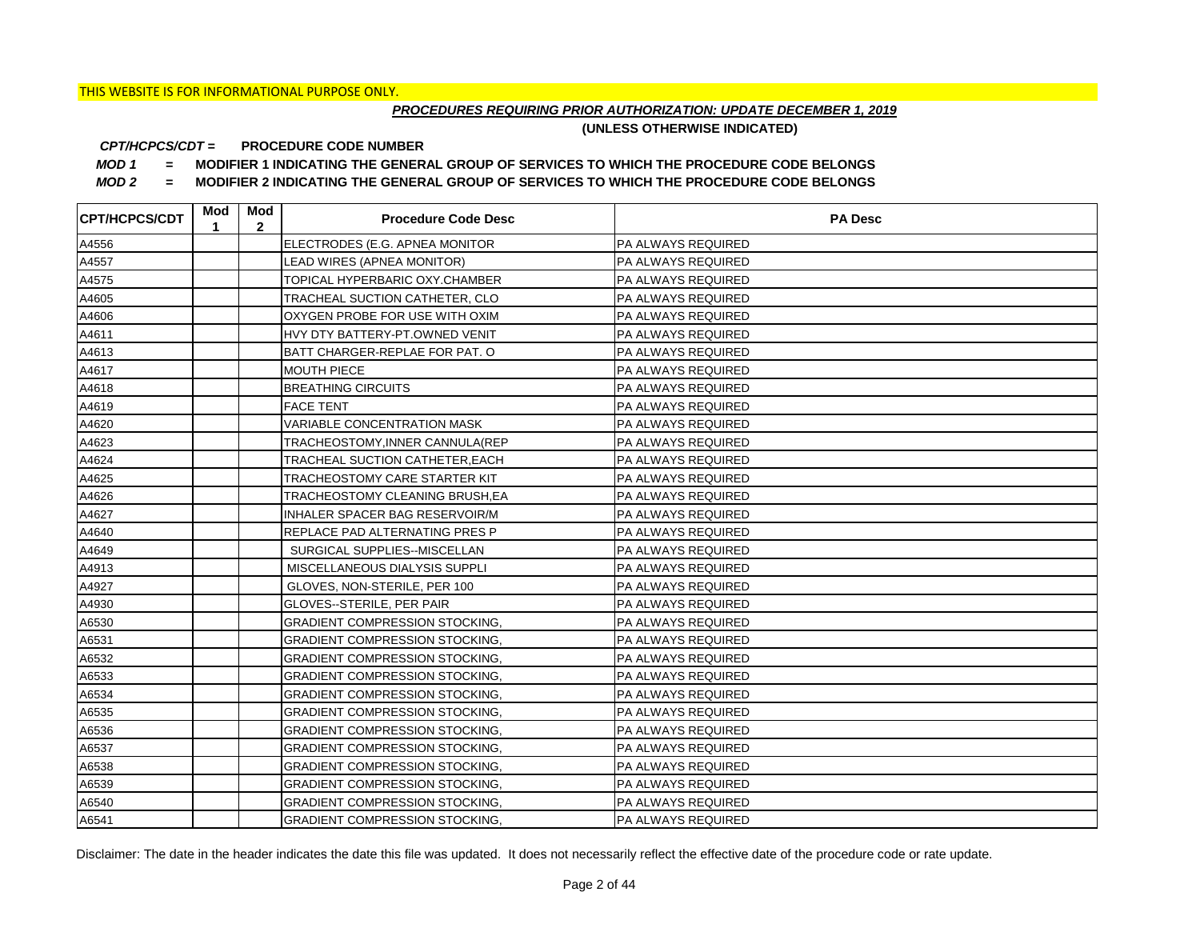THIS WEBSITE IS FOR INFORMATIONAL PURPOSE ONLY.

***PROCEDURES REQUIRING PRIOR AUTHORIZATION: UPDATE DECEMBER 1, 2019***

**(UNLESS OTHERWISE INDICATED)**

***CPT/HCPCS/CDT =*** **PROCEDURE CODE NUMBER**

***MOD 1*** **= MODIFIER 1 INDICATING THE GENERAL GROUP OF SERVICES TO WHICH THE PROCEDURE CODE BELONGS**

***MOD 2*** **= MODIFIER 2 INDICATING THE GENERAL GROUP OF SERVICES TO WHICH THE PROCEDURE CODE BELONGS**

| CPT/HCPCS/CDT | Mod 1 | Mod 2 | Procedure Code Desc | PA Desc |
|---|---|---|---|---|
| A4556 | | | ELECTRODES (E.G. APNEA MONITOR | PA ALWAYS REQUIRED |
| A4557 | | | LEAD WIRES (APNEA MONITOR) | PA ALWAYS REQUIRED |
| A4575 | | | TOPICAL HYPERBARIC OXY.CHAMBER | PA ALWAYS REQUIRED |
| A4605 | | | TRACHEAL SUCTION CATHETER, CLO | PA ALWAYS REQUIRED |
| A4606 | | | OXYGEN PROBE FOR USE WITH OXIM | PA ALWAYS REQUIRED |
| A4611 | | | HVY DTY BATTERY-PT.OWNED VENIT | PA ALWAYS REQUIRED |
| A4613 | | | BATT CHARGER-REPLAE FOR PAT. O | PA ALWAYS REQUIRED |
| A4617 | | | MOUTH PIECE | PA ALWAYS REQUIRED |
| A4618 | | | BREATHING CIRCUITS | PA ALWAYS REQUIRED |
| A4619 | | | FACE TENT | PA ALWAYS REQUIRED |
| A4620 | | | VARIABLE CONCENTRATION MASK | PA ALWAYS REQUIRED |
| A4623 | | | TRACHEOSTOMY,INNER CANNULA(REP | PA ALWAYS REQUIRED |
| A4624 | | | TRACHEAL SUCTION CATHETER,EACH | PA ALWAYS REQUIRED |
| A4625 | | | TRACHEOSTOMY CARE STARTER KIT | PA ALWAYS REQUIRED |
| A4626 | | | TRACHEOSTOMY CLEANING BRUSH,EA | PA ALWAYS REQUIRED |
| A4627 | | | INHALER SPACER BAG RESERVOIR/M | PA ALWAYS REQUIRED |
| A4640 | | | REPLACE PAD ALTERNATING PRES P | PA ALWAYS REQUIRED |
| A4649 | | | SURGICAL SUPPLIES--MISCELLAN | PA ALWAYS REQUIRED |
| A4913 | | | MISCELLANEOUS DIALYSIS SUPPLI | PA ALWAYS REQUIRED |
| A4927 | | | GLOVES, NON-STERILE, PER 100 | PA ALWAYS REQUIRED |
| A4930 | | | GLOVES--STERILE, PER PAIR | PA ALWAYS REQUIRED |
| A6530 | | | GRADIENT COMPRESSION STOCKING, | PA ALWAYS REQUIRED |
| A6531 | | | GRADIENT COMPRESSION STOCKING, | PA ALWAYS REQUIRED |
| A6532 | | | GRADIENT COMPRESSION STOCKING, | PA ALWAYS REQUIRED |
| A6533 | | | GRADIENT COMPRESSION STOCKING, | PA ALWAYS REQUIRED |
| A6534 | | | GRADIENT COMPRESSION STOCKING, | PA ALWAYS REQUIRED |
| A6535 | | | GRADIENT COMPRESSION STOCKING, | PA ALWAYS REQUIRED |
| A6536 | | | GRADIENT COMPRESSION STOCKING, | PA ALWAYS REQUIRED |
| A6537 | | | GRADIENT COMPRESSION STOCKING, | PA ALWAYS REQUIRED |
| A6538 | | | GRADIENT COMPRESSION STOCKING, | PA ALWAYS REQUIRED |
| A6539 | | | GRADIENT COMPRESSION STOCKING, | PA ALWAYS REQUIRED |
| A6540 | | | GRADIENT COMPRESSION STOCKING, | PA ALWAYS REQUIRED |
| A6541 | | | GRADIENT COMPRESSION STOCKING, | PA ALWAYS REQUIRED |

Disclaimer: The date in the header indicates the date this file was updated. It does not necessarily reflect the effective date of the procedure code or rate update.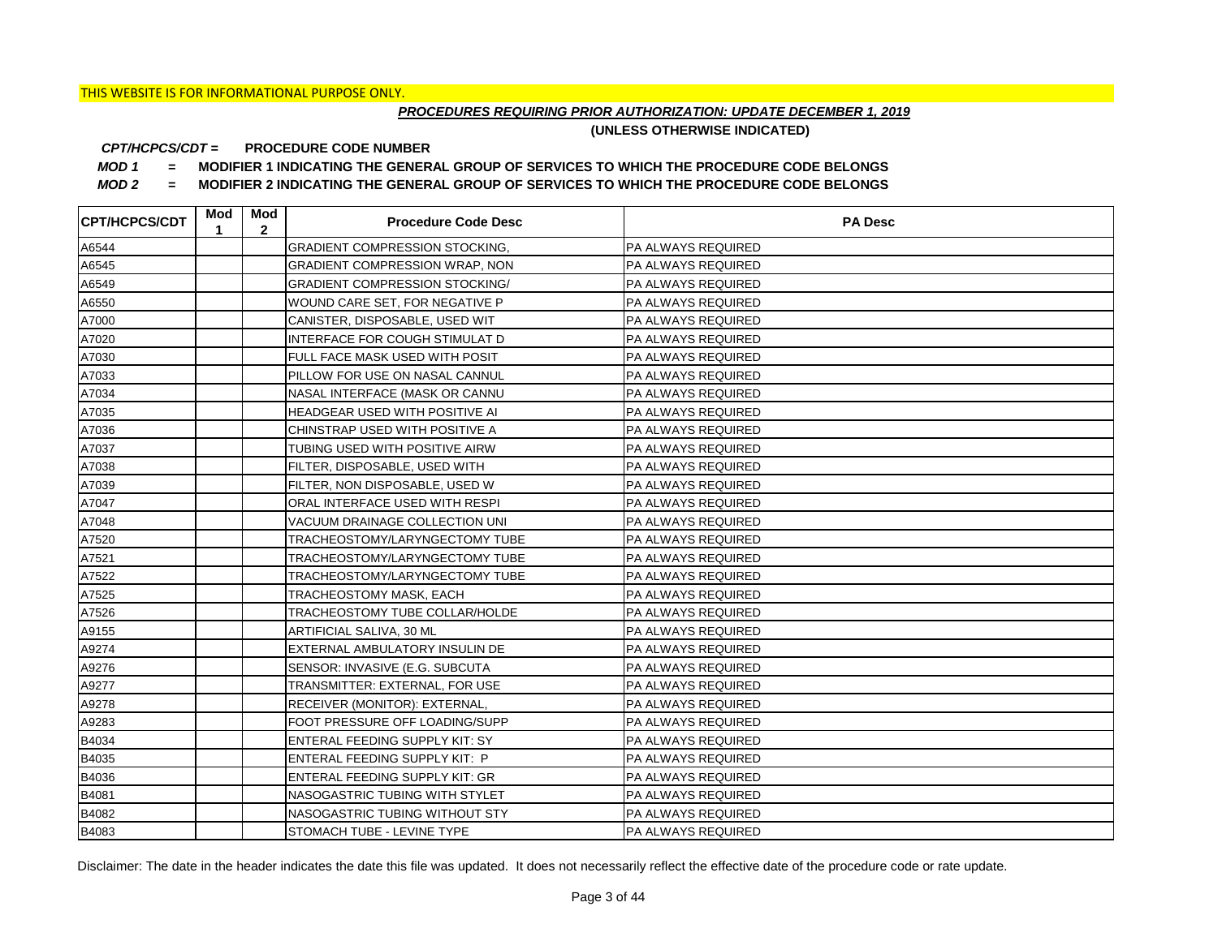THIS WEBSITE IS FOR INFORMATIONAL PURPOSE ONLY.

***PROCEDURES REQUIRING PRIOR AUTHORIZATION: UPDATE DECEMBER 1, 2019***

**(UNLESS OTHERWISE INDICATED)**

***CPT/HCPCS/CDT =*** **PROCEDURE CODE NUMBER**

***MOD 1*** **= MODIFIER 1 INDICATING THE GENERAL GROUP OF SERVICES TO WHICH THE PROCEDURE CODE BELONGS**

***MOD 2*** **= MODIFIER 2 INDICATING THE GENERAL GROUP OF SERVICES TO WHICH THE PROCEDURE CODE BELONGS**

| CPT/HCPCS/CDT | Mod 1 | Mod 2 | Procedure Code Desc | PA Desc |
|---|---|---|---|---|
| A6544 | | | GRADIENT COMPRESSION STOCKING, | PA ALWAYS REQUIRED |
| A6545 | | | GRADIENT COMPRESSION WRAP, NON | PA ALWAYS REQUIRED |
| A6549 | | | GRADIENT COMPRESSION STOCKING/ | PA ALWAYS REQUIRED |
| A6550 | | | WOUND CARE SET, FOR NEGATIVE P | PA ALWAYS REQUIRED |
| A7000 | | | CANISTER, DISPOSABLE, USED WIT | PA ALWAYS REQUIRED |
| A7020 | | | INTERFACE FOR COUGH STIMULAT D | PA ALWAYS REQUIRED |
| A7030 | | | FULL FACE MASK USED WITH POSIT | PA ALWAYS REQUIRED |
| A7033 | | | PILLOW FOR USE ON NASAL CANNUL | PA ALWAYS REQUIRED |
| A7034 | | | NASAL INTERFACE (MASK OR CANNU | PA ALWAYS REQUIRED |
| A7035 | | | HEADGEAR USED WITH POSITIVE AI | PA ALWAYS REQUIRED |
| A7036 | | | CHINSTRAP USED WITH POSITIVE A | PA ALWAYS REQUIRED |
| A7037 | | | TUBING USED WITH POSITIVE AIRW | PA ALWAYS REQUIRED |
| A7038 | | | FILTER, DISPOSABLE, USED WITH | PA ALWAYS REQUIRED |
| A7039 | | | FILTER, NON DISPOSABLE, USED W | PA ALWAYS REQUIRED |
| A7047 | | | ORAL INTERFACE USED WITH RESPI | PA ALWAYS REQUIRED |
| A7048 | | | VACUUM DRAINAGE COLLECTION UNI | PA ALWAYS REQUIRED |
| A7520 | | | TRACHEOSTOMY/LARYNGECTOMY TUBE | PA ALWAYS REQUIRED |
| A7521 | | | TRACHEOSTOMY/LARYNGECTOMY TUBE | PA ALWAYS REQUIRED |
| A7522 | | | TRACHEOSTOMY/LARYNGECTOMY TUBE | PA ALWAYS REQUIRED |
| A7525 | | | TRACHEOSTOMY MASK, EACH | PA ALWAYS REQUIRED |
| A7526 | | | TRACHEOSTOMY TUBE COLLAR/HOLDE | PA ALWAYS REQUIRED |
| A9155 | | | ARTIFICIAL SALIVA, 30 ML | PA ALWAYS REQUIRED |
| A9274 | | | EXTERNAL AMBULATORY INSULIN DE | PA ALWAYS REQUIRED |
| A9276 | | | SENSOR: INVASIVE (E.G. SUBCUTA | PA ALWAYS REQUIRED |
| A9277 | | | TRANSMITTER: EXTERNAL, FOR USE | PA ALWAYS REQUIRED |
| A9278 | | | RECEIVER (MONITOR): EXTERNAL, | PA ALWAYS REQUIRED |
| A9283 | | | FOOT PRESSURE OFF LOADING/SUPP | PA ALWAYS REQUIRED |
| B4034 | | | ENTERAL FEEDING SUPPLY KIT: SY | PA ALWAYS REQUIRED |
| B4035 | | | ENTERAL FEEDING SUPPLY KIT: P | PA ALWAYS REQUIRED |
| B4036 | | | ENTERAL FEEDING SUPPLY KIT: GR | PA ALWAYS REQUIRED |
| B4081 | | | NASOGASTRIC TUBING WITH STYLET | PA ALWAYS REQUIRED |
| B4082 | | | NASOGASTRIC TUBING WITHOUT STY | PA ALWAYS REQUIRED |
| B4083 | | | STOMACH TUBE - LEVINE TYPE | PA ALWAYS REQUIRED |

Disclaimer: The date in the header indicates the date this file was updated. It does not necessarily reflect the effective date of the procedure code or rate update.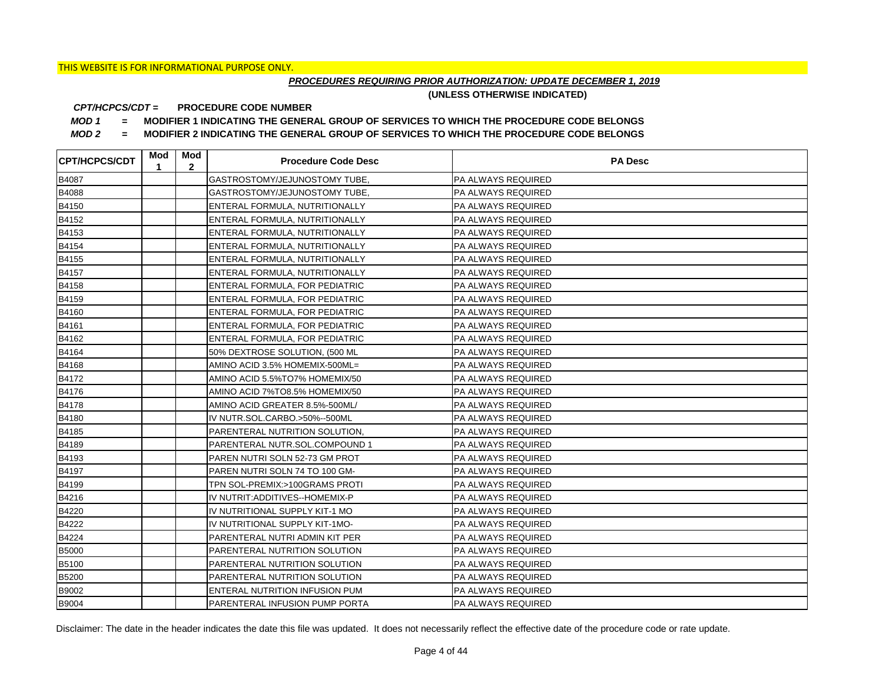THIS WEBSITE IS FOR INFORMATIONAL PURPOSE ONLY.

***PROCEDURES REQUIRING PRIOR AUTHORIZATION: UPDATE DECEMBER 1, 2019***

**(UNLESS OTHERWISE INDICATED)**

***CPT/HCPCS/CDT =*** **PROCEDURE CODE NUMBER**

***MOD 1*** **= MODIFIER 1 INDICATING THE GENERAL GROUP OF SERVICES TO WHICH THE PROCEDURE CODE BELONGS**

***MOD 2*** **= MODIFIER 2 INDICATING THE GENERAL GROUP OF SERVICES TO WHICH THE PROCEDURE CODE BELONGS**

| CPT/HCPCS/CDT | Mod 1 | Mod 2 | Procedure Code Desc | PA Desc |
|---|---|---|---|---|
| B4087 | | | GASTROSTOMY/JEJUNOSTOMY TUBE, | PA ALWAYS REQUIRED |
| B4088 | | | GASTROSTOMY/JEJUNOSTOMY TUBE, | PA ALWAYS REQUIRED |
| B4150 | | | ENTERAL FORMULA, NUTRITIONALLY | PA ALWAYS REQUIRED |
| B4152 | | | ENTERAL FORMULA, NUTRITIONALLY | PA ALWAYS REQUIRED |
| B4153 | | | ENTERAL FORMULA, NUTRITIONALLY | PA ALWAYS REQUIRED |
| B4154 | | | ENTERAL FORMULA, NUTRITIONALLY | PA ALWAYS REQUIRED |
| B4155 | | | ENTERAL FORMULA, NUTRITIONALLY | PA ALWAYS REQUIRED |
| B4157 | | | ENTERAL FORMULA, NUTRITIONALLY | PA ALWAYS REQUIRED |
| B4158 | | | ENTERAL FORMULA, FOR PEDIATRIC | PA ALWAYS REQUIRED |
| B4159 | | | ENTERAL FORMULA, FOR PEDIATRIC | PA ALWAYS REQUIRED |
| B4160 | | | ENTERAL FORMULA, FOR PEDIATRIC | PA ALWAYS REQUIRED |
| B4161 | | | ENTERAL FORMULA, FOR PEDIATRIC | PA ALWAYS REQUIRED |
| B4162 | | | ENTERAL FORMULA, FOR PEDIATRIC | PA ALWAYS REQUIRED |
| B4164 | | | 50% DEXTROSE SOLUTION, (500 ML | PA ALWAYS REQUIRED |
| B4168 | | | AMINO ACID 3.5% HOMEMIX-500ML= | PA ALWAYS REQUIRED |
| B4172 | | | AMINO ACID 5.5%TO7% HOMEMIX/50 | PA ALWAYS REQUIRED |
| B4176 | | | AMINO ACID 7%TO8.5% HOMEMIX/50 | PA ALWAYS REQUIRED |
| B4178 | | | AMINO ACID GREATER 8.5%-500ML/ | PA ALWAYS REQUIRED |
| B4180 | | | IV NUTR.SOL.CARBO.>50%--500ML | PA ALWAYS REQUIRED |
| B4185 | | | PARENTERAL NUTRITION SOLUTION, | PA ALWAYS REQUIRED |
| B4189 | | | PARENTERAL NUTR.SOL.COMPOUND 1 | PA ALWAYS REQUIRED |
| B4193 | | | PAREN NUTRI SOLN 52-73 GM PROT | PA ALWAYS REQUIRED |
| B4197 | | | PAREN NUTRI SOLN 74 TO 100 GM- | PA ALWAYS REQUIRED |
| B4199 | | | TPN SOL-PREMIX:>100GRAMS PROTI | PA ALWAYS REQUIRED |
| B4216 | | | IV NUTRIT:ADDITIVES--HOMEMIX-P | PA ALWAYS REQUIRED |
| B4220 | | | IV NUTRITIONAL SUPPLY KIT-1 MO | PA ALWAYS REQUIRED |
| B4222 | | | IV NUTRITIONAL SUPPLY KIT-1MO- | PA ALWAYS REQUIRED |
| B4224 | | | PARENTERAL NUTRI ADMIN KIT PER | PA ALWAYS REQUIRED |
| B5000 | | | PARENTERAL NUTRITION SOLUTION | PA ALWAYS REQUIRED |
| B5100 | | | PARENTERAL NUTRITION SOLUTION | PA ALWAYS REQUIRED |
| B5200 | | | PARENTERAL NUTRITION SOLUTION | PA ALWAYS REQUIRED |
| B9002 | | | ENTERAL NUTRITION INFUSION PUM | PA ALWAYS REQUIRED |
| B9004 | | | PARENTERAL INFUSION PUMP PORTA | PA ALWAYS REQUIRED |

Disclaimer: The date in the header indicates the date this file was updated. It does not necessarily reflect the effective date of the procedure code or rate update.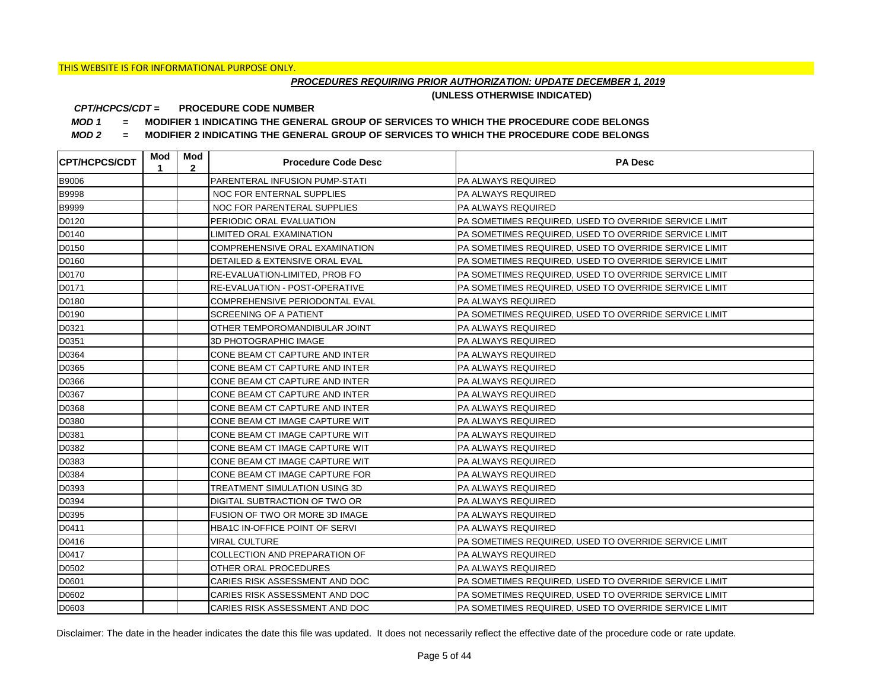THIS WEBSITE IS FOR INFORMATIONAL PURPOSE ONLY.

***PROCEDURES REQUIRING PRIOR AUTHORIZATION: UPDATE DECEMBER 1, 2019***

**(UNLESS OTHERWISE INDICATED)**

***CPT/HCPCS/CDT* = PROCEDURE CODE NUMBER**

***MOD 1* = MODIFIER 1 INDICATING THE GENERAL GROUP OF SERVICES TO WHICH THE PROCEDURE CODE BELONGS**

***MOD 2* = MODIFIER 2 INDICATING THE GENERAL GROUP OF SERVICES TO WHICH THE PROCEDURE CODE BELONGS**

| CPT/HCPCS/CDT | Mod 1 | Mod 2 | Procedure Code Desc | PA Desc |
|---|---|---|---|---|
| B9006 | | | PARENTERAL INFUSION PUMP-STATI | PA ALWAYS REQUIRED |
| B9998 | | | NOC FOR ENTERNAL SUPPLIES | PA ALWAYS REQUIRED |
| B9999 | | | NOC FOR PARENTERAL SUPPLIES | PA ALWAYS REQUIRED |
| D0120 | | | PERIODIC ORAL EVALUATION | PA SOMETIMES REQUIRED, USED TO OVERRIDE SERVICE LIMIT |
| D0140 | | | LIMITED ORAL EXAMINATION | PA SOMETIMES REQUIRED, USED TO OVERRIDE SERVICE LIMIT |
| D0150 | | | COMPREHENSIVE ORAL EXAMINATION | PA SOMETIMES REQUIRED, USED TO OVERRIDE SERVICE LIMIT |
| D0160 | | | DETAILED & EXTENSIVE ORAL EVAL | PA SOMETIMES REQUIRED, USED TO OVERRIDE SERVICE LIMIT |
| D0170 | | | RE-EVALUATION-LIMITED, PROB FO | PA SOMETIMES REQUIRED, USED TO OVERRIDE SERVICE LIMIT |
| D0171 | | | RE-EVALUATION - POST-OPERATIVE | PA SOMETIMES REQUIRED, USED TO OVERRIDE SERVICE LIMIT |
| D0180 | | | COMPREHENSIVE PERIODONTAL EVAL | PA ALWAYS REQUIRED |
| D0190 | | | SCREENING OF A PATIENT | PA SOMETIMES REQUIRED, USED TO OVERRIDE SERVICE LIMIT |
| D0321 | | | OTHER TEMPOROMANDIBULAR JOINT | PA ALWAYS REQUIRED |
| D0351 | | | 3D PHOTOGRAPHIC IMAGE | PA ALWAYS REQUIRED |
| D0364 | | | CONE BEAM CT CAPTURE AND INTER | PA ALWAYS REQUIRED |
| D0365 | | | CONE BEAM CT CAPTURE AND INTER | PA ALWAYS REQUIRED |
| D0366 | | | CONE BEAM CT CAPTURE AND INTER | PA ALWAYS REQUIRED |
| D0367 | | | CONE BEAM CT CAPTURE AND INTER | PA ALWAYS REQUIRED |
| D0368 | | | CONE BEAM CT CAPTURE AND INTER | PA ALWAYS REQUIRED |
| D0380 | | | CONE BEAM CT IMAGE CAPTURE WIT | PA ALWAYS REQUIRED |
| D0381 | | | CONE BEAM CT IMAGE CAPTURE WIT | PA ALWAYS REQUIRED |
| D0382 | | | CONE BEAM CT IMAGE CAPTURE WIT | PA ALWAYS REQUIRED |
| D0383 | | | CONE BEAM CT IMAGE CAPTURE WIT | PA ALWAYS REQUIRED |
| D0384 | | | CONE BEAM CT IMAGE CAPTURE FOR | PA ALWAYS REQUIRED |
| D0393 | | | TREATMENT SIMULATION USING 3D | PA ALWAYS REQUIRED |
| D0394 | | | DIGITAL SUBTRACTION OF TWO OR | PA ALWAYS REQUIRED |
| D0395 | | | FUSION OF TWO OR MORE 3D IMAGE | PA ALWAYS REQUIRED |
| D0411 | | | HBA1C IN-OFFICE POINT OF SERVI | PA ALWAYS REQUIRED |
| D0416 | | | VIRAL CULTURE | PA SOMETIMES REQUIRED, USED TO OVERRIDE SERVICE LIMIT |
| D0417 | | | COLLECTION AND PREPARATION OF | PA ALWAYS REQUIRED |
| D0502 | | | OTHER ORAL PROCEDURES | PA ALWAYS REQUIRED |
| D0601 | | | CARIES RISK ASSESSMENT AND DOC | PA SOMETIMES REQUIRED, USED TO OVERRIDE SERVICE LIMIT |
| D0602 | | | CARIES RISK ASSESSMENT AND DOC | PA SOMETIMES REQUIRED, USED TO OVERRIDE SERVICE LIMIT |
| D0603 | | | CARIES RISK ASSESSMENT AND DOC | PA SOMETIMES REQUIRED, USED TO OVERRIDE SERVICE LIMIT |

Disclaimer: The date in the header indicates the date this file was updated. It does not necessarily reflect the effective date of the procedure code or rate update.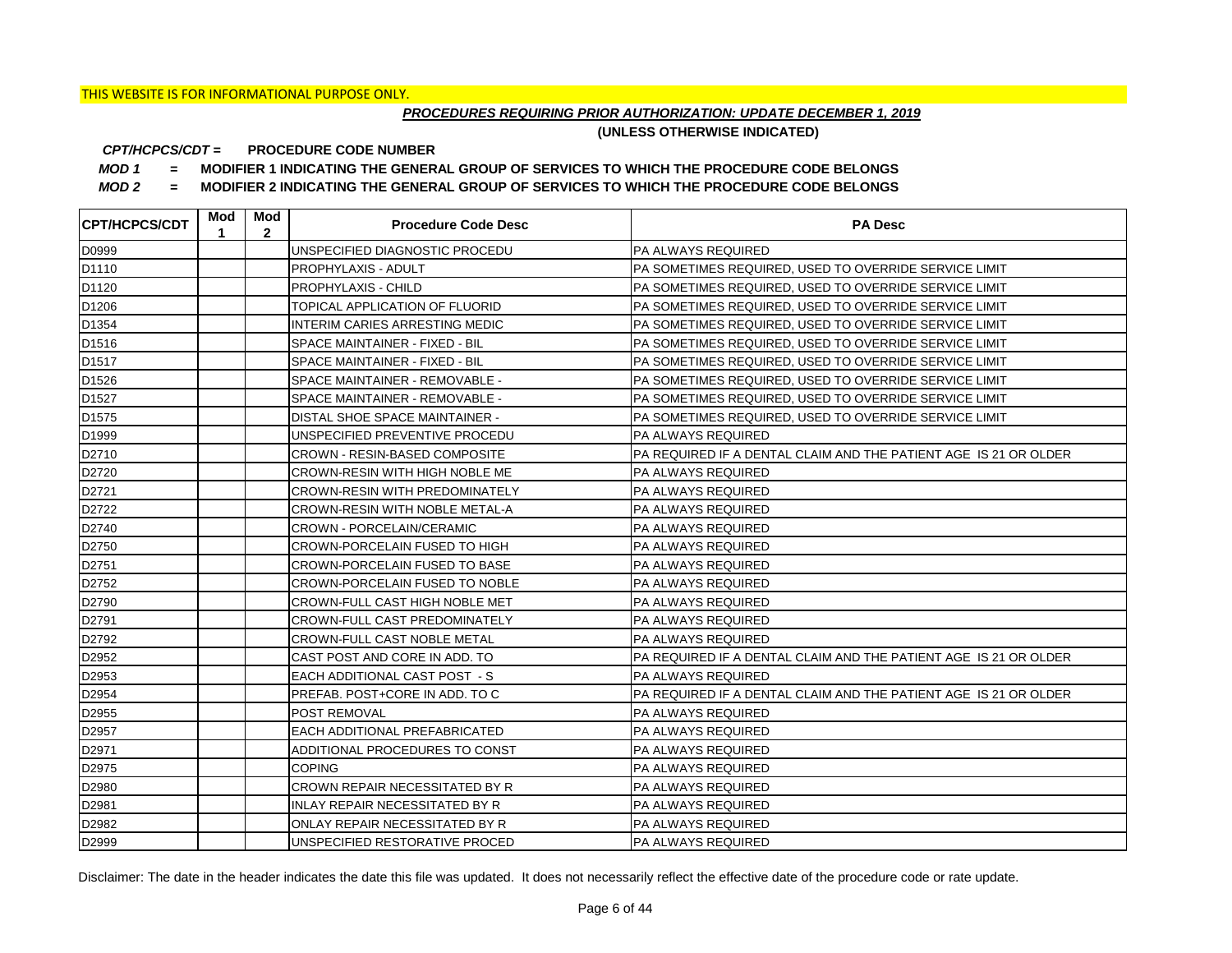THIS WEBSITE IS FOR INFORMATIONAL PURPOSE ONLY.

***PROCEDURES REQUIRING PRIOR AUTHORIZATION: UPDATE DECEMBER 1, 2019***

**(UNLESS OTHERWISE INDICATED)**

***CPT/HCPCS/CDT =*** **PROCEDURE CODE NUMBER**

***MOD 1*** **= MODIFIER 1 INDICATING THE GENERAL GROUP OF SERVICES TO WHICH THE PROCEDURE CODE BELONGS**

***MOD 2*** **= MODIFIER 2 INDICATING THE GENERAL GROUP OF SERVICES TO WHICH THE PROCEDURE CODE BELONGS**

| CPT/HCPCS/CDT | Mod 1 | Mod 2 | Procedure Code Desc | PA Desc |
|---|---|---|---|---|
| D0999 | | | UNSPECIFIED DIAGNOSTIC PROCEDU | PA ALWAYS REQUIRED |
| D1110 | | | PROPHYLAXIS - ADULT | PA SOMETIMES REQUIRED, USED TO OVERRIDE SERVICE LIMIT |
| D1120 | | | PROPHYLAXIS - CHILD | PA SOMETIMES REQUIRED, USED TO OVERRIDE SERVICE LIMIT |
| D1206 | | | TOPICAL APPLICATION OF FLUORID | PA SOMETIMES REQUIRED, USED TO OVERRIDE SERVICE LIMIT |
| D1354 | | | INTERIM CARIES ARRESTING MEDIC | PA SOMETIMES REQUIRED, USED TO OVERRIDE SERVICE LIMIT |
| D1516 | | | SPACE MAINTAINER - FIXED - BIL | PA SOMETIMES REQUIRED, USED TO OVERRIDE SERVICE LIMIT |
| D1517 | | | SPACE MAINTAINER - FIXED - BIL | PA SOMETIMES REQUIRED, USED TO OVERRIDE SERVICE LIMIT |
| D1526 | | | SPACE MAINTAINER - REMOVABLE - | PA SOMETIMES REQUIRED, USED TO OVERRIDE SERVICE LIMIT |
| D1527 | | | SPACE MAINTAINER - REMOVABLE - | PA SOMETIMES REQUIRED, USED TO OVERRIDE SERVICE LIMIT |
| D1575 | | | DISTAL SHOE SPACE MAINTAINER - | PA SOMETIMES REQUIRED, USED TO OVERRIDE SERVICE LIMIT |
| D1999 | | | UNSPECIFIED PREVENTIVE PROCEDU | PA ALWAYS REQUIRED |
| D2710 | | | CROWN - RESIN-BASED COMPOSITE | PA REQUIRED IF A DENTAL CLAIM AND THE PATIENT AGE IS 21 OR OLDER |
| D2720 | | | CROWN-RESIN WITH HIGH NOBLE ME | PA ALWAYS REQUIRED |
| D2721 | | | CROWN-RESIN WITH PREDOMINATELY | PA ALWAYS REQUIRED |
| D2722 | | | CROWN-RESIN WITH NOBLE METAL-A | PA ALWAYS REQUIRED |
| D2740 | | | CROWN - PORCELAIN/CERAMIC | PA ALWAYS REQUIRED |
| D2750 | | | CROWN-PORCELAIN FUSED TO HIGH | PA ALWAYS REQUIRED |
| D2751 | | | CROWN-PORCELAIN FUSED TO BASE | PA ALWAYS REQUIRED |
| D2752 | | | CROWN-PORCELAIN FUSED TO NOBLE | PA ALWAYS REQUIRED |
| D2790 | | | CROWN-FULL CAST HIGH NOBLE MET | PA ALWAYS REQUIRED |
| D2791 | | | CROWN-FULL CAST PREDOMINATELY | PA ALWAYS REQUIRED |
| D2792 | | | CROWN-FULL CAST NOBLE METAL | PA ALWAYS REQUIRED |
| D2952 | | | CAST POST AND CORE IN ADD. TO | PA REQUIRED IF A DENTAL CLAIM AND THE PATIENT AGE IS 21 OR OLDER |
| D2953 | | | EACH ADDITIONAL CAST POST - S | PA ALWAYS REQUIRED |
| D2954 | | | PREFAB. POST+CORE IN ADD. TO C | PA REQUIRED IF A DENTAL CLAIM AND THE PATIENT AGE IS 21 OR OLDER |
| D2955 | | | POST REMOVAL | PA ALWAYS REQUIRED |
| D2957 | | | EACH ADDITIONAL PREFABRICATED | PA ALWAYS REQUIRED |
| D2971 | | | ADDITIONAL PROCEDURES TO CONST | PA ALWAYS REQUIRED |
| D2975 | | | COPING | PA ALWAYS REQUIRED |
| D2980 | | | CROWN REPAIR NECESSITATED BY R | PA ALWAYS REQUIRED |
| D2981 | | | INLAY REPAIR NECESSITATED BY R | PA ALWAYS REQUIRED |
| D2982 | | | ONLAY REPAIR NECESSITATED BY R | PA ALWAYS REQUIRED |
| D2999 | | | UNSPECIFIED RESTORATIVE PROCED | PA ALWAYS REQUIRED |

Disclaimer: The date in the header indicates the date this file was updated. It does not necessarily reflect the effective date of the procedure code or rate update.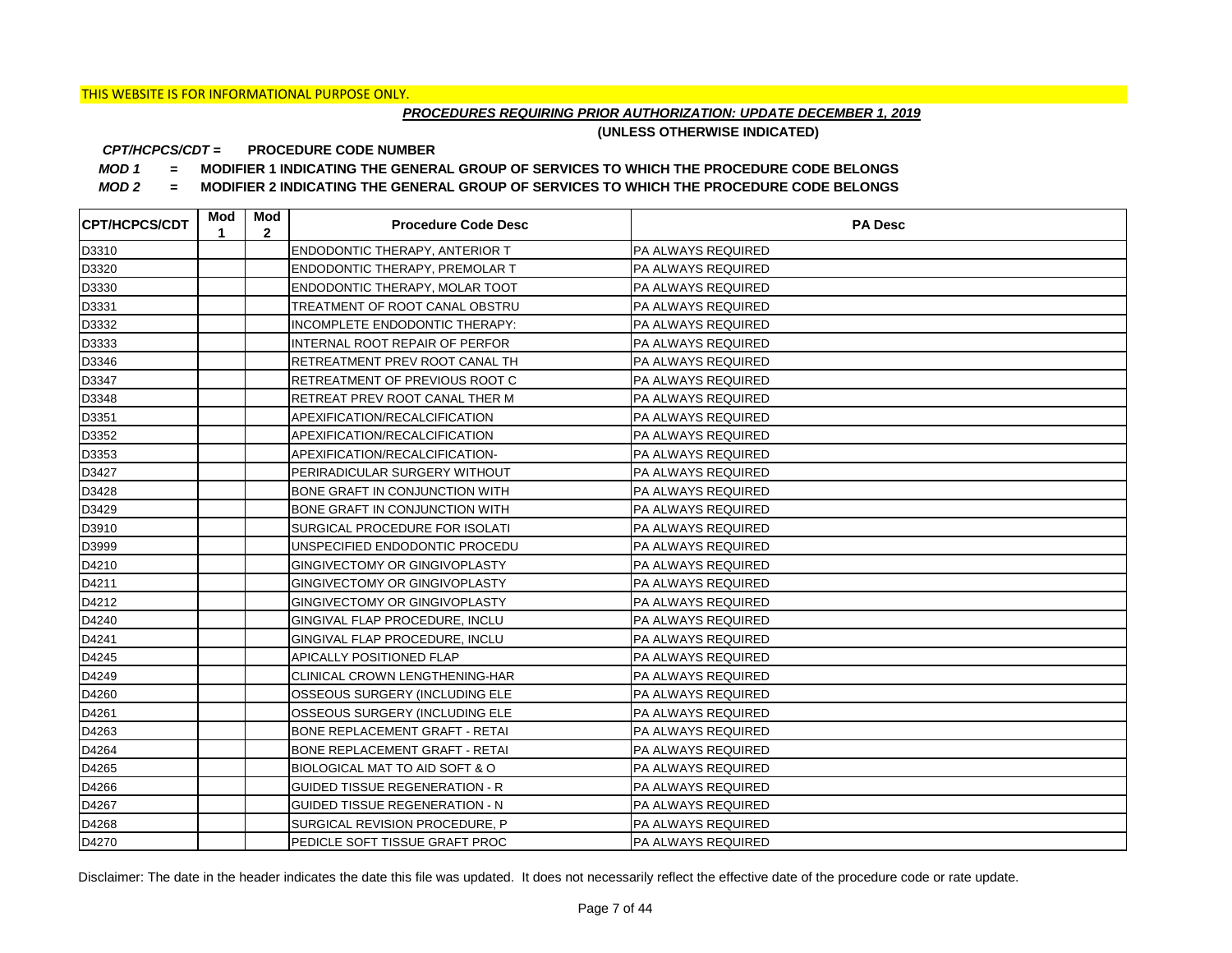THIS WEBSITE IS FOR INFORMATIONAL PURPOSE ONLY.

***PROCEDURES REQUIRING PRIOR AUTHORIZATION: UPDATE DECEMBER 1, 2019***

**(UNLESS OTHERWISE INDICATED)**

***CPT/HCPCS/CDT =*** **PROCEDURE CODE NUMBER**

***MOD 1*** **= MODIFIER 1 INDICATING THE GENERAL GROUP OF SERVICES TO WHICH THE PROCEDURE CODE BELONGS**

***MOD 2*** **= MODIFIER 2 INDICATING THE GENERAL GROUP OF SERVICES TO WHICH THE PROCEDURE CODE BELONGS**

| CPT/HCPCS/CDT | Mod 1 | Mod 2 | Procedure Code Desc | PA Desc |
|---|---|---|---|---|
| D3310 | | | ENDODONTIC THERAPY, ANTERIOR T | PA ALWAYS REQUIRED |
| D3320 | | | ENDODONTIC THERAPY, PREMOLAR T | PA ALWAYS REQUIRED |
| D3330 | | | ENDODONTIC THERAPY, MOLAR TOOT | PA ALWAYS REQUIRED |
| D3331 | | | TREATMENT OF ROOT CANAL OBSTRU | PA ALWAYS REQUIRED |
| D3332 | | | INCOMPLETE ENDODONTIC THERAPY: | PA ALWAYS REQUIRED |
| D3333 | | | INTERNAL ROOT REPAIR OF PERFOR | PA ALWAYS REQUIRED |
| D3346 | | | RETREATMENT PREV ROOT CANAL TH | PA ALWAYS REQUIRED |
| D3347 | | | RETREATMENT OF PREVIOUS ROOT C | PA ALWAYS REQUIRED |
| D3348 | | | RETREAT PREV ROOT CANAL THER M | PA ALWAYS REQUIRED |
| D3351 | | | APEXIFICATION/RECALCIFICATION | PA ALWAYS REQUIRED |
| D3352 | | | APEXIFICATION/RECALCIFICATION | PA ALWAYS REQUIRED |
| D3353 | | | APEXIFICATION/RECALCIFICATION- | PA ALWAYS REQUIRED |
| D3427 | | | PERIRADICULAR SURGERY WITHOUT | PA ALWAYS REQUIRED |
| D3428 | | | BONE GRAFT IN CONJUNCTION WITH | PA ALWAYS REQUIRED |
| D3429 | | | BONE GRAFT IN CONJUNCTION WITH | PA ALWAYS REQUIRED |
| D3910 | | | SURGICAL PROCEDURE FOR ISOLATI | PA ALWAYS REQUIRED |
| D3999 | | | UNSPECIFIED ENDODONTIC PROCEDU | PA ALWAYS REQUIRED |
| D4210 | | | GINGIVECTOMY OR GINGIVOPLASTY | PA ALWAYS REQUIRED |
| D4211 | | | GINGIVECTOMY OR GINGIVOPLASTY | PA ALWAYS REQUIRED |
| D4212 | | | GINGIVECTOMY OR GINGIVOPLASTY | PA ALWAYS REQUIRED |
| D4240 | | | GINGIVAL FLAP PROCEDURE, INCLU | PA ALWAYS REQUIRED |
| D4241 | | | GINGIVAL FLAP PROCEDURE, INCLU | PA ALWAYS REQUIRED |
| D4245 | | | APICALLY POSITIONED FLAP | PA ALWAYS REQUIRED |
| D4249 | | | CLINICAL CROWN LENGTHENING-HAR | PA ALWAYS REQUIRED |
| D4260 | | | OSSEOUS SURGERY (INCLUDING ELE | PA ALWAYS REQUIRED |
| D4261 | | | OSSEOUS SURGERY (INCLUDING ELE | PA ALWAYS REQUIRED |
| D4263 | | | BONE REPLACEMENT GRAFT - RETAI | PA ALWAYS REQUIRED |
| D4264 | | | BONE REPLACEMENT GRAFT - RETAI | PA ALWAYS REQUIRED |
| D4265 | | | BIOLOGICAL MAT TO AID SOFT & O | PA ALWAYS REQUIRED |
| D4266 | | | GUIDED TISSUE REGENERATION - R | PA ALWAYS REQUIRED |
| D4267 | | | GUIDED TISSUE REGENERATION - N | PA ALWAYS REQUIRED |
| D4268 | | | SURGICAL REVISION PROCEDURE, P | PA ALWAYS REQUIRED |
| D4270 | | | PEDICLE SOFT TISSUE GRAFT PROC | PA ALWAYS REQUIRED |

Disclaimer: The date in the header indicates the date this file was updated. It does not necessarily reflect the effective date of the procedure code or rate update.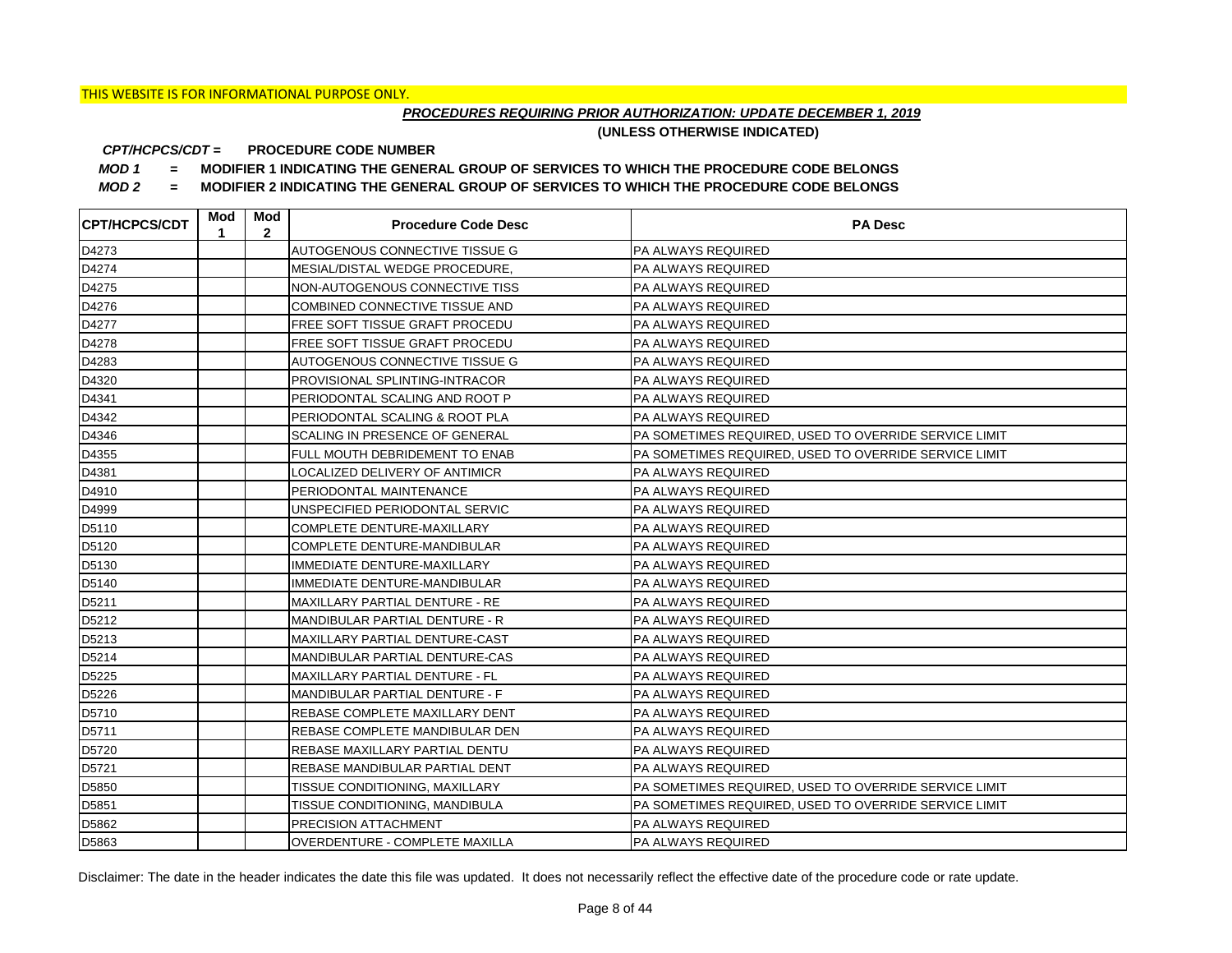THIS WEBSITE IS FOR INFORMATIONAL PURPOSE ONLY.

***PROCEDURES REQUIRING PRIOR AUTHORIZATION: UPDATE DECEMBER 1, 2019***

**(UNLESS OTHERWISE INDICATED)**

***CPT/HCPCS/CDT =*** **PROCEDURE CODE NUMBER**

***MOD 1*** **= MODIFIER 1 INDICATING THE GENERAL GROUP OF SERVICES TO WHICH THE PROCEDURE CODE BELONGS**

***MOD 2*** **= MODIFIER 2 INDICATING THE GENERAL GROUP OF SERVICES TO WHICH THE PROCEDURE CODE BELONGS**

| CPT/HCPCS/CDT | Mod 1 | Mod 2 | Procedure Code Desc | PA Desc |
|---|---|---|---|---|
| D4273 | | | AUTOGENOUS CONNECTIVE TISSUE G | PA ALWAYS REQUIRED |
| D4274 | | | MESIAL/DISTAL WEDGE PROCEDURE, | PA ALWAYS REQUIRED |
| D4275 | | | NON-AUTOGENOUS CONNECTIVE TISS | PA ALWAYS REQUIRED |
| D4276 | | | COMBINED CONNECTIVE TISSUE AND | PA ALWAYS REQUIRED |
| D4277 | | | FREE SOFT TISSUE GRAFT PROCEDU | PA ALWAYS REQUIRED |
| D4278 | | | FREE SOFT TISSUE GRAFT PROCEDU | PA ALWAYS REQUIRED |
| D4283 | | | AUTOGENOUS CONNECTIVE TISSUE G | PA ALWAYS REQUIRED |
| D4320 | | | PROVISIONAL SPLINTING-INTRACOR | PA ALWAYS REQUIRED |
| D4341 | | | PERIODONTAL SCALING AND ROOT P | PA ALWAYS REQUIRED |
| D4342 | | | PERIODONTAL SCALING & ROOT PLA | PA ALWAYS REQUIRED |
| D4346 | | | SCALING IN PRESENCE OF GENERAL | PA SOMETIMES REQUIRED, USED TO OVERRIDE SERVICE LIMIT |
| D4355 | | | FULL MOUTH DEBRIDEMENT TO ENAB | PA SOMETIMES REQUIRED, USED TO OVERRIDE SERVICE LIMIT |
| D4381 | | | LOCALIZED DELIVERY OF ANTIMICR | PA ALWAYS REQUIRED |
| D4910 | | | PERIODONTAL MAINTENANCE | PA ALWAYS REQUIRED |
| D4999 | | | UNSPECIFIED PERIODONTAL SERVIC | PA ALWAYS REQUIRED |
| D5110 | | | COMPLETE DENTURE-MAXILLARY | PA ALWAYS REQUIRED |
| D5120 | | | COMPLETE DENTURE-MANDIBULAR | PA ALWAYS REQUIRED |
| D5130 | | | IMMEDIATE DENTURE-MAXILLARY | PA ALWAYS REQUIRED |
| D5140 | | | IMMEDIATE DENTURE-MANDIBULAR | PA ALWAYS REQUIRED |
| D5211 | | | MAXILLARY PARTIAL DENTURE - RE | PA ALWAYS REQUIRED |
| D5212 | | | MANDIBULAR PARTIAL DENTURE - R | PA ALWAYS REQUIRED |
| D5213 | | | MAXILLARY PARTIAL DENTURE-CAST | PA ALWAYS REQUIRED |
| D5214 | | | MANDIBULAR PARTIAL DENTURE-CAS | PA ALWAYS REQUIRED |
| D5225 | | | MAXILLARY PARTIAL DENTURE - FL | PA ALWAYS REQUIRED |
| D5226 | | | MANDIBULAR PARTIAL DENTURE - F | PA ALWAYS REQUIRED |
| D5710 | | | REBASE COMPLETE MAXILLARY DENT | PA ALWAYS REQUIRED |
| D5711 | | | REBASE COMPLETE MANDIBULAR DEN | PA ALWAYS REQUIRED |
| D5720 | | | REBASE MAXILLARY PARTIAL DENTU | PA ALWAYS REQUIRED |
| D5721 | | | REBASE MANDIBULAR PARTIAL DENT | PA ALWAYS REQUIRED |
| D5850 | | | TISSUE CONDITIONING, MAXILLARY | PA SOMETIMES REQUIRED, USED TO OVERRIDE SERVICE LIMIT |
| D5851 | | | TISSUE CONDITIONING, MANDIBULA | PA SOMETIMES REQUIRED, USED TO OVERRIDE SERVICE LIMIT |
| D5862 | | | PRECISION ATTACHMENT | PA ALWAYS REQUIRED |
| D5863 | | | OVERDENTURE - COMPLETE MAXILLA | PA ALWAYS REQUIRED |

Disclaimer: The date in the header indicates the date this file was updated. It does not necessarily reflect the effective date of the procedure code or rate update.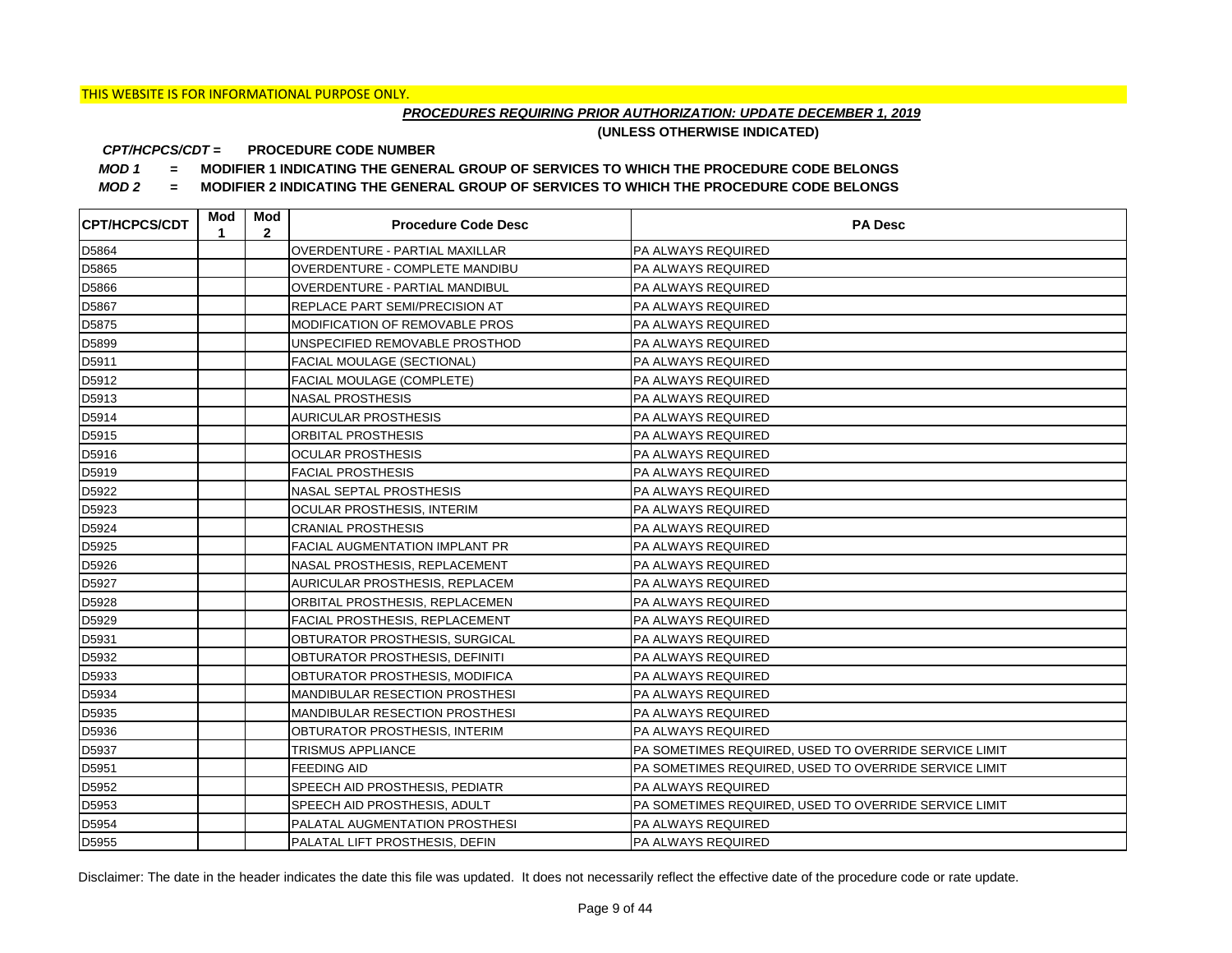THIS WEBSITE IS FOR INFORMATIONAL PURPOSE ONLY.

***PROCEDURES REQUIRING PRIOR AUTHORIZATION: UPDATE DECEMBER 1, 2019***

**(UNLESS OTHERWISE INDICATED)**

***CPT/HCPCS/CDT =*** **PROCEDURE CODE NUMBER**

***MOD 1*** **= MODIFIER 1 INDICATING THE GENERAL GROUP OF SERVICES TO WHICH THE PROCEDURE CODE BELONGS**

***MOD 2*** **= MODIFIER 2 INDICATING THE GENERAL GROUP OF SERVICES TO WHICH THE PROCEDURE CODE BELONGS**

| CPT/HCPCS/CDT | Mod 1 | Mod 2 | Procedure Code Desc | PA Desc |
|---|---|---|---|---|
| D5864 | | | OVERDENTURE - PARTIAL MAXILLAR | PA ALWAYS REQUIRED |
| D5865 | | | OVERDENTURE - COMPLETE MANDIBU | PA ALWAYS REQUIRED |
| D5866 | | | OVERDENTURE - PARTIAL MANDIBUL | PA ALWAYS REQUIRED |
| D5867 | | | REPLACE PART SEMI/PRECISION AT | PA ALWAYS REQUIRED |
| D5875 | | | MODIFICATION OF REMOVABLE PROS | PA ALWAYS REQUIRED |
| D5899 | | | UNSPECIFIED REMOVABLE PROSTHOD | PA ALWAYS REQUIRED |
| D5911 | | | FACIAL MOULAGE (SECTIONAL) | PA ALWAYS REQUIRED |
| D5912 | | | FACIAL MOULAGE (COMPLETE) | PA ALWAYS REQUIRED |
| D5913 | | | NASAL PROSTHESIS | PA ALWAYS REQUIRED |
| D5914 | | | AURICULAR PROSTHESIS | PA ALWAYS REQUIRED |
| D5915 | | | ORBITAL PROSTHESIS | PA ALWAYS REQUIRED |
| D5916 | | | OCULAR PROSTHESIS | PA ALWAYS REQUIRED |
| D5919 | | | FACIAL PROSTHESIS | PA ALWAYS REQUIRED |
| D5922 | | | NASAL SEPTAL PROSTHESIS | PA ALWAYS REQUIRED |
| D5923 | | | OCULAR PROSTHESIS, INTERIM | PA ALWAYS REQUIRED |
| D5924 | | | CRANIAL PROSTHESIS | PA ALWAYS REQUIRED |
| D5925 | | | FACIAL AUGMENTATION IMPLANT PR | PA ALWAYS REQUIRED |
| D5926 | | | NASAL PROSTHESIS, REPLACEMENT | PA ALWAYS REQUIRED |
| D5927 | | | AURICULAR PROSTHESIS, REPLACEM | PA ALWAYS REQUIRED |
| D5928 | | | ORBITAL PROSTHESIS, REPLACEMEN | PA ALWAYS REQUIRED |
| D5929 | | | FACIAL PROSTHESIS, REPLACEMENT | PA ALWAYS REQUIRED |
| D5931 | | | OBTURATOR PROSTHESIS, SURGICAL | PA ALWAYS REQUIRED |
| D5932 | | | OBTURATOR PROSTHESIS, DEFINITI | PA ALWAYS REQUIRED |
| D5933 | | | OBTURATOR PROSTHESIS, MODIFICA | PA ALWAYS REQUIRED |
| D5934 | | | MANDIBULAR RESECTION PROSTHESI | PA ALWAYS REQUIRED |
| D5935 | | | MANDIBULAR RESECTION PROSTHESI | PA ALWAYS REQUIRED |
| D5936 | | | OBTURATOR PROSTHESIS, INTERIM | PA ALWAYS REQUIRED |
| D5937 | | | TRISMUS APPLIANCE | PA SOMETIMES REQUIRED, USED TO OVERRIDE SERVICE LIMIT |
| D5951 | | | FEEDING AID | PA SOMETIMES REQUIRED, USED TO OVERRIDE SERVICE LIMIT |
| D5952 | | | SPEECH AID PROSTHESIS, PEDIATR | PA ALWAYS REQUIRED |
| D5953 | | | SPEECH AID PROSTHESIS, ADULT | PA SOMETIMES REQUIRED, USED TO OVERRIDE SERVICE LIMIT |
| D5954 | | | PALATAL AUGMENTATION PROSTHESI | PA ALWAYS REQUIRED |
| D5955 | | | PALATAL LIFT PROSTHESIS, DEFIN | PA ALWAYS REQUIRED |

Disclaimer: The date in the header indicates the date this file was updated. It does not necessarily reflect the effective date of the procedure code or rate update.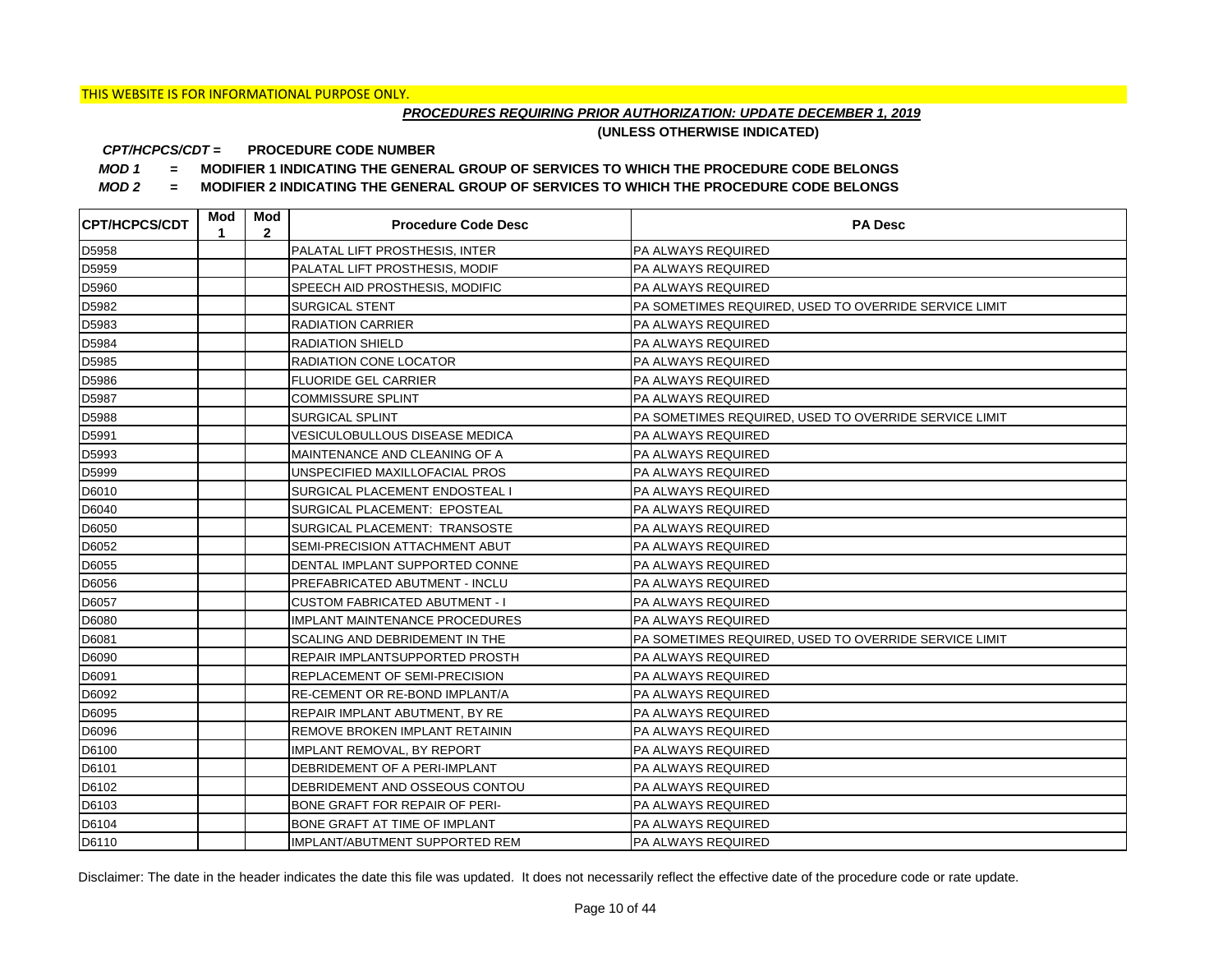THIS WEBSITE IS FOR INFORMATIONAL PURPOSE ONLY.

***PROCEDURES REQUIRING PRIOR AUTHORIZATION: UPDATE DECEMBER 1, 2019***

**(UNLESS OTHERWISE INDICATED)**

***CPT/HCPCS/CDT =*** **PROCEDURE CODE NUMBER**

***MOD 1*** **= MODIFIER 1 INDICATING THE GENERAL GROUP OF SERVICES TO WHICH THE PROCEDURE CODE BELONGS**

***MOD 2*** **= MODIFIER 2 INDICATING THE GENERAL GROUP OF SERVICES TO WHICH THE PROCEDURE CODE BELONGS**

| CPT/HCPCS/CDT | Mod 1 | Mod 2 | Procedure Code Desc | PA Desc |
|---|---|---|---|---|
| D5958 | | | PALATAL LIFT PROSTHESIS, INTER | PA ALWAYS REQUIRED |
| D5959 | | | PALATAL LIFT PROSTHESIS, MODIF | PA ALWAYS REQUIRED |
| D5960 | | | SPEECH AID PROSTHESIS, MODIFIC | PA ALWAYS REQUIRED |
| D5982 | | | SURGICAL STENT | PA SOMETIMES REQUIRED, USED TO OVERRIDE SERVICE LIMIT |
| D5983 | | | RADIATION CARRIER | PA ALWAYS REQUIRED |
| D5984 | | | RADIATION SHIELD | PA ALWAYS REQUIRED |
| D5985 | | | RADIATION CONE LOCATOR | PA ALWAYS REQUIRED |
| D5986 | | | FLUORIDE GEL CARRIER | PA ALWAYS REQUIRED |
| D5987 | | | COMMISSURE SPLINT | PA ALWAYS REQUIRED |
| D5988 | | | SURGICAL SPLINT | PA SOMETIMES REQUIRED, USED TO OVERRIDE SERVICE LIMIT |
| D5991 | | | VESICULOBULLOUS DISEASE MEDICA | PA ALWAYS REQUIRED |
| D5993 | | | MAINTENANCE AND CLEANING OF A | PA ALWAYS REQUIRED |
| D5999 | | | UNSPECIFIED MAXILLOFACIAL PROS | PA ALWAYS REQUIRED |
| D6010 | | | SURGICAL PLACEMENT ENDOSTEAL I | PA ALWAYS REQUIRED |
| D6040 | | | SURGICAL PLACEMENT: EPOSTEAL | PA ALWAYS REQUIRED |
| D6050 | | | SURGICAL PLACEMENT: TRANSOSTE | PA ALWAYS REQUIRED |
| D6052 | | | SEMI-PRECISION ATTACHMENT ABUT | PA ALWAYS REQUIRED |
| D6055 | | | DENTAL IMPLANT SUPPORTED CONNE | PA ALWAYS REQUIRED |
| D6056 | | | PREFABRICATED ABUTMENT - INCLU | PA ALWAYS REQUIRED |
| D6057 | | | CUSTOM FABRICATED ABUTMENT - I | PA ALWAYS REQUIRED |
| D6080 | | | IMPLANT MAINTENANCE PROCEDURES | PA ALWAYS REQUIRED |
| D6081 | | | SCALING AND DEBRIDEMENT IN THE | PA SOMETIMES REQUIRED, USED TO OVERRIDE SERVICE LIMIT |
| D6090 | | | REPAIR IMPLANTSUPPORTED PROSTH | PA ALWAYS REQUIRED |
| D6091 | | | REPLACEMENT OF SEMI-PRECISION | PA ALWAYS REQUIRED |
| D6092 | | | RE-CEMENT OR RE-BOND IMPLANT/A | PA ALWAYS REQUIRED |
| D6095 | | | REPAIR IMPLANT ABUTMENT, BY RE | PA ALWAYS REQUIRED |
| D6096 | | | REMOVE BROKEN IMPLANT RETAININ | PA ALWAYS REQUIRED |
| D6100 | | | IMPLANT REMOVAL, BY REPORT | PA ALWAYS REQUIRED |
| D6101 | | | DEBRIDEMENT OF A PERI-IMPLANT | PA ALWAYS REQUIRED |
| D6102 | | | DEBRIDEMENT AND OSSEOUS CONTOU | PA ALWAYS REQUIRED |
| D6103 | | | BONE GRAFT FOR REPAIR OF PERI- | PA ALWAYS REQUIRED |
| D6104 | | | BONE GRAFT AT TIME OF IMPLANT | PA ALWAYS REQUIRED |
| D6110 | | | IMPLANT/ABUTMENT SUPPORTED REM | PA ALWAYS REQUIRED |

Disclaimer: The date in the header indicates the date this file was updated. It does not necessarily reflect the effective date of the procedure code or rate update.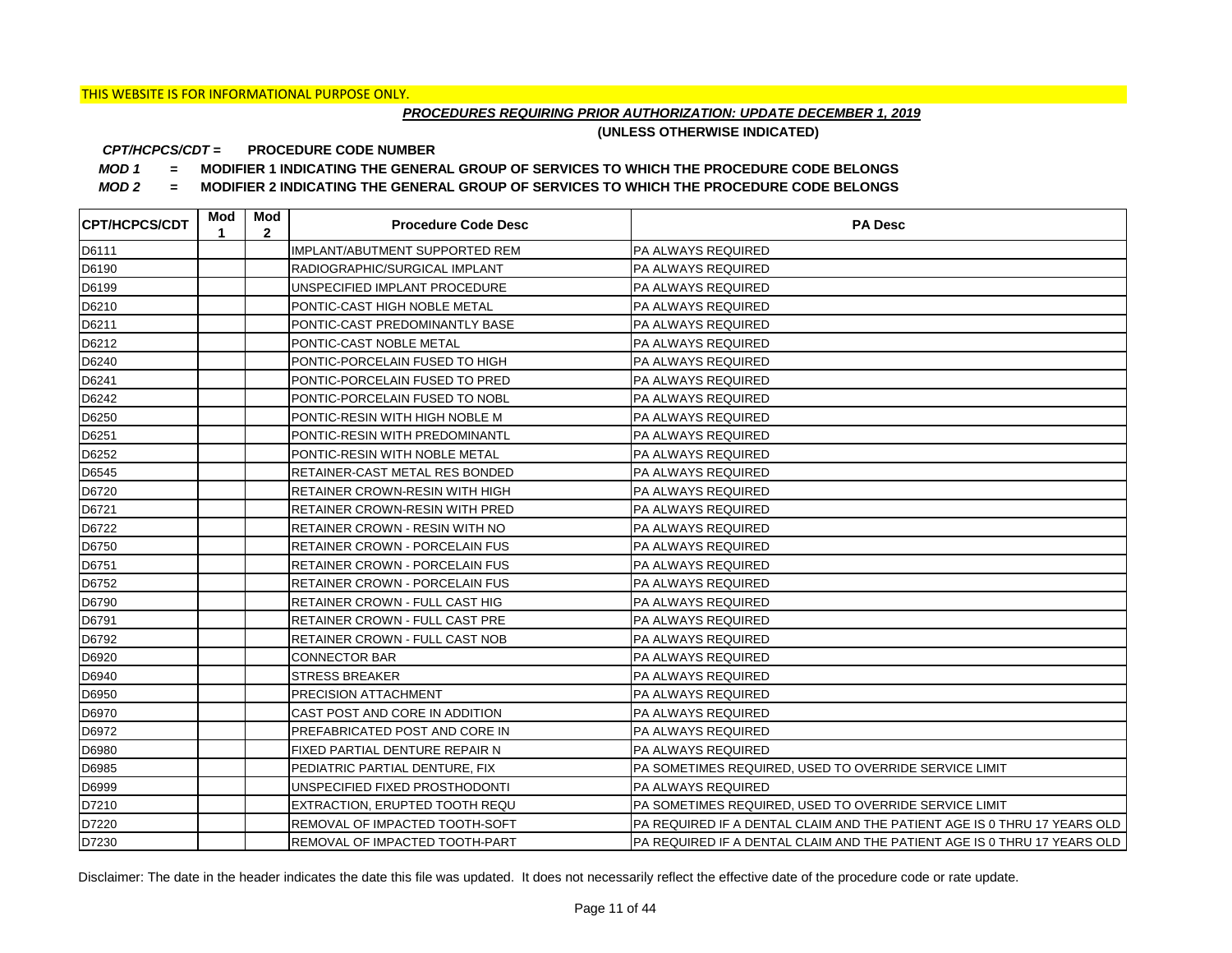THIS WEBSITE IS FOR INFORMATIONAL PURPOSE ONLY.

***PROCEDURES REQUIRING PRIOR AUTHORIZATION: UPDATE DECEMBER 1, 2019***

**(UNLESS OTHERWISE INDICATED)**

***CPT/HCPCS/CDT =*** **PROCEDURE CODE NUMBER**

***MOD 1*** **= MODIFIER 1 INDICATING THE GENERAL GROUP OF SERVICES TO WHICH THE PROCEDURE CODE BELONGS**

***MOD 2*** **= MODIFIER 2 INDICATING THE GENERAL GROUP OF SERVICES TO WHICH THE PROCEDURE CODE BELONGS**

| CPT/HCPCS/CDT | Mod 1 | Mod 2 | Procedure Code Desc | PA Desc |
|---|---|---|---|---|
| D6111 | | | IMPLANT/ABUTMENT SUPPORTED REM | PA ALWAYS REQUIRED |
| D6190 | | | RADIOGRAPHIC/SURGICAL IMPLANT | PA ALWAYS REQUIRED |
| D6199 | | | UNSPECIFIED IMPLANT PROCEDURE | PA ALWAYS REQUIRED |
| D6210 | | | PONTIC-CAST HIGH NOBLE METAL | PA ALWAYS REQUIRED |
| D6211 | | | PONTIC-CAST PREDOMINANTLY BASE | PA ALWAYS REQUIRED |
| D6212 | | | PONTIC-CAST NOBLE METAL | PA ALWAYS REQUIRED |
| D6240 | | | PONTIC-PORCELAIN FUSED TO HIGH | PA ALWAYS REQUIRED |
| D6241 | | | PONTIC-PORCELAIN FUSED TO PRED | PA ALWAYS REQUIRED |
| D6242 | | | PONTIC-PORCELAIN FUSED TO NOBL | PA ALWAYS REQUIRED |
| D6250 | | | PONTIC-RESIN WITH HIGH NOBLE M | PA ALWAYS REQUIRED |
| D6251 | | | PONTIC-RESIN WITH PREDOMINANTL | PA ALWAYS REQUIRED |
| D6252 | | | PONTIC-RESIN WITH NOBLE METAL | PA ALWAYS REQUIRED |
| D6545 | | | RETAINER-CAST METAL RES BONDED | PA ALWAYS REQUIRED |
| D6720 | | | RETAINER CROWN-RESIN WITH HIGH | PA ALWAYS REQUIRED |
| D6721 | | | RETAINER CROWN-RESIN WITH PRED | PA ALWAYS REQUIRED |
| D6722 | | | RETAINER CROWN - RESIN WITH NO | PA ALWAYS REQUIRED |
| D6750 | | | RETAINER CROWN - PORCELAIN FUS | PA ALWAYS REQUIRED |
| D6751 | | | RETAINER CROWN - PORCELAIN FUS | PA ALWAYS REQUIRED |
| D6752 | | | RETAINER CROWN - PORCELAIN FUS | PA ALWAYS REQUIRED |
| D6790 | | | RETAINER CROWN - FULL CAST HIG | PA ALWAYS REQUIRED |
| D6791 | | | RETAINER CROWN - FULL CAST PRE | PA ALWAYS REQUIRED |
| D6792 | | | RETAINER CROWN - FULL CAST NOB | PA ALWAYS REQUIRED |
| D6920 | | | CONNECTOR BAR | PA ALWAYS REQUIRED |
| D6940 | | | STRESS BREAKER | PA ALWAYS REQUIRED |
| D6950 | | | PRECISION ATTACHMENT | PA ALWAYS REQUIRED |
| D6970 | | | CAST POST AND CORE IN ADDITION | PA ALWAYS REQUIRED |
| D6972 | | | PREFABRICATED POST AND CORE IN | PA ALWAYS REQUIRED |
| D6980 | | | FIXED PARTIAL DENTURE REPAIR N | PA ALWAYS REQUIRED |
| D6985 | | | PEDIATRIC PARTIAL DENTURE, FIX | PA SOMETIMES REQUIRED, USED TO OVERRIDE SERVICE LIMIT |
| D6999 | | | UNSPECIFIED FIXED PROSTHODONTI | PA ALWAYS REQUIRED |
| D7210 | | | EXTRACTION, ERUPTED TOOTH REQU | PA SOMETIMES REQUIRED, USED TO OVERRIDE SERVICE LIMIT |
| D7220 | | | REMOVAL OF IMPACTED TOOTH-SOFT | PA REQUIRED IF A DENTAL CLAIM AND THE PATIENT AGE IS 0 THRU 17 YEARS OLD |
| D7230 | | | REMOVAL OF IMPACTED TOOTH-PART | PA REQUIRED IF A DENTAL CLAIM AND THE PATIENT AGE IS 0 THRU 17 YEARS OLD |

Disclaimer: The date in the header indicates the date this file was updated. It does not necessarily reflect the effective date of the procedure code or rate update.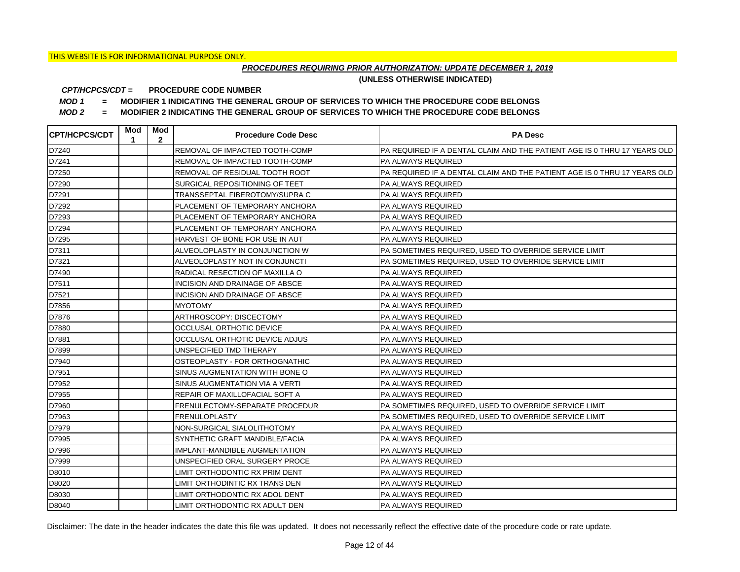THIS WEBSITE IS FOR INFORMATIONAL PURPOSE ONLY.

***PROCEDURES REQUIRING PRIOR AUTHORIZATION: UPDATE DECEMBER 1, 2019***

**(UNLESS OTHERWISE INDICATED)**

***CPT/HCPCS/CDT =*** **PROCEDURE CODE NUMBER**

***MOD 1*** **= MODIFIER 1 INDICATING THE GENERAL GROUP OF SERVICES TO WHICH THE PROCEDURE CODE BELONGS**

***MOD 2*** **= MODIFIER 2 INDICATING THE GENERAL GROUP OF SERVICES TO WHICH THE PROCEDURE CODE BELONGS**

| CPT/HCPCS/CDT | Mod 1 | Mod 2 | Procedure Code Desc | PA Desc |
|---|---|---|---|---|
| D7240 | | | REMOVAL OF IMPACTED TOOTH-COMP | PA REQUIRED IF A DENTAL CLAIM AND THE PATIENT AGE IS 0 THRU 17 YEARS OLD |
| D7241 | | | REMOVAL OF IMPACTED TOOTH-COMP | PA ALWAYS REQUIRED |
| D7250 | | | REMOVAL OF RESIDUAL TOOTH ROOT | PA REQUIRED IF A DENTAL CLAIM AND THE PATIENT AGE IS 0 THRU 17 YEARS OLD |
| D7290 | | | SURGICAL REPOSITIONING OF TEET | PA ALWAYS REQUIRED |
| D7291 | | | TRANSSEPTAL FIBEROTOMY/SUPRA C | PA ALWAYS REQUIRED |
| D7292 | | | PLACEMENT OF TEMPORARY ANCHORA | PA ALWAYS REQUIRED |
| D7293 | | | PLACEMENT OF TEMPORARY ANCHORA | PA ALWAYS REQUIRED |
| D7294 | | | PLACEMENT OF TEMPORARY ANCHORA | PA ALWAYS REQUIRED |
| D7295 | | | HARVEST OF BONE FOR USE IN AUT | PA ALWAYS REQUIRED |
| D7311 | | | ALVEOLOPLASTY IN CONJUNCTION W | PA SOMETIMES REQUIRED, USED TO OVERRIDE SERVICE LIMIT |
| D7321 | | | ALVEOLOPLASTY NOT IN CONJUNCTI | PA SOMETIMES REQUIRED, USED TO OVERRIDE SERVICE LIMIT |
| D7490 | | | RADICAL RESECTION OF MAXILLA O | PA ALWAYS REQUIRED |
| D7511 | | | INCISION AND DRAINAGE OF ABSCE | PA ALWAYS REQUIRED |
| D7521 | | | INCISION AND DRAINAGE OF ABSCE | PA ALWAYS REQUIRED |
| D7856 | | | MYOTOMY | PA ALWAYS REQUIRED |
| D7876 | | | ARTHROSCOPY: DISCECTOMY | PA ALWAYS REQUIRED |
| D7880 | | | OCCLUSAL ORTHOTIC DEVICE | PA ALWAYS REQUIRED |
| D7881 | | | OCCLUSAL ORTHOTIC DEVICE ADJUS | PA ALWAYS REQUIRED |
| D7899 | | | UNSPECIFIED TMD THERAPY | PA ALWAYS REQUIRED |
| D7940 | | | OSTEOPLASTY - FOR ORTHOGNATHIC | PA ALWAYS REQUIRED |
| D7951 | | | SINUS AUGMENTATION WITH BONE O | PA ALWAYS REQUIRED |
| D7952 | | | SINUS AUGMENTATION VIA A VERTI | PA ALWAYS REQUIRED |
| D7955 | | | REPAIR OF MAXILLOFACIAL SOFT A | PA ALWAYS REQUIRED |
| D7960 | | | FRENULECTOMY-SEPARATE PROCEDUR | PA SOMETIMES REQUIRED, USED TO OVERRIDE SERVICE LIMIT |
| D7963 | | | FRENULOPLASTY | PA SOMETIMES REQUIRED, USED TO OVERRIDE SERVICE LIMIT |
| D7979 | | | NON-SURGICAL SIALOLITHOTOMY | PA ALWAYS REQUIRED |
| D7995 | | | SYNTHETIC GRAFT MANDIBLE/FACIA | PA ALWAYS REQUIRED |
| D7996 | | | IMPLANT-MANDIBLE AUGMENTATION | PA ALWAYS REQUIRED |
| D7999 | | | UNSPECIFIED ORAL SURGERY PROCE | PA ALWAYS REQUIRED |
| D8010 | | | LIMIT ORTHODONTIC RX PRIM DENT | PA ALWAYS REQUIRED |
| D8020 | | | LIMIT ORTHODINTIC RX TRANS DEN | PA ALWAYS REQUIRED |
| D8030 | | | LIMIT ORTHODONTIC RX ADOL DENT | PA ALWAYS REQUIRED |
| D8040 | | | LIMIT ORTHODONTIC RX ADULT DEN | PA ALWAYS REQUIRED |

Disclaimer: The date in the header indicates the date this file was updated. It does not necessarily reflect the effective date of the procedure code or rate update.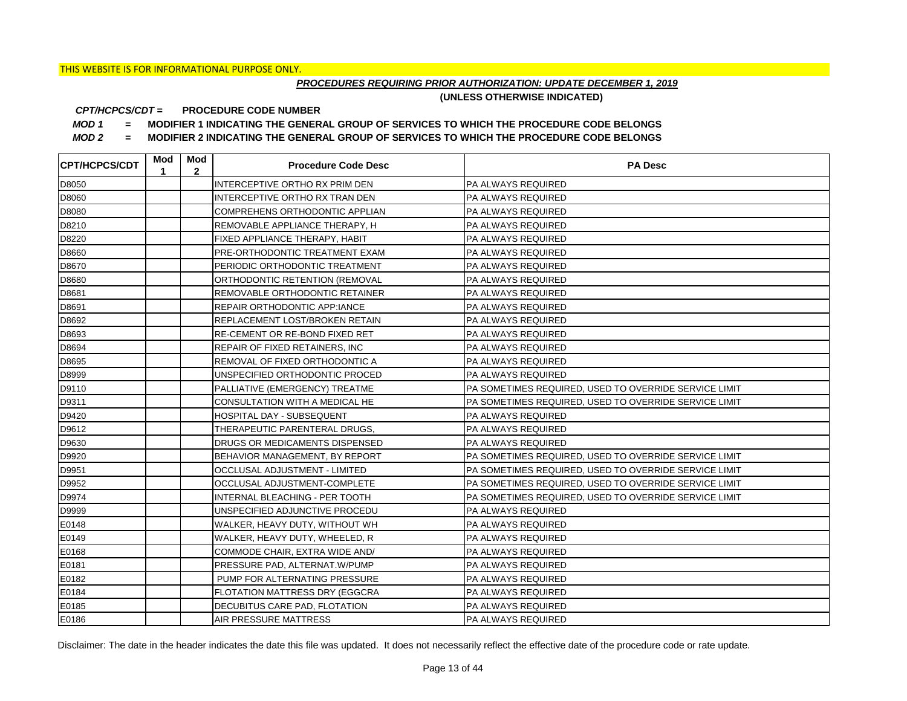THIS WEBSITE IS FOR INFORMATIONAL PURPOSE ONLY.

***PROCEDURES REQUIRING PRIOR AUTHORIZATION: UPDATE DECEMBER 1, 2019***

**(UNLESS OTHERWISE INDICATED)**

***CPT/HCPCS/CDT =*** **PROCEDURE CODE NUMBER**

***MOD 1*** **= MODIFIER 1 INDICATING THE GENERAL GROUP OF SERVICES TO WHICH THE PROCEDURE CODE BELONGS**

***MOD 2*** **= MODIFIER 2 INDICATING THE GENERAL GROUP OF SERVICES TO WHICH THE PROCEDURE CODE BELONGS**

| CPT/HCPCS/CDT | Mod 1 | Mod 2 | Procedure Code Desc | PA Desc |
|---|---|---|---|---|
| D8050 | | | INTERCEPTIVE ORTHO RX PRIM DEN | PA ALWAYS REQUIRED |
| D8060 | | | INTERCEPTIVE ORTHO RX TRAN DEN | PA ALWAYS REQUIRED |
| D8080 | | | COMPREHENS ORTHODONTIC APPLIAN | PA ALWAYS REQUIRED |
| D8210 | | | REMOVABLE APPLIANCE THERAPY, H | PA ALWAYS REQUIRED |
| D8220 | | | FIXED APPLIANCE THERAPY, HABIT | PA ALWAYS REQUIRED |
| D8660 | | | PRE-ORTHODONTIC TREATMENT EXAM | PA ALWAYS REQUIRED |
| D8670 | | | PERIODIC ORTHODONTIC TREATMENT | PA ALWAYS REQUIRED |
| D8680 | | | ORTHODONTIC RETENTION (REMOVAL | PA ALWAYS REQUIRED |
| D8681 | | | REMOVABLE ORTHODONTIC RETAINER | PA ALWAYS REQUIRED |
| D8691 | | | REPAIR ORTHODONTIC APP:IANCE | PA ALWAYS REQUIRED |
| D8692 | | | REPLACEMENT LOST/BROKEN RETAIN | PA ALWAYS REQUIRED |
| D8693 | | | RE-CEMENT OR RE-BOND FIXED RET | PA ALWAYS REQUIRED |
| D8694 | | | REPAIR OF FIXED RETAINERS, INC | PA ALWAYS REQUIRED |
| D8695 | | | REMOVAL OF FIXED ORTHODONTIC A | PA ALWAYS REQUIRED |
| D8999 | | | UNSPECIFIED ORTHODONTIC PROCED | PA ALWAYS REQUIRED |
| D9110 | | | PALLIATIVE (EMERGENCY) TREATME | PA SOMETIMES REQUIRED, USED TO OVERRIDE SERVICE LIMIT |
| D9311 | | | CONSULTATION WITH A MEDICAL HE | PA SOMETIMES REQUIRED, USED TO OVERRIDE SERVICE LIMIT |
| D9420 | | | HOSPITAL DAY - SUBSEQUENT | PA ALWAYS REQUIRED |
| D9612 | | | THERAPEUTIC PARENTERAL DRUGS, | PA ALWAYS REQUIRED |
| D9630 | | | DRUGS OR MEDICAMENTS DISPENSED | PA ALWAYS REQUIRED |
| D9920 | | | BEHAVIOR MANAGEMENT, BY REPORT | PA SOMETIMES REQUIRED, USED TO OVERRIDE SERVICE LIMIT |
| D9951 | | | OCCLUSAL ADJUSTMENT - LIMITED | PA SOMETIMES REQUIRED, USED TO OVERRIDE SERVICE LIMIT |
| D9952 | | | OCCLUSAL ADJUSTMENT-COMPLETE | PA SOMETIMES REQUIRED, USED TO OVERRIDE SERVICE LIMIT |
| D9974 | | | INTERNAL BLEACHING - PER TOOTH | PA SOMETIMES REQUIRED, USED TO OVERRIDE SERVICE LIMIT |
| D9999 | | | UNSPECIFIED ADJUNCTIVE PROCEDU | PA ALWAYS REQUIRED |
| E0148 | | | WALKER, HEAVY DUTY, WITHOUT WH | PA ALWAYS REQUIRED |
| E0149 | | | WALKER, HEAVY DUTY, WHEELED, R | PA ALWAYS REQUIRED |
| E0168 | | | COMMODE CHAIR, EXTRA WIDE AND/ | PA ALWAYS REQUIRED |
| E0181 | | | PRESSURE PAD, ALTERNAT.W/PUMP | PA ALWAYS REQUIRED |
| E0182 | | | PUMP FOR ALTERNATING PRESSURE | PA ALWAYS REQUIRED |
| E0184 | | | FLOTATION MATTRESS DRY (EGGCRA | PA ALWAYS REQUIRED |
| E0185 | | | DECUBITUS CARE PAD, FLOTATION | PA ALWAYS REQUIRED |
| E0186 | | | AIR PRESSURE MATTRESS | PA ALWAYS REQUIRED |

Disclaimer: The date in the header indicates the date this file was updated. It does not necessarily reflect the effective date of the procedure code or rate update.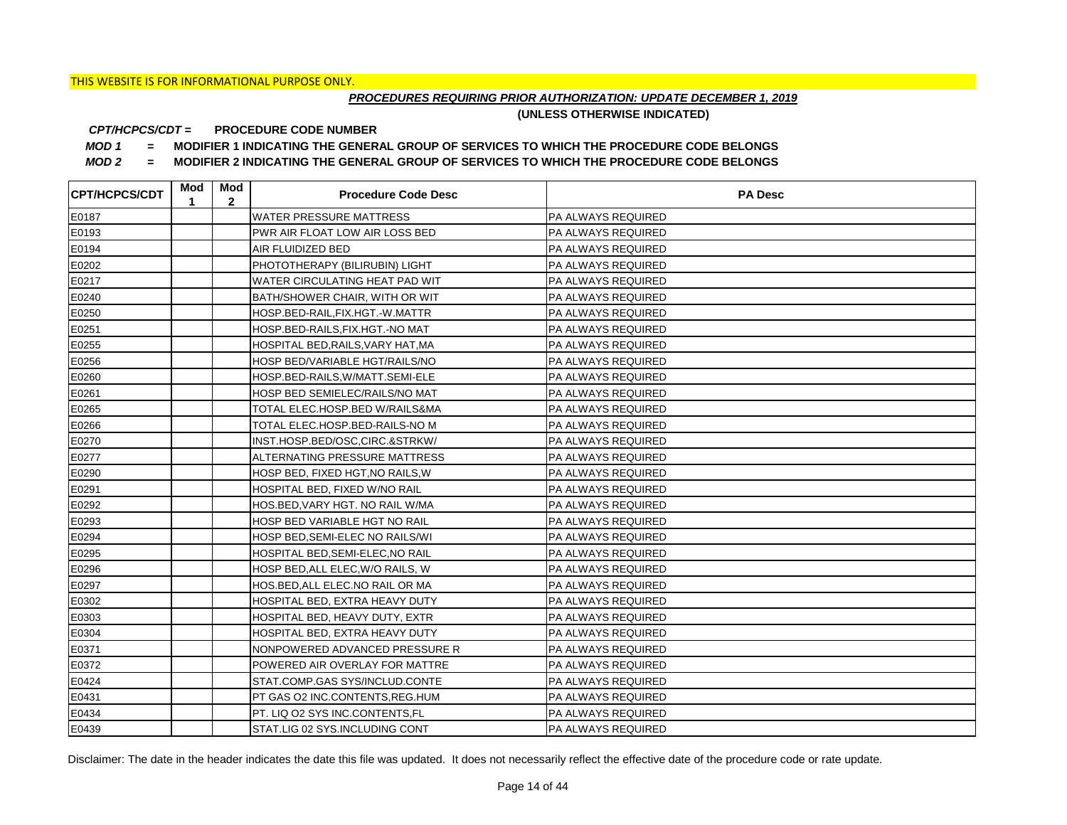THIS WEBSITE IS FOR INFORMATIONAL PURPOSE ONLY.

***PROCEDURES REQUIRING PRIOR AUTHORIZATION: UPDATE DECEMBER 1, 2019***

**(UNLESS OTHERWISE INDICATED)**

***CPT/HCPCS/CDT =*** **PROCEDURE CODE NUMBER**

***MOD 1*** **= MODIFIER 1 INDICATING THE GENERAL GROUP OF SERVICES TO WHICH THE PROCEDURE CODE BELONGS**

***MOD 2*** **= MODIFIER 2 INDICATING THE GENERAL GROUP OF SERVICES TO WHICH THE PROCEDURE CODE BELONGS**

| CPT/HCPCS/CDT | Mod 1 | Mod 2 | Procedure Code Desc | PA Desc |
|---|---|---|---|---|
| E0187 | | | WATER PRESSURE MATTRESS | PA ALWAYS REQUIRED |
| E0193 | | | PWR AIR FLOAT LOW AIR LOSS BED | PA ALWAYS REQUIRED |
| E0194 | | | AIR FLUIDIZED BED | PA ALWAYS REQUIRED |
| E0202 | | | PHOTOTHERAPY (BILIRUBIN) LIGHT | PA ALWAYS REQUIRED |
| E0217 | | | WATER CIRCULATING HEAT PAD WIT | PA ALWAYS REQUIRED |
| E0240 | | | BATH/SHOWER CHAIR, WITH OR WIT | PA ALWAYS REQUIRED |
| E0250 | | | HOSP.BED-RAIL,FIX.HGT.-W.MATTR | PA ALWAYS REQUIRED |
| E0251 | | | HOSP.BED-RAILS,FIX.HGT.-NO MAT | PA ALWAYS REQUIRED |
| E0255 | | | HOSPITAL BED,RAILS,VARY HAT,MA | PA ALWAYS REQUIRED |
| E0256 | | | HOSP BED/VARIABLE HGT/RAILS/NO | PA ALWAYS REQUIRED |
| E0260 | | | HOSP.BED-RAILS,W/MATT.SEMI-ELE | PA ALWAYS REQUIRED |
| E0261 | | | HOSP BED SEMIELEC/RAILS/NO MAT | PA ALWAYS REQUIRED |
| E0265 | | | TOTAL ELEC.HOSP.BED W/RAILS&MA | PA ALWAYS REQUIRED |
| E0266 | | | TOTAL ELEC.HOSP.BED-RAILS-NO M | PA ALWAYS REQUIRED |
| E0270 | | | INST.HOSP.BED/OSC,CIRC.&STRKW/ | PA ALWAYS REQUIRED |
| E0277 | | | ALTERNATING PRESSURE MATTRESS | PA ALWAYS REQUIRED |
| E0290 | | | HOSP BED, FIXED HGT,NO RAILS,W | PA ALWAYS REQUIRED |
| E0291 | | | HOSPITAL BED, FIXED W/NO RAIL | PA ALWAYS REQUIRED |
| E0292 | | | HOS.BED,VARY HGT. NO RAIL W/MA | PA ALWAYS REQUIRED |
| E0293 | | | HOSP BED VARIABLE HGT NO RAIL | PA ALWAYS REQUIRED |
| E0294 | | | HOSP BED,SEMI-ELEC NO RAILS/WI | PA ALWAYS REQUIRED |
| E0295 | | | HOSPITAL BED,SEMI-ELEC,NO RAIL | PA ALWAYS REQUIRED |
| E0296 | | | HOSP BED,ALL ELEC,W/O RAILS, W | PA ALWAYS REQUIRED |
| E0297 | | | HOS.BED,ALL ELEC.NO RAIL OR MA | PA ALWAYS REQUIRED |
| E0302 | | | HOSPITAL BED, EXTRA HEAVY DUTY | PA ALWAYS REQUIRED |
| E0303 | | | HOSPITAL BED, HEAVY DUTY, EXTR | PA ALWAYS REQUIRED |
| E0304 | | | HOSPITAL BED, EXTRA HEAVY DUTY | PA ALWAYS REQUIRED |
| E0371 | | | NONPOWERED ADVANCED PRESSURE R | PA ALWAYS REQUIRED |
| E0372 | | | POWERED AIR OVERLAY FOR MATTRE | PA ALWAYS REQUIRED |
| E0424 | | | STAT.COMP.GAS SYS/INCLUD.CONTE | PA ALWAYS REQUIRED |
| E0431 | | | PT GAS O2 INC.CONTENTS,REG.HUM | PA ALWAYS REQUIRED |
| E0434 | | | PT. LIQ O2 SYS INC.CONTENTS,FL | PA ALWAYS REQUIRED |
| E0439 | | | STAT.LIG 02 SYS.INCLUDING CONT | PA ALWAYS REQUIRED |

Disclaimer: The date in the header indicates the date this file was updated. It does not necessarily reflect the effective date of the procedure code or rate update.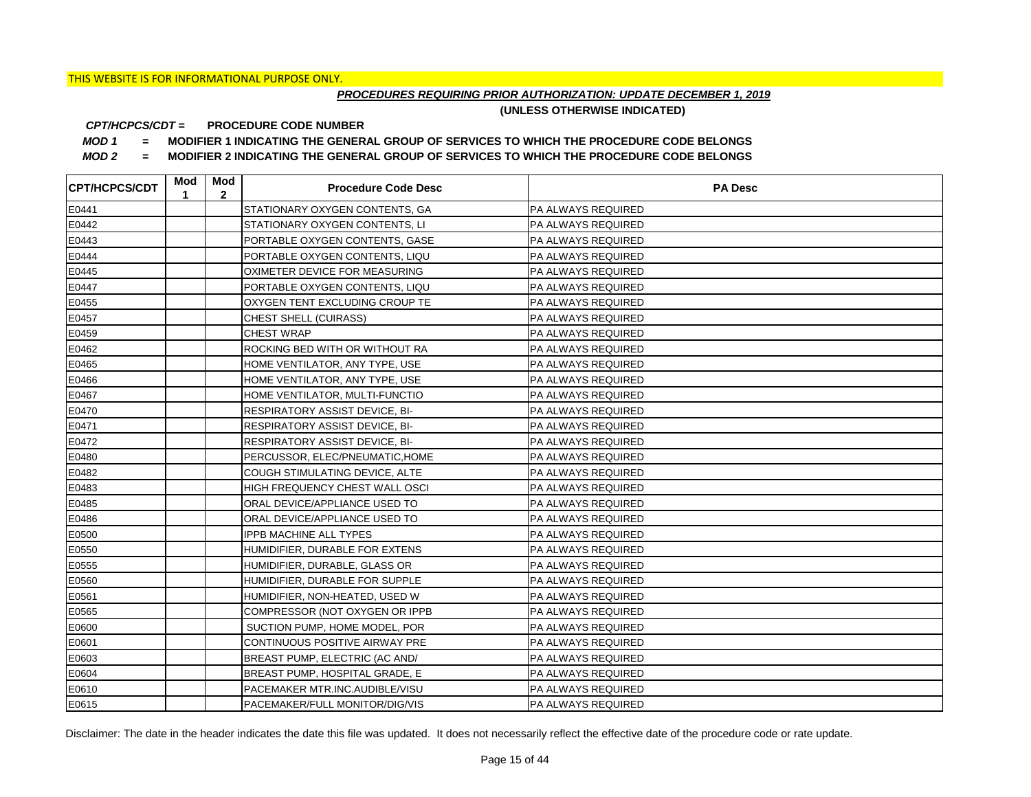THIS WEBSITE IS FOR INFORMATIONAL PURPOSE ONLY.

***PROCEDURES REQUIRING PRIOR AUTHORIZATION: UPDATE DECEMBER 1, 2019***

**(UNLESS OTHERWISE INDICATED)**

***CPT/HCPCS/CDT =*** **PROCEDURE CODE NUMBER**

***MOD 1*** **= MODIFIER 1 INDICATING THE GENERAL GROUP OF SERVICES TO WHICH THE PROCEDURE CODE BELONGS**

***MOD 2*** **= MODIFIER 2 INDICATING THE GENERAL GROUP OF SERVICES TO WHICH THE PROCEDURE CODE BELONGS**

| CPT/HCPCS/CDT | Mod 1 | Mod 2 | Procedure Code Desc | PA Desc |
|---|---|---|---|---|
| E0441 | | | STATIONARY OXYGEN CONTENTS, GA | PA ALWAYS REQUIRED |
| E0442 | | | STATIONARY OXYGEN CONTENTS, LI | PA ALWAYS REQUIRED |
| E0443 | | | PORTABLE OXYGEN CONTENTS, GASE | PA ALWAYS REQUIRED |
| E0444 | | | PORTABLE OXYGEN CONTENTS, LIQU | PA ALWAYS REQUIRED |
| E0445 | | | OXIMETER DEVICE FOR MEASURING | PA ALWAYS REQUIRED |
| E0447 | | | PORTABLE OXYGEN CONTENTS, LIQU | PA ALWAYS REQUIRED |
| E0455 | | | OXYGEN TENT EXCLUDING CROUP TE | PA ALWAYS REQUIRED |
| E0457 | | | CHEST SHELL (CUIRASS) | PA ALWAYS REQUIRED |
| E0459 | | | CHEST WRAP | PA ALWAYS REQUIRED |
| E0462 | | | ROCKING BED WITH OR WITHOUT RA | PA ALWAYS REQUIRED |
| E0465 | | | HOME VENTILATOR, ANY TYPE, USE | PA ALWAYS REQUIRED |
| E0466 | | | HOME VENTILATOR, ANY TYPE, USE | PA ALWAYS REQUIRED |
| E0467 | | | HOME VENTILATOR, MULTI-FUNCTIO | PA ALWAYS REQUIRED |
| E0470 | | | RESPIRATORY ASSIST DEVICE, BI- | PA ALWAYS REQUIRED |
| E0471 | | | RESPIRATORY ASSIST DEVICE, BI- | PA ALWAYS REQUIRED |
| E0472 | | | RESPIRATORY ASSIST DEVICE, BI- | PA ALWAYS REQUIRED |
| E0480 | | | PERCUSSOR, ELEC/PNEUMATIC,HOME | PA ALWAYS REQUIRED |
| E0482 | | | COUGH STIMULATING DEVICE, ALTE | PA ALWAYS REQUIRED |
| E0483 | | | HIGH FREQUENCY CHEST WALL OSCI | PA ALWAYS REQUIRED |
| E0485 | | | ORAL DEVICE/APPLIANCE USED TO | PA ALWAYS REQUIRED |
| E0486 | | | ORAL DEVICE/APPLIANCE USED TO | PA ALWAYS REQUIRED |
| E0500 | | | IPPB MACHINE ALL TYPES | PA ALWAYS REQUIRED |
| E0550 | | | HUMIDIFIER, DURABLE FOR EXTENS | PA ALWAYS REQUIRED |
| E0555 | | | HUMIDIFIER, DURABLE, GLASS OR | PA ALWAYS REQUIRED |
| E0560 | | | HUMIDIFIER, DURABLE FOR SUPPLE | PA ALWAYS REQUIRED |
| E0561 | | | HUMIDIFIER, NON-HEATED, USED W | PA ALWAYS REQUIRED |
| E0565 | | | COMPRESSOR (NOT OXYGEN OR IPPB | PA ALWAYS REQUIRED |
| E0600 | | | SUCTION PUMP, HOME MODEL, POR | PA ALWAYS REQUIRED |
| E0601 | | | CONTINUOUS POSITIVE AIRWAY PRE | PA ALWAYS REQUIRED |
| E0603 | | | BREAST PUMP, ELECTRIC (AC AND/ | PA ALWAYS REQUIRED |
| E0604 | | | BREAST PUMP, HOSPITAL GRADE, E | PA ALWAYS REQUIRED |
| E0610 | | | PACEMAKER MTR.INC.AUDIBLE/VISU | PA ALWAYS REQUIRED |
| E0615 | | | PACEMAKER/FULL MONITOR/DIG/VIS | PA ALWAYS REQUIRED |

Disclaimer: The date in the header indicates the date this file was updated. It does not necessarily reflect the effective date of the procedure code or rate update.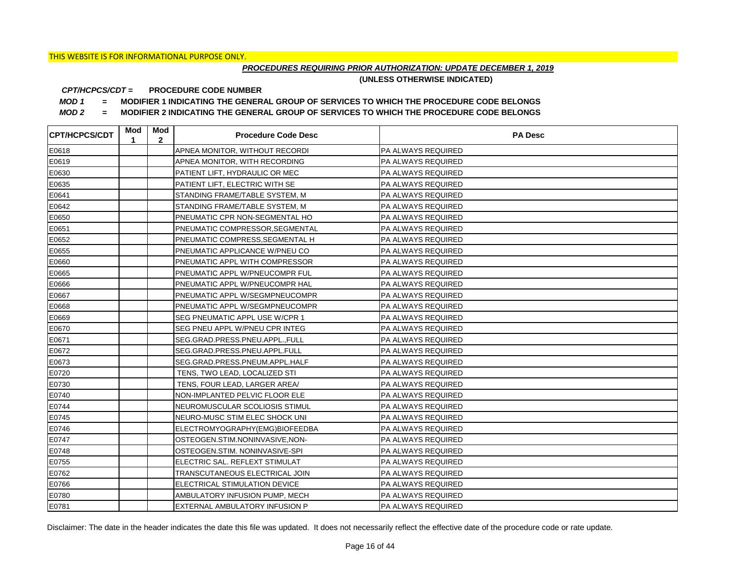THIS WEBSITE IS FOR INFORMATIONAL PURPOSE ONLY.

***PROCEDURES REQUIRING PRIOR AUTHORIZATION: UPDATE DECEMBER 1, 2019***

**(UNLESS OTHERWISE INDICATED)**

***CPT/HCPCS/CDT =*** **PROCEDURE CODE NUMBER**

***MOD 1*** **= MODIFIER 1 INDICATING THE GENERAL GROUP OF SERVICES TO WHICH THE PROCEDURE CODE BELONGS**

***MOD 2*** **= MODIFIER 2 INDICATING THE GENERAL GROUP OF SERVICES TO WHICH THE PROCEDURE CODE BELONGS**

| CPT/HCPCS/CDT | Mod 1 | Mod 2 | Procedure Code Desc | PA Desc |
|---|---|---|---|---|
| E0618 | | | APNEA MONITOR, WITHOUT RECORDI | PA ALWAYS REQUIRED |
| E0619 | | | APNEA MONITOR, WITH RECORDING | PA ALWAYS REQUIRED |
| E0630 | | | PATIENT LIFT, HYDRAULIC OR MEC | PA ALWAYS REQUIRED |
| E0635 | | | PATIENT LIFT, ELECTRIC WITH SE | PA ALWAYS REQUIRED |
| E0641 | | | STANDING FRAME/TABLE SYSTEM, M | PA ALWAYS REQUIRED |
| E0642 | | | STANDING FRAME/TABLE SYSTEM, M | PA ALWAYS REQUIRED |
| E0650 | | | PNEUMATIC CPR NON-SEGMENTAL HO | PA ALWAYS REQUIRED |
| E0651 | | | PNEUMATIC COMPRESSOR,SEGMENTAL | PA ALWAYS REQUIRED |
| E0652 | | | PNEUMATIC COMPRESS,SEGMENTAL H | PA ALWAYS REQUIRED |
| E0655 | | | PNEUMATIC APPLICANCE W/PNEU CO | PA ALWAYS REQUIRED |
| E0660 | | | PNEUMATIC APPL WITH COMPRESSOR | PA ALWAYS REQUIRED |
| E0665 | | | PNEUMATIC APPL W/PNEUCOMPR FUL | PA ALWAYS REQUIRED |
| E0666 | | | PNEUMATIC APPL W/PNEUCOMPR HAL | PA ALWAYS REQUIRED |
| E0667 | | | PNEUMATIC APPL W/SEGMPNEUCOMPR | PA ALWAYS REQUIRED |
| E0668 | | | PNEUMATIC APPL W/SEGMPNEUCOMPR | PA ALWAYS REQUIRED |
| E0669 | | | SEG PNEUMATIC APPL USE W/CPR 1 | PA ALWAYS REQUIRED |
| E0670 | | | SEG PNEU APPL W/PNEU CPR INTEG | PA ALWAYS REQUIRED |
| E0671 | | | SEG.GRAD.PRESS.PNEU.APPL.,FULL | PA ALWAYS REQUIRED |
| E0672 | | | SEG.GRAD.PRESS.PNEU.APPL.FULL | PA ALWAYS REQUIRED |
| E0673 | | | SEG.GRAD.PRESS.PNEUM.APPL.HALF | PA ALWAYS REQUIRED |
| E0720 | | | TENS, TWO LEAD, LOCALIZED STI | PA ALWAYS REQUIRED |
| E0730 | | | TENS, FOUR LEAD, LARGER AREA/ | PA ALWAYS REQUIRED |
| E0740 | | | NON-IMPLANTED PELVIC FLOOR ELE | PA ALWAYS REQUIRED |
| E0744 | | | NEUROMUSCULAR SCOLIOSIS STIMUL | PA ALWAYS REQUIRED |
| E0745 | | | NEURO-MUSC STIM ELEC SHOCK UNI | PA ALWAYS REQUIRED |
| E0746 | | | ELECTROMYOGRAPHY(EMG)BIOFEEDBA | PA ALWAYS REQUIRED |
| E0747 | | | OSTEOGEN.STIM.NONINVASIVE,NON- | PA ALWAYS REQUIRED |
| E0748 | | | OSTEOGEN.STIM. NONINVASIVE-SPI | PA ALWAYS REQUIRED |
| E0755 | | | ELECTRIC SAL. REFLEXT STIMULAT | PA ALWAYS REQUIRED |
| E0762 | | | TRANSCUTANEOUS ELECTRICAL JOIN | PA ALWAYS REQUIRED |
| E0766 | | | ELECTRICAL STIMULATION DEVICE | PA ALWAYS REQUIRED |
| E0780 | | | AMBULATORY INFUSION PUMP, MECH | PA ALWAYS REQUIRED |
| E0781 | | | EXTERNAL AMBULATORY INFUSION P | PA ALWAYS REQUIRED |

Disclaimer: The date in the header indicates the date this file was updated. It does not necessarily reflect the effective date of the procedure code or rate update.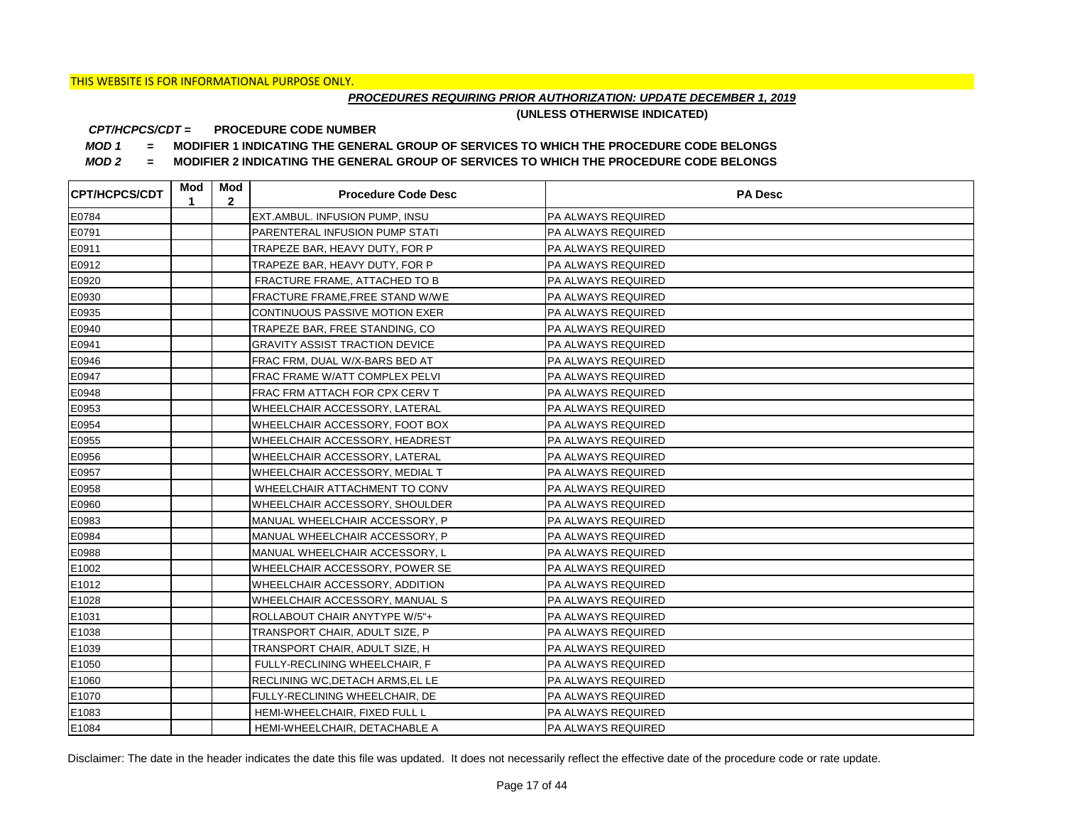THIS WEBSITE IS FOR INFORMATIONAL PURPOSE ONLY.

***PROCEDURES REQUIRING PRIOR AUTHORIZATION: UPDATE DECEMBER 1, 2019***

**(UNLESS OTHERWISE INDICATED)**

***CPT/HCPCS/CDT =*** **PROCEDURE CODE NUMBER**

***MOD 1*** **= MODIFIER 1 INDICATING THE GENERAL GROUP OF SERVICES TO WHICH THE PROCEDURE CODE BELONGS**

***MOD 2*** **= MODIFIER 2 INDICATING THE GENERAL GROUP OF SERVICES TO WHICH THE PROCEDURE CODE BELONGS**

| CPT/HCPCS/CDT | Mod 1 | Mod 2 | Procedure Code Desc | PA Desc |
|---|---|---|---|---|
| E0784 | | | EXT.AMBUL. INFUSION PUMP, INSU | PA ALWAYS REQUIRED |
| E0791 | | | PARENTERAL INFUSION PUMP STATI | PA ALWAYS REQUIRED |
| E0911 | | | TRAPEZE BAR, HEAVY DUTY, FOR P | PA ALWAYS REQUIRED |
| E0912 | | | TRAPEZE BAR, HEAVY DUTY, FOR P | PA ALWAYS REQUIRED |
| E0920 | | | FRACTURE FRAME, ATTACHED TO B | PA ALWAYS REQUIRED |
| E0930 | | | FRACTURE FRAME,FREE STAND W/WE | PA ALWAYS REQUIRED |
| E0935 | | | CONTINUOUS PASSIVE MOTION EXER | PA ALWAYS REQUIRED |
| E0940 | | | TRAPEZE BAR, FREE STANDING, CO | PA ALWAYS REQUIRED |
| E0941 | | | GRAVITY ASSIST TRACTION DEVICE | PA ALWAYS REQUIRED |
| E0946 | | | FRAC FRM, DUAL W/X-BARS BED AT | PA ALWAYS REQUIRED |
| E0947 | | | FRAC FRAME W/ATT COMPLEX PELVI | PA ALWAYS REQUIRED |
| E0948 | | | FRAC FRM ATTACH FOR CPX CERV T | PA ALWAYS REQUIRED |
| E0953 | | | WHEELCHAIR ACCESSORY, LATERAL | PA ALWAYS REQUIRED |
| E0954 | | | WHEELCHAIR ACCESSORY, FOOT BOX | PA ALWAYS REQUIRED |
| E0955 | | | WHEELCHAIR ACCESSORY, HEADREST | PA ALWAYS REQUIRED |
| E0956 | | | WHEELCHAIR ACCESSORY, LATERAL | PA ALWAYS REQUIRED |
| E0957 | | | WHEELCHAIR ACCESSORY, MEDIAL T | PA ALWAYS REQUIRED |
| E0958 | | | WHEELCHAIR ATTACHMENT TO CONV | PA ALWAYS REQUIRED |
| E0960 | | | WHEELCHAIR ACCESSORY, SHOULDER | PA ALWAYS REQUIRED |
| E0983 | | | MANUAL WHEELCHAIR ACCESSORY, P | PA ALWAYS REQUIRED |
| E0984 | | | MANUAL WHEELCHAIR ACCESSORY, P | PA ALWAYS REQUIRED |
| E0988 | | | MANUAL WHEELCHAIR ACCESSORY, L | PA ALWAYS REQUIRED |
| E1002 | | | WHEELCHAIR ACCESSORY, POWER SE | PA ALWAYS REQUIRED |
| E1012 | | | WHEELCHAIR ACCESSORY, ADDITION | PA ALWAYS REQUIRED |
| E1028 | | | WHEELCHAIR ACCESSORY, MANUAL S | PA ALWAYS REQUIRED |
| E1031 | | | ROLLABOUT CHAIR ANYTYPE W/5"+ | PA ALWAYS REQUIRED |
| E1038 | | | TRANSPORT CHAIR, ADULT SIZE, P | PA ALWAYS REQUIRED |
| E1039 | | | TRANSPORT CHAIR, ADULT SIZE, H | PA ALWAYS REQUIRED |
| E1050 | | | FULLY-RECLINING WHEELCHAIR, F | PA ALWAYS REQUIRED |
| E1060 | | | RECLINING WC,DETACH ARMS,EL LE | PA ALWAYS REQUIRED |
| E1070 | | | FULLY-RECLINING WHEELCHAIR, DE | PA ALWAYS REQUIRED |
| E1083 | | | HEMI-WHEELCHAIR, FIXED FULL L | PA ALWAYS REQUIRED |
| E1084 | | | HEMI-WHEELCHAIR, DETACHABLE A | PA ALWAYS REQUIRED |

Disclaimer: The date in the header indicates the date this file was updated. It does not necessarily reflect the effective date of the procedure code or rate update.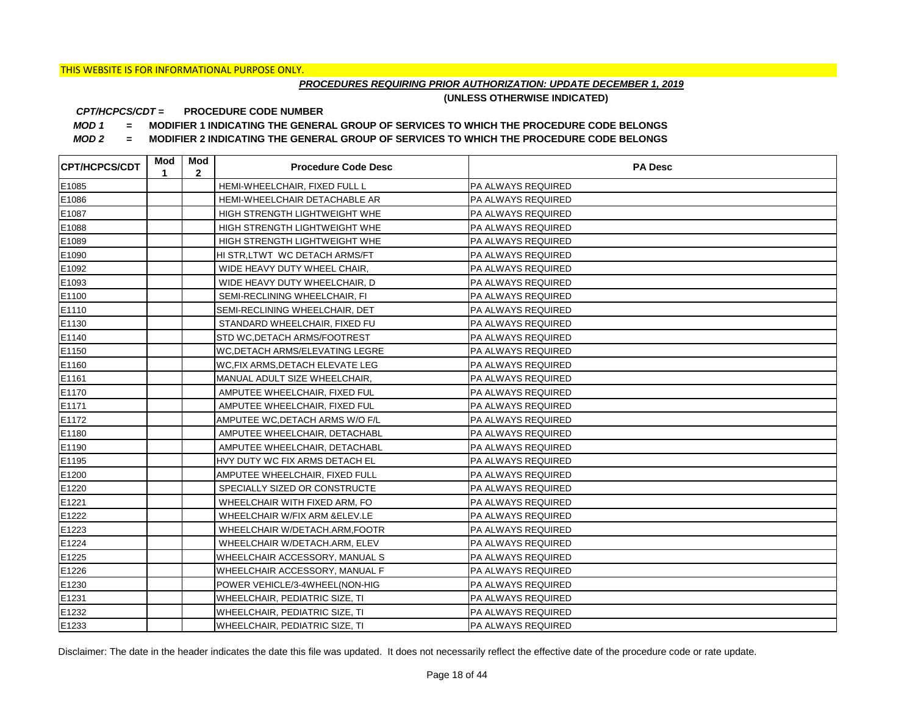THIS WEBSITE IS FOR INFORMATIONAL PURPOSE ONLY.

***PROCEDURES REQUIRING PRIOR AUTHORIZATION: UPDATE DECEMBER 1, 2019***

**(UNLESS OTHERWISE INDICATED)**

***CPT/HCPCS/CDT =*** **PROCEDURE CODE NUMBER**

***MOD 1*** **= MODIFIER 1 INDICATING THE GENERAL GROUP OF SERVICES TO WHICH THE PROCEDURE CODE BELONGS**

***MOD 2*** **= MODIFIER 2 INDICATING THE GENERAL GROUP OF SERVICES TO WHICH THE PROCEDURE CODE BELONGS**

| CPT/HCPCS/CDT | Mod 1 | Mod 2 | Procedure Code Desc | PA Desc |
|---|---|---|---|---|
| E1085 | | | HEMI-WHEELCHAIR, FIXED FULL L | PA ALWAYS REQUIRED |
| E1086 | | | HEMI-WHEELCHAIR DETACHABLE AR | PA ALWAYS REQUIRED |
| E1087 | | | HIGH STRENGTH LIGHTWEIGHT WHE | PA ALWAYS REQUIRED |
| E1088 | | | HIGH STRENGTH LIGHTWEIGHT WHE | PA ALWAYS REQUIRED |
| E1089 | | | HIGH STRENGTH LIGHTWEIGHT WHE | PA ALWAYS REQUIRED |
| E1090 | | | HI STR,LTWT WC DETACH ARMS/FT | PA ALWAYS REQUIRED |
| E1092 | | | WIDE HEAVY DUTY WHEEL CHAIR, | PA ALWAYS REQUIRED |
| E1093 | | | WIDE HEAVY DUTY WHEELCHAIR, D | PA ALWAYS REQUIRED |
| E1100 | | | SEMI-RECLINING WHEELCHAIR, FI | PA ALWAYS REQUIRED |
| E1110 | | | SEMI-RECLINING WHEELCHAIR, DET | PA ALWAYS REQUIRED |
| E1130 | | | STANDARD WHEELCHAIR, FIXED FU | PA ALWAYS REQUIRED |
| E1140 | | | STD WC,DETACH ARMS/FOOTREST | PA ALWAYS REQUIRED |
| E1150 | | | WC,DETACH ARMS/ELEVATING LEGRE | PA ALWAYS REQUIRED |
| E1160 | | | WC,FIX ARMS,DETACH ELEVATE LEG | PA ALWAYS REQUIRED |
| E1161 | | | MANUAL ADULT SIZE WHEELCHAIR, | PA ALWAYS REQUIRED |
| E1170 | | | AMPUTEE WHEELCHAIR, FIXED FUL | PA ALWAYS REQUIRED |
| E1171 | | | AMPUTEE WHEELCHAIR, FIXED FUL | PA ALWAYS REQUIRED |
| E1172 | | | AMPUTEE WC,DETACH ARMS W/O F/L | PA ALWAYS REQUIRED |
| E1180 | | | AMPUTEE WHEELCHAIR, DETACHABL | PA ALWAYS REQUIRED |
| E1190 | | | AMPUTEE WHEELCHAIR, DETACHABL | PA ALWAYS REQUIRED |
| E1195 | | | HVY DUTY WC FIX ARMS DETACH EL | PA ALWAYS REQUIRED |
| E1200 | | | AMPUTEE WHEELCHAIR, FIXED FULL | PA ALWAYS REQUIRED |
| E1220 | | | SPECIALLY SIZED OR CONSTRUCTE | PA ALWAYS REQUIRED |
| E1221 | | | WHEELCHAIR WITH FIXED ARM, FO | PA ALWAYS REQUIRED |
| E1222 | | | WHEELCHAIR W/FIX ARM &ELEV.LE | PA ALWAYS REQUIRED |
| E1223 | | | WHEELCHAIR W/DETACH.ARM,FOOTR | PA ALWAYS REQUIRED |
| E1224 | | | WHEELCHAIR W/DETACH.ARM, ELEV | PA ALWAYS REQUIRED |
| E1225 | | | WHEELCHAIR ACCESSORY, MANUAL S | PA ALWAYS REQUIRED |
| E1226 | | | WHEELCHAIR ACCESSORY, MANUAL F | PA ALWAYS REQUIRED |
| E1230 | | | POWER VEHICLE/3-4WHEEL(NON-HIG | PA ALWAYS REQUIRED |
| E1231 | | | WHEELCHAIR, PEDIATRIC SIZE, TI | PA ALWAYS REQUIRED |
| E1232 | | | WHEELCHAIR, PEDIATRIC SIZE, TI | PA ALWAYS REQUIRED |
| E1233 | | | WHEELCHAIR, PEDIATRIC SIZE, TI | PA ALWAYS REQUIRED |

Disclaimer: The date in the header indicates the date this file was updated. It does not necessarily reflect the effective date of the procedure code or rate update.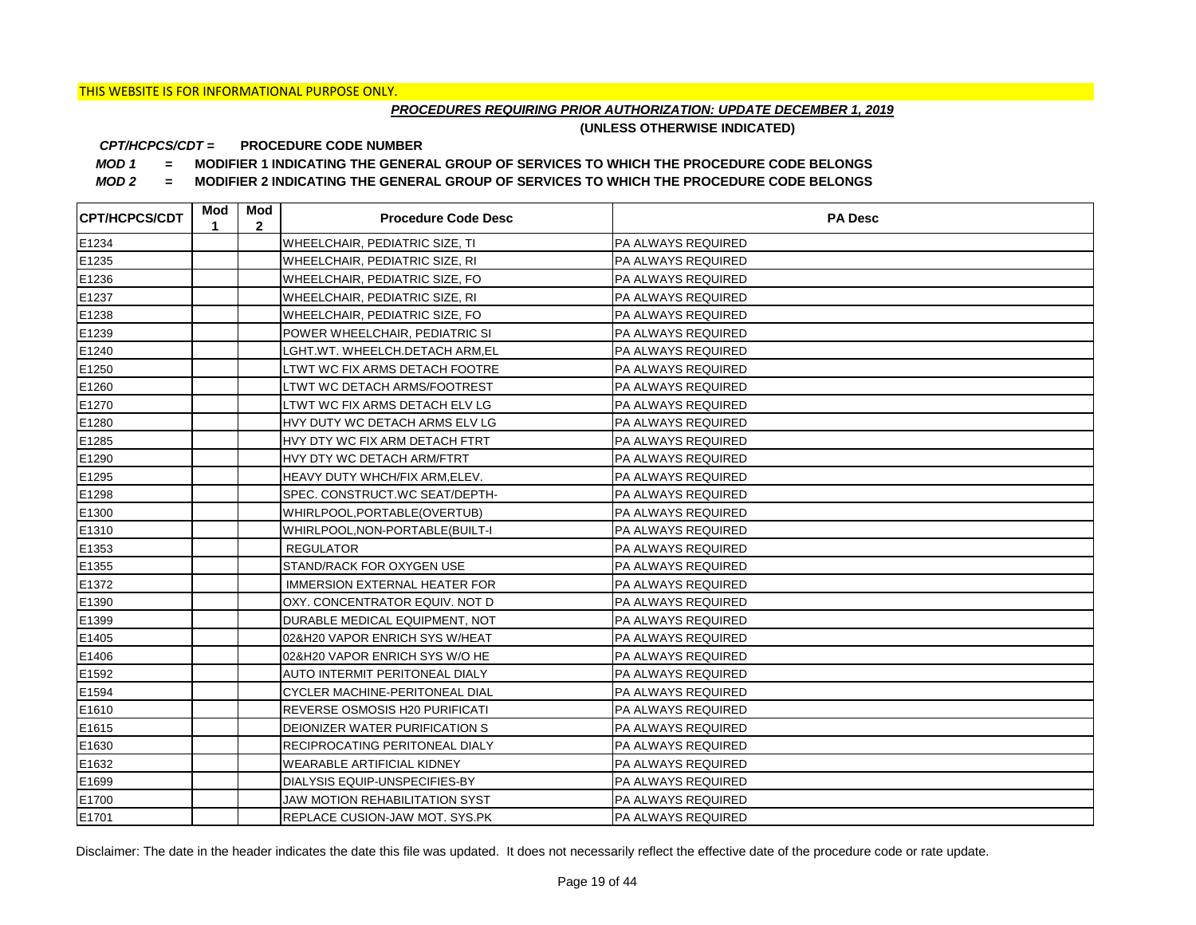THIS WEBSITE IS FOR INFORMATIONAL PURPOSE ONLY.

***PROCEDURES REQUIRING PRIOR AUTHORIZATION: UPDATE DECEMBER 1, 2019***

**(UNLESS OTHERWISE INDICATED)**

***CPT/HCPCS/CDT =*** **PROCEDURE CODE NUMBER**

***MOD 1*** **= MODIFIER 1 INDICATING THE GENERAL GROUP OF SERVICES TO WHICH THE PROCEDURE CODE BELONGS**

***MOD 2*** **= MODIFIER 2 INDICATING THE GENERAL GROUP OF SERVICES TO WHICH THE PROCEDURE CODE BELONGS**

| CPT/HCPCS/CDT | Mod 1 | Mod 2 | Procedure Code Desc | PA Desc |
|---|---|---|---|---|
| E1234 | | | WHEELCHAIR, PEDIATRIC SIZE, TI | PA ALWAYS REQUIRED |
| E1235 | | | WHEELCHAIR, PEDIATRIC SIZE, RI | PA ALWAYS REQUIRED |
| E1236 | | | WHEELCHAIR, PEDIATRIC SIZE, FO | PA ALWAYS REQUIRED |
| E1237 | | | WHEELCHAIR, PEDIATRIC SIZE, RI | PA ALWAYS REQUIRED |
| E1238 | | | WHEELCHAIR, PEDIATRIC SIZE, FO | PA ALWAYS REQUIRED |
| E1239 | | | POWER WHEELCHAIR, PEDIATRIC SI | PA ALWAYS REQUIRED |
| E1240 | | | LGHT.WT. WHEELCH.DETACH ARM,EL | PA ALWAYS REQUIRED |
| E1250 | | | LTWT WC FIX ARMS DETACH FOOTRE | PA ALWAYS REQUIRED |
| E1260 | | | LTWT WC DETACH ARMS/FOOTREST | PA ALWAYS REQUIRED |
| E1270 | | | LTWT WC FIX ARMS DETACH ELV LG | PA ALWAYS REQUIRED |
| E1280 | | | HVY DUTY WC DETACH ARMS ELV LG | PA ALWAYS REQUIRED |
| E1285 | | | HVY DTY WC FIX ARM DETACH FTRT | PA ALWAYS REQUIRED |
| E1290 | | | HVY DTY WC DETACH ARM/FTRT | PA ALWAYS REQUIRED |
| E1295 | | | HEAVY DUTY WHCH/FIX ARM,ELEV. | PA ALWAYS REQUIRED |
| E1298 | | | SPEC. CONSTRUCT.WC SEAT/DEPTH- | PA ALWAYS REQUIRED |
| E1300 | | | WHIRLPOOL,PORTABLE(OVERTUB) | PA ALWAYS REQUIRED |
| E1310 | | | WHIRLPOOL,NON-PORTABLE(BUILT-I | PA ALWAYS REQUIRED |
| E1353 | | | REGULATOR | PA ALWAYS REQUIRED |
| E1355 | | | STAND/RACK FOR OXYGEN USE | PA ALWAYS REQUIRED |
| E1372 | | | IMMERSION EXTERNAL HEATER FOR | PA ALWAYS REQUIRED |
| E1390 | | | OXY. CONCENTRATOR EQUIV. NOT D | PA ALWAYS REQUIRED |
| E1399 | | | DURABLE MEDICAL EQUIPMENT, NOT | PA ALWAYS REQUIRED |
| E1405 | | | 02&H20 VAPOR ENRICH SYS W/HEAT | PA ALWAYS REQUIRED |
| E1406 | | | 02&H20 VAPOR ENRICH SYS W/O HE | PA ALWAYS REQUIRED |
| E1592 | | | AUTO INTERMIT PERITONEAL DIALY | PA ALWAYS REQUIRED |
| E1594 | | | CYCLER MACHINE-PERITONEAL DIAL | PA ALWAYS REQUIRED |
| E1610 | | | REVERSE OSMOSIS H20 PURIFICATI | PA ALWAYS REQUIRED |
| E1615 | | | DEIONIZER WATER PURIFICATION S | PA ALWAYS REQUIRED |
| E1630 | | | RECIPROCATING PERITONEAL DIALY | PA ALWAYS REQUIRED |
| E1632 | | | WEARABLE ARTIFICIAL KIDNEY | PA ALWAYS REQUIRED |
| E1699 | | | DIALYSIS EQUIP-UNSPECIFIES-BY | PA ALWAYS REQUIRED |
| E1700 | | | JAW MOTION REHABILITATION SYST | PA ALWAYS REQUIRED |
| E1701 | | | REPLACE CUSION-JAW MOT. SYS.PK | PA ALWAYS REQUIRED |

Disclaimer: The date in the header indicates the date this file was updated. It does not necessarily reflect the effective date of the procedure code or rate update.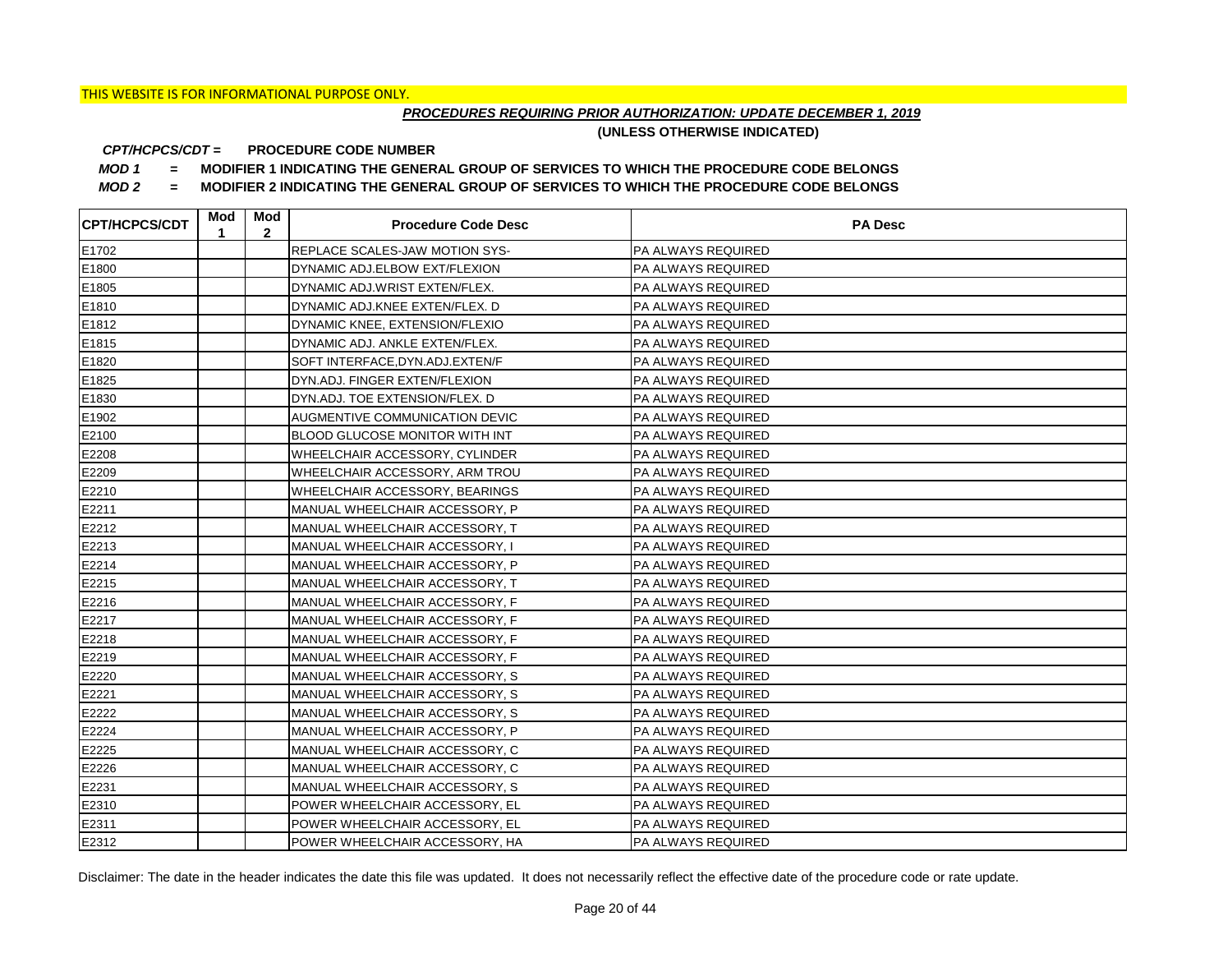THIS WEBSITE IS FOR INFORMATIONAL PURPOSE ONLY.

***PROCEDURES REQUIRING PRIOR AUTHORIZATION: UPDATE DECEMBER 1, 2019***

**(UNLESS OTHERWISE INDICATED)**

***CPT/HCPCS/CDT =*** **PROCEDURE CODE NUMBER**

***MOD 1*** **= MODIFIER 1 INDICATING THE GENERAL GROUP OF SERVICES TO WHICH THE PROCEDURE CODE BELONGS**

***MOD 2*** **= MODIFIER 2 INDICATING THE GENERAL GROUP OF SERVICES TO WHICH THE PROCEDURE CODE BELONGS**

| CPT/HCPCS/CDT | Mod 1 | Mod 2 | Procedure Code Desc | PA Desc |
|---|---|---|---|---|
| E1702 | | | REPLACE SCALES-JAW MOTION SYS- | PA ALWAYS REQUIRED |
| E1800 | | | DYNAMIC ADJ.ELBOW EXT/FLEXION | PA ALWAYS REQUIRED |
| E1805 | | | DYNAMIC ADJ.WRIST EXTEN/FLEX. | PA ALWAYS REQUIRED |
| E1810 | | | DYNAMIC ADJ.KNEE EXTEN/FLEX. D | PA ALWAYS REQUIRED |
| E1812 | | | DYNAMIC KNEE, EXTENSION/FLEXIO | PA ALWAYS REQUIRED |
| E1815 | | | DYNAMIC ADJ. ANKLE EXTEN/FLEX. | PA ALWAYS REQUIRED |
| E1820 | | | SOFT INTERFACE,DYN.ADJ.EXTEN/F | PA ALWAYS REQUIRED |
| E1825 | | | DYN.ADJ. FINGER EXTEN/FLEXION | PA ALWAYS REQUIRED |
| E1830 | | | DYN.ADJ. TOE EXTENSION/FLEX. D | PA ALWAYS REQUIRED |
| E1902 | | | AUGMENTIVE COMMUNICATION DEVIC | PA ALWAYS REQUIRED |
| E2100 | | | BLOOD GLUCOSE MONITOR WITH INT | PA ALWAYS REQUIRED |
| E2208 | | | WHEELCHAIR ACCESSORY, CYLINDER | PA ALWAYS REQUIRED |
| E2209 | | | WHEELCHAIR ACCESSORY, ARM TROU | PA ALWAYS REQUIRED |
| E2210 | | | WHEELCHAIR ACCESSORY, BEARINGS | PA ALWAYS REQUIRED |
| E2211 | | | MANUAL WHEELCHAIR ACCESSORY, P | PA ALWAYS REQUIRED |
| E2212 | | | MANUAL WHEELCHAIR ACCESSORY, T | PA ALWAYS REQUIRED |
| E2213 | | | MANUAL WHEELCHAIR ACCESSORY, I | PA ALWAYS REQUIRED |
| E2214 | | | MANUAL WHEELCHAIR ACCESSORY, P | PA ALWAYS REQUIRED |
| E2215 | | | MANUAL WHEELCHAIR ACCESSORY, T | PA ALWAYS REQUIRED |
| E2216 | | | MANUAL WHEELCHAIR ACCESSORY, F | PA ALWAYS REQUIRED |
| E2217 | | | MANUAL WHEELCHAIR ACCESSORY, F | PA ALWAYS REQUIRED |
| E2218 | | | MANUAL WHEELCHAIR ACCESSORY, F | PA ALWAYS REQUIRED |
| E2219 | | | MANUAL WHEELCHAIR ACCESSORY, F | PA ALWAYS REQUIRED |
| E2220 | | | MANUAL WHEELCHAIR ACCESSORY, S | PA ALWAYS REQUIRED |
| E2221 | | | MANUAL WHEELCHAIR ACCESSORY, S | PA ALWAYS REQUIRED |
| E2222 | | | MANUAL WHEELCHAIR ACCESSORY, S | PA ALWAYS REQUIRED |
| E2224 | | | MANUAL WHEELCHAIR ACCESSORY, P | PA ALWAYS REQUIRED |
| E2225 | | | MANUAL WHEELCHAIR ACCESSORY, C | PA ALWAYS REQUIRED |
| E2226 | | | MANUAL WHEELCHAIR ACCESSORY, C | PA ALWAYS REQUIRED |
| E2231 | | | MANUAL WHEELCHAIR ACCESSORY, S | PA ALWAYS REQUIRED |
| E2310 | | | POWER WHEELCHAIR ACCESSORY, EL | PA ALWAYS REQUIRED |
| E2311 | | | POWER WHEELCHAIR ACCESSORY, EL | PA ALWAYS REQUIRED |
| E2312 | | | POWER WHEELCHAIR ACCESSORY, HA | PA ALWAYS REQUIRED |

Disclaimer: The date in the header indicates the date this file was updated. It does not necessarily reflect the effective date of the procedure code or rate update.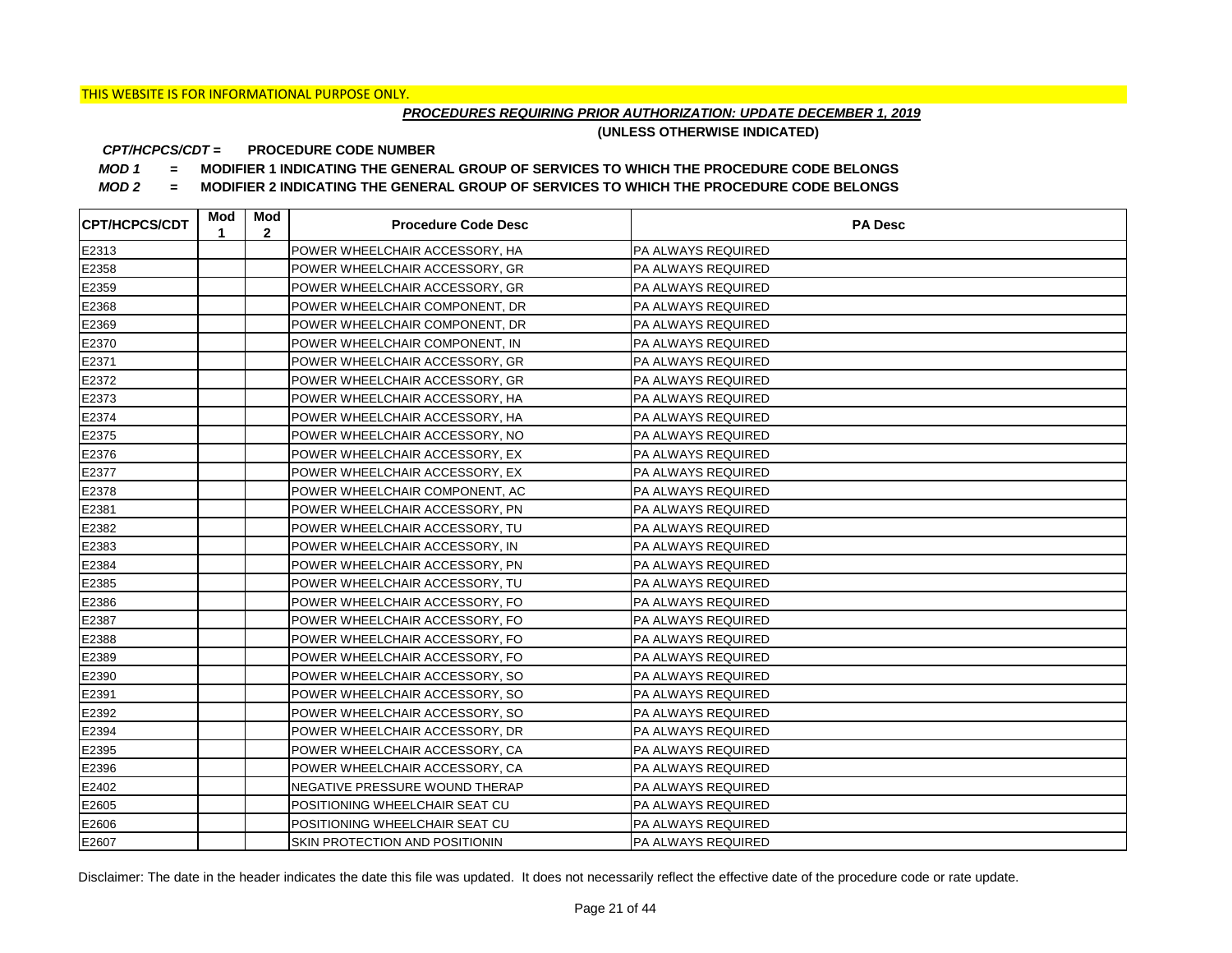THIS WEBSITE IS FOR INFORMATIONAL PURPOSE ONLY.

***PROCEDURES REQUIRING PRIOR AUTHORIZATION: UPDATE DECEMBER 1, 2019***

**(UNLESS OTHERWISE INDICATED)**

***CPT/HCPCS/CDT =*** **PROCEDURE CODE NUMBER**

***MOD 1*** **= MODIFIER 1 INDICATING THE GENERAL GROUP OF SERVICES TO WHICH THE PROCEDURE CODE BELONGS**

***MOD 2*** **= MODIFIER 2 INDICATING THE GENERAL GROUP OF SERVICES TO WHICH THE PROCEDURE CODE BELONGS**

| CPT/HCPCS/CDT | Mod 1 | Mod 2 | Procedure Code Desc | PA Desc |
|---|---|---|---|---|
| E2313 | | | POWER WHEELCHAIR ACCESSORY, HA | PA ALWAYS REQUIRED |
| E2358 | | | POWER WHEELCHAIR ACCESSORY, GR | PA ALWAYS REQUIRED |
| E2359 | | | POWER WHEELCHAIR ACCESSORY, GR | PA ALWAYS REQUIRED |
| E2368 | | | POWER WHEELCHAIR COMPONENT, DR | PA ALWAYS REQUIRED |
| E2369 | | | POWER WHEELCHAIR COMPONENT, DR | PA ALWAYS REQUIRED |
| E2370 | | | POWER WHEELCHAIR COMPONENT, IN | PA ALWAYS REQUIRED |
| E2371 | | | POWER WHEELCHAIR ACCESSORY, GR | PA ALWAYS REQUIRED |
| E2372 | | | POWER WHEELCHAIR ACCESSORY, GR | PA ALWAYS REQUIRED |
| E2373 | | | POWER WHEELCHAIR ACCESSORY, HA | PA ALWAYS REQUIRED |
| E2374 | | | POWER WHEELCHAIR ACCESSORY, HA | PA ALWAYS REQUIRED |
| E2375 | | | POWER WHEELCHAIR ACCESSORY, NO | PA ALWAYS REQUIRED |
| E2376 | | | POWER WHEELCHAIR ACCESSORY, EX | PA ALWAYS REQUIRED |
| E2377 | | | POWER WHEELCHAIR ACCESSORY, EX | PA ALWAYS REQUIRED |
| E2378 | | | POWER WHEELCHAIR COMPONENT, AC | PA ALWAYS REQUIRED |
| E2381 | | | POWER WHEELCHAIR ACCESSORY, PN | PA ALWAYS REQUIRED |
| E2382 | | | POWER WHEELCHAIR ACCESSORY, TU | PA ALWAYS REQUIRED |
| E2383 | | | POWER WHEELCHAIR ACCESSORY, IN | PA ALWAYS REQUIRED |
| E2384 | | | POWER WHEELCHAIR ACCESSORY, PN | PA ALWAYS REQUIRED |
| E2385 | | | POWER WHEELCHAIR ACCESSORY, TU | PA ALWAYS REQUIRED |
| E2386 | | | POWER WHEELCHAIR ACCESSORY, FO | PA ALWAYS REQUIRED |
| E2387 | | | POWER WHEELCHAIR ACCESSORY, FO | PA ALWAYS REQUIRED |
| E2388 | | | POWER WHEELCHAIR ACCESSORY, FO | PA ALWAYS REQUIRED |
| E2389 | | | POWER WHEELCHAIR ACCESSORY, FO | PA ALWAYS REQUIRED |
| E2390 | | | POWER WHEELCHAIR ACCESSORY, SO | PA ALWAYS REQUIRED |
| E2391 | | | POWER WHEELCHAIR ACCESSORY, SO | PA ALWAYS REQUIRED |
| E2392 | | | POWER WHEELCHAIR ACCESSORY, SO | PA ALWAYS REQUIRED |
| E2394 | | | POWER WHEELCHAIR ACCESSORY, DR | PA ALWAYS REQUIRED |
| E2395 | | | POWER WHEELCHAIR ACCESSORY, CA | PA ALWAYS REQUIRED |
| E2396 | | | POWER WHEELCHAIR ACCESSORY, CA | PA ALWAYS REQUIRED |
| E2402 | | | NEGATIVE PRESSURE WOUND THERAP | PA ALWAYS REQUIRED |
| E2605 | | | POSITIONING WHEELCHAIR SEAT CU | PA ALWAYS REQUIRED |
| E2606 | | | POSITIONING WHEELCHAIR SEAT CU | PA ALWAYS REQUIRED |
| E2607 | | | SKIN PROTECTION AND POSITIONIN | PA ALWAYS REQUIRED |

Disclaimer: The date in the header indicates the date this file was updated. It does not necessarily reflect the effective date of the procedure code or rate update.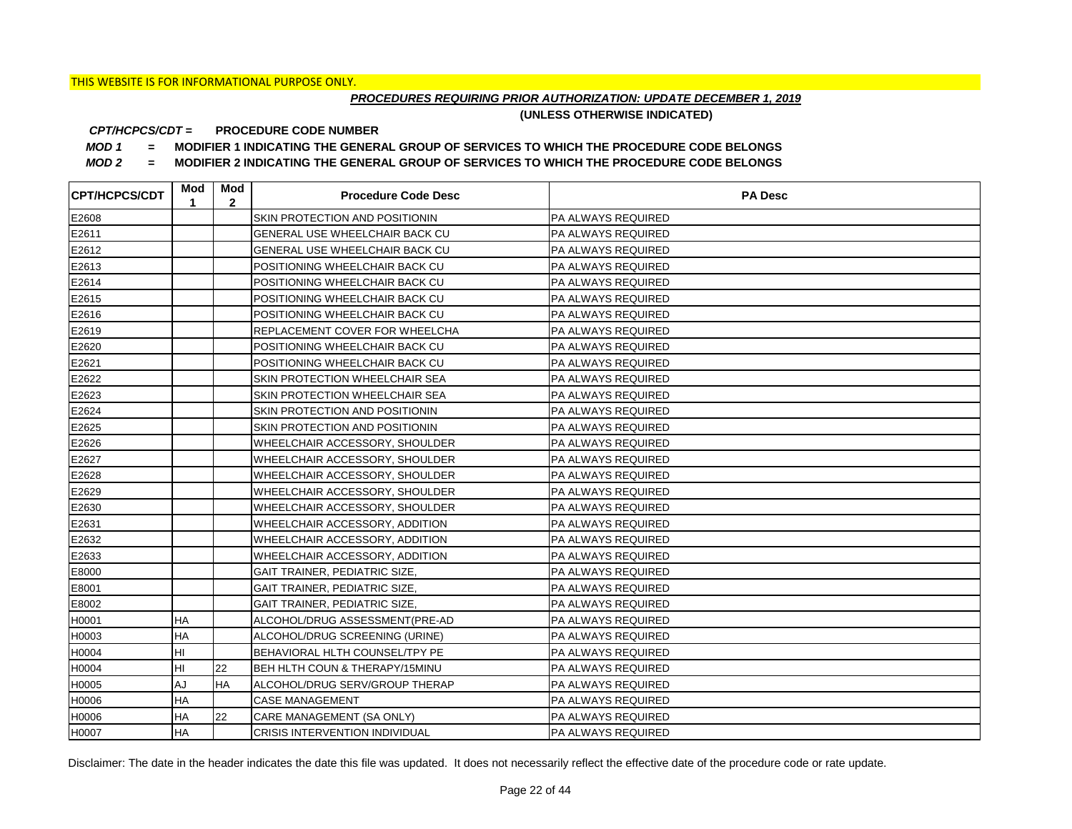THIS WEBSITE IS FOR INFORMATIONAL PURPOSE ONLY.

***PROCEDURES REQUIRING PRIOR AUTHORIZATION: UPDATE DECEMBER 1, 2019***

**(UNLESS OTHERWISE INDICATED)**

***CPT/HCPCS/CDT =*** **PROCEDURE CODE NUMBER**

***MOD 1*** **= MODIFIER 1 INDICATING THE GENERAL GROUP OF SERVICES TO WHICH THE PROCEDURE CODE BELONGS**

***MOD 2*** **= MODIFIER 2 INDICATING THE GENERAL GROUP OF SERVICES TO WHICH THE PROCEDURE CODE BELONGS**

| CPT/HCPCS/CDT | Mod 1 | Mod 2 | Procedure Code Desc | PA Desc |
|---|---|---|---|---|
| E2608 | | | SKIN PROTECTION AND POSITIONIN | PA ALWAYS REQUIRED |
| E2611 | | | GENERAL USE WHEELCHAIR BACK CU | PA ALWAYS REQUIRED |
| E2612 | | | GENERAL USE WHEELCHAIR BACK CU | PA ALWAYS REQUIRED |
| E2613 | | | POSITIONING WHEELCHAIR BACK CU | PA ALWAYS REQUIRED |
| E2614 | | | POSITIONING WHEELCHAIR BACK CU | PA ALWAYS REQUIRED |
| E2615 | | | POSITIONING WHEELCHAIR BACK CU | PA ALWAYS REQUIRED |
| E2616 | | | POSITIONING WHEELCHAIR BACK CU | PA ALWAYS REQUIRED |
| E2619 | | | REPLACEMENT COVER FOR WHEELCHA | PA ALWAYS REQUIRED |
| E2620 | | | POSITIONING WHEELCHAIR BACK CU | PA ALWAYS REQUIRED |
| E2621 | | | POSITIONING WHEELCHAIR BACK CU | PA ALWAYS REQUIRED |
| E2622 | | | SKIN PROTECTION WHEELCHAIR SEA | PA ALWAYS REQUIRED |
| E2623 | | | SKIN PROTECTION WHEELCHAIR SEA | PA ALWAYS REQUIRED |
| E2624 | | | SKIN PROTECTION AND POSITIONIN | PA ALWAYS REQUIRED |
| E2625 | | | SKIN PROTECTION AND POSITIONIN | PA ALWAYS REQUIRED |
| E2626 | | | WHEELCHAIR ACCESSORY, SHOULDER | PA ALWAYS REQUIRED |
| E2627 | | | WHEELCHAIR ACCESSORY, SHOULDER | PA ALWAYS REQUIRED |
| E2628 | | | WHEELCHAIR ACCESSORY, SHOULDER | PA ALWAYS REQUIRED |
| E2629 | | | WHEELCHAIR ACCESSORY, SHOULDER | PA ALWAYS REQUIRED |
| E2630 | | | WHEELCHAIR ACCESSORY, SHOULDER | PA ALWAYS REQUIRED |
| E2631 | | | WHEELCHAIR ACCESSORY, ADDITION | PA ALWAYS REQUIRED |
| E2632 | | | WHEELCHAIR ACCESSORY, ADDITION | PA ALWAYS REQUIRED |
| E2633 | | | WHEELCHAIR ACCESSORY, ADDITION | PA ALWAYS REQUIRED |
| E8000 | | | GAIT TRAINER, PEDIATRIC SIZE, | PA ALWAYS REQUIRED |
| E8001 | | | GAIT TRAINER, PEDIATRIC SIZE, | PA ALWAYS REQUIRED |
| E8002 | | | GAIT TRAINER, PEDIATRIC SIZE, | PA ALWAYS REQUIRED |
| H0001 | HA | | ALCOHOL/DRUG ASSESSMENT(PRE-AD | PA ALWAYS REQUIRED |
| H0003 | HA | | ALCOHOL/DRUG SCREENING (URINE) | PA ALWAYS REQUIRED |
| H0004 | HI | | BEHAVIORAL HLTH COUNSEL/TPY PE | PA ALWAYS REQUIRED |
| H0004 | HI | 22 | BEH HLTH COUN & THERAPY/15MINU | PA ALWAYS REQUIRED |
| H0005 | AJ | HA | ALCOHOL/DRUG SERV/GROUP THERAP | PA ALWAYS REQUIRED |
| H0006 | HA | | CASE MANAGEMENT | PA ALWAYS REQUIRED |
| H0006 | HA | 22 | CARE MANAGEMENT (SA ONLY) | PA ALWAYS REQUIRED |
| H0007 | HA | | CRISIS INTERVENTION INDIVIDUAL | PA ALWAYS REQUIRED |

Disclaimer: The date in the header indicates the date this file was updated. It does not necessarily reflect the effective date of the procedure code or rate update.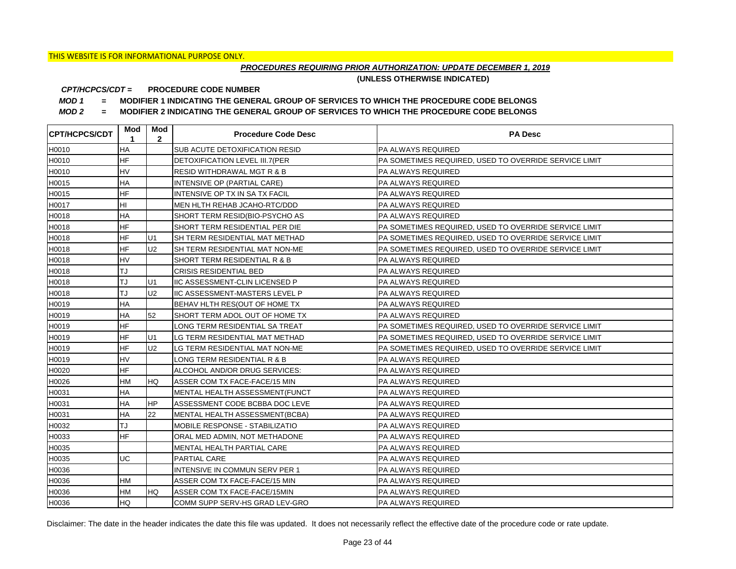THIS WEBSITE IS FOR INFORMATIONAL PURPOSE ONLY.

***PROCEDURES REQUIRING PRIOR AUTHORIZATION: UPDATE DECEMBER 1, 2019***

**(UNLESS OTHERWISE INDICATED)**

***CPT/HCPCS/CDT =*** **PROCEDURE CODE NUMBER**

***MOD 1*** **= MODIFIER 1 INDICATING THE GENERAL GROUP OF SERVICES TO WHICH THE PROCEDURE CODE BELONGS**

***MOD 2*** **= MODIFIER 2 INDICATING THE GENERAL GROUP OF SERVICES TO WHICH THE PROCEDURE CODE BELONGS**

| CPT/HCPCS/CDT | Mod 1 | Mod 2 | Procedure Code Desc | PA Desc |
|---|---|---|---|---|
| H0010 | HA | | SUB ACUTE DETOXIFICATION RESID | PA ALWAYS REQUIRED |
| H0010 | HF | | DETOXIFICATION LEVEL III.7(PER | PA SOMETIMES REQUIRED, USED TO OVERRIDE SERVICE LIMIT |
| H0010 | HV | | RESID WITHDRAWAL MGT R & B | PA ALWAYS REQUIRED |
| H0015 | HA | | INTENSIVE OP (PARTIAL CARE) | PA ALWAYS REQUIRED |
| H0015 | HF | | INTENSIVE OP TX IN SA TX FACIL | PA ALWAYS REQUIRED |
| H0017 | HI | | MEN HLTH REHAB JCAHO-RTC/DDD | PA ALWAYS REQUIRED |
| H0018 | HA | | SHORT TERM RESID(BIO-PSYCHO AS | PA ALWAYS REQUIRED |
| H0018 | HF | | SHORT TERM RESIDENTIAL PER DIE | PA SOMETIMES REQUIRED, USED TO OVERRIDE SERVICE LIMIT |
| H0018 | HF | U1 | SH TERM RESIDENTIAL MAT METHAD | PA SOMETIMES REQUIRED, USED TO OVERRIDE SERVICE LIMIT |
| H0018 | HF | U2 | SH TERM RESIDENTIAL MAT NON-ME | PA SOMETIMES REQUIRED, USED TO OVERRIDE SERVICE LIMIT |
| H0018 | HV | | SHORT TERM RESIDENTIAL R & B | PA ALWAYS REQUIRED |
| H0018 | TJ | | CRISIS RESIDENTIAL BED | PA ALWAYS REQUIRED |
| H0018 | TJ | U1 | IIC ASSESSMENT-CLIN LICENSED P | PA ALWAYS REQUIRED |
| H0018 | TJ | U2 | IIC ASSESSMENT-MASTERS LEVEL P | PA ALWAYS REQUIRED |
| H0019 | HA | | BEHAV HLTH RES(OUT OF HOME TX | PA ALWAYS REQUIRED |
| H0019 | HA | 52 | SHORT TERM ADOL OUT OF HOME TX | PA ALWAYS REQUIRED |
| H0019 | HF | | LONG TERM RESIDENTIAL SA TREAT | PA SOMETIMES REQUIRED, USED TO OVERRIDE SERVICE LIMIT |
| H0019 | HF | U1 | LG TERM RESIDENTIAL MAT METHAD | PA SOMETIMES REQUIRED, USED TO OVERRIDE SERVICE LIMIT |
| H0019 | HF | U2 | LG TERM RESIDENTIAL MAT NON-ME | PA SOMETIMES REQUIRED, USED TO OVERRIDE SERVICE LIMIT |
| H0019 | HV | | LONG TERM RESIDENTIAL R & B | PA ALWAYS REQUIRED |
| H0020 | HF | | ALCOHOL AND/OR DRUG SERVICES: | PA ALWAYS REQUIRED |
| H0026 | HM | HQ | ASSER COM TX FACE-FACE/15 MIN | PA ALWAYS REQUIRED |
| H0031 | HA | | MENTAL HEALTH ASSESSMENT(FUNCT | PA ALWAYS REQUIRED |
| H0031 | HA | HP | ASSESSMENT CODE BCBBA DOC LEVE | PA ALWAYS REQUIRED |
| H0031 | HA | 22 | MENTAL HEALTH ASSESSMENT(BCBA) | PA ALWAYS REQUIRED |
| H0032 | TJ | | MOBILE RESPONSE - STABILIZATIO | PA ALWAYS REQUIRED |
| H0033 | HF | | ORAL MED ADMIN, NOT METHADONE | PA ALWAYS REQUIRED |
| H0035 | | | MENTAL HEALTH PARTIAL CARE | PA ALWAYS REQUIRED |
| H0035 | UC | | PARTIAL CARE | PA ALWAYS REQUIRED |
| H0036 | | | INTENSIVE IN COMMUN SERV PER 1 | PA ALWAYS REQUIRED |
| H0036 | HM | | ASSER COM TX FACE-FACE/15 MIN | PA ALWAYS REQUIRED |
| H0036 | HM | HQ | ASSER COM TX FACE-FACE/15MIN | PA ALWAYS REQUIRED |
| H0036 | HQ | | COMM SUPP SERV-HS GRAD LEV-GRO | PA ALWAYS REQUIRED |

Disclaimer: The date in the header indicates the date this file was updated. It does not necessarily reflect the effective date of the procedure code or rate update.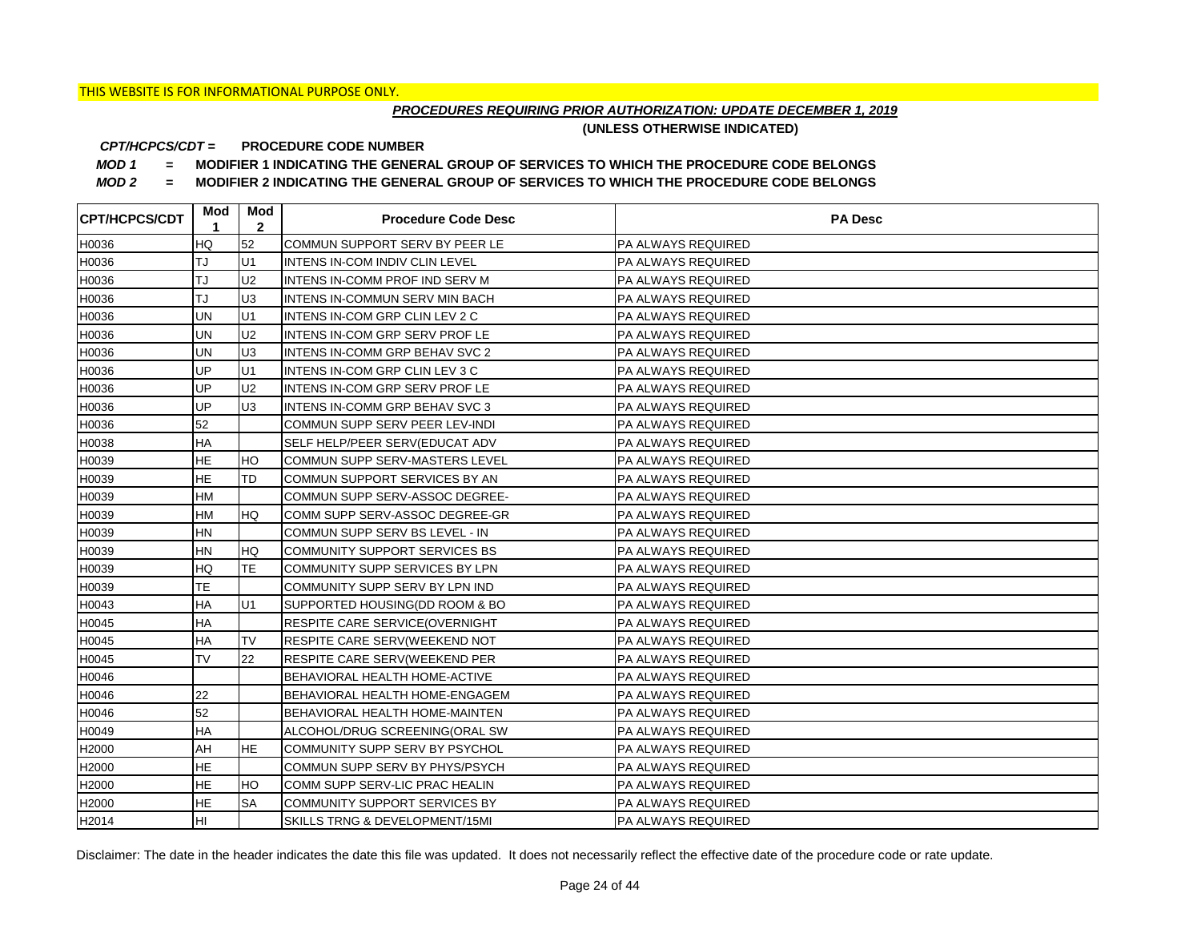THIS WEBSITE IS FOR INFORMATIONAL PURPOSE ONLY.

***PROCEDURES REQUIRING PRIOR AUTHORIZATION: UPDATE DECEMBER 1, 2019***

**(UNLESS OTHERWISE INDICATED)**

***CPT/HCPCS/CDT =*** **PROCEDURE CODE NUMBER**

***MOD 1*** **= MODIFIER 1 INDICATING THE GENERAL GROUP OF SERVICES TO WHICH THE PROCEDURE CODE BELONGS**

***MOD 2*** **= MODIFIER 2 INDICATING THE GENERAL GROUP OF SERVICES TO WHICH THE PROCEDURE CODE BELONGS**

| CPT/HCPCS/CDT | Mod 1 | Mod 2 | Procedure Code Desc | PA Desc |
|---|---|---|---|---|
| H0036 | HQ | 52 | COMMUN SUPPORT SERV BY PEER LE | PA ALWAYS REQUIRED |
| H0036 | TJ | U1 | INTENS IN-COM INDIV CLIN LEVEL | PA ALWAYS REQUIRED |
| H0036 | TJ | U2 | INTENS IN-COMM PROF IND SERV M | PA ALWAYS REQUIRED |
| H0036 | TJ | U3 | INTENS IN-COMMUN SERV MIN BACH | PA ALWAYS REQUIRED |
| H0036 | UN | U1 | INTENS IN-COM GRP CLIN LEV 2 C | PA ALWAYS REQUIRED |
| H0036 | UN | U2 | INTENS IN-COM GRP SERV PROF LE | PA ALWAYS REQUIRED |
| H0036 | UN | U3 | INTENS IN-COMM GRP BEHAV SVC 2 | PA ALWAYS REQUIRED |
| H0036 | UP | U1 | INTENS IN-COM GRP CLIN LEV 3 C | PA ALWAYS REQUIRED |
| H0036 | UP | U2 | INTENS IN-COM GRP SERV PROF LE | PA ALWAYS REQUIRED |
| H0036 | UP | U3 | INTENS IN-COMM GRP BEHAV SVC 3 | PA ALWAYS REQUIRED |
| H0036 | 52 | | COMMUN SUPP SERV PEER LEV-INDI | PA ALWAYS REQUIRED |
| H0038 | HA | | SELF HELP/PEER SERV(EDUCAT ADV | PA ALWAYS REQUIRED |
| H0039 | HE | HO | COMMUN SUPP SERV-MASTERS LEVEL | PA ALWAYS REQUIRED |
| H0039 | HE | TD | COMMUN SUPPORT SERVICES BY AN | PA ALWAYS REQUIRED |
| H0039 | HM | | COMMUN SUPP SERV-ASSOC DEGREE- | PA ALWAYS REQUIRED |
| H0039 | HM | HQ | COMM SUPP SERV-ASSOC DEGREE-GR | PA ALWAYS REQUIRED |
| H0039 | HN | | COMMUN SUPP SERV BS LEVEL - IN | PA ALWAYS REQUIRED |
| H0039 | HN | HQ | COMMUNITY SUPPORT SERVICES BS | PA ALWAYS REQUIRED |
| H0039 | HQ | TE | COMMUNITY SUPP SERVICES BY LPN | PA ALWAYS REQUIRED |
| H0039 | TE | | COMMUNITY SUPP SERV BY LPN IND | PA ALWAYS REQUIRED |
| H0043 | HA | U1 | SUPPORTED HOUSING(DD ROOM & BO | PA ALWAYS REQUIRED |
| H0045 | HA | | RESPITE CARE SERVICE(OVERNIGHT | PA ALWAYS REQUIRED |
| H0045 | HA | TV | RESPITE CARE SERV(WEEKEND NOT | PA ALWAYS REQUIRED |
| H0045 | TV | 22 | RESPITE CARE SERV(WEEKEND PER | PA ALWAYS REQUIRED |
| H0046 | | | BEHAVIORAL HEALTH HOME-ACTIVE | PA ALWAYS REQUIRED |
| H0046 | 22 | | BEHAVIORAL HEALTH HOME-ENGAGEM | PA ALWAYS REQUIRED |
| H0046 | 52 | | BEHAVIORAL HEALTH HOME-MAINTEN | PA ALWAYS REQUIRED |
| H0049 | HA | | ALCOHOL/DRUG SCREENING(ORAL SW | PA ALWAYS REQUIRED |
| H2000 | AH | HE | COMMUNITY SUPP SERV BY PSYCHOL | PA ALWAYS REQUIRED |
| H2000 | HE | | COMMUN SUPP SERV BY PHYS/PSYCH | PA ALWAYS REQUIRED |
| H2000 | HE | HO | COMM SUPP SERV-LIC PRAC HEALIN | PA ALWAYS REQUIRED |
| H2000 | HE | SA | COMMUNITY SUPPORT SERVICES BY | PA ALWAYS REQUIRED |
| H2014 | HI | | SKILLS TRNG & DEVELOPMENT/15MI | PA ALWAYS REQUIRED |

Disclaimer: The date in the header indicates the date this file was updated. It does not necessarily reflect the effective date of the procedure code or rate update.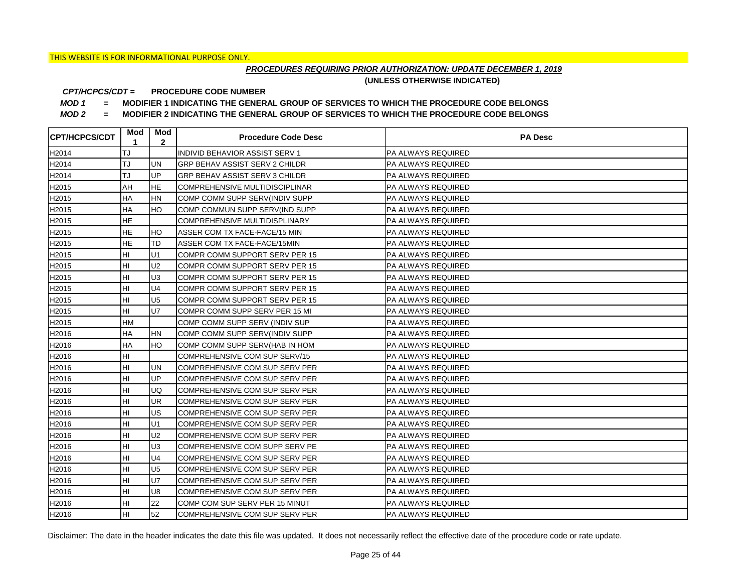THIS WEBSITE IS FOR INFORMATIONAL PURPOSE ONLY.

***PROCEDURES REQUIRING PRIOR AUTHORIZATION: UPDATE DECEMBER 1, 2019***

**(UNLESS OTHERWISE INDICATED)**

***CPT/HCPCS/CDT =*** **PROCEDURE CODE NUMBER**

***MOD 1*** **= MODIFIER 1 INDICATING THE GENERAL GROUP OF SERVICES TO WHICH THE PROCEDURE CODE BELONGS**

***MOD 2*** **= MODIFIER 2 INDICATING THE GENERAL GROUP OF SERVICES TO WHICH THE PROCEDURE CODE BELONGS**

| CPT/HCPCS/CDT | Mod 1 | Mod 2 | Procedure Code Desc | PA Desc |
|---|---|---|---|---|
| H2014 | TJ | | INDIVID BEHAVIOR ASSIST SERV 1 | PA ALWAYS REQUIRED |
| H2014 | TJ | UN | GRP BEHAV ASSIST SERV 2 CHILDR | PA ALWAYS REQUIRED |
| H2014 | TJ | UP | GRP BEHAV ASSIST SERV 3 CHILDR | PA ALWAYS REQUIRED |
| H2015 | AH | HE | COMPREHENSIVE MULTIDISCIPLINAR | PA ALWAYS REQUIRED |
| H2015 | HA | HN | COMP COMM SUPP SERV(INDIV SUPP | PA ALWAYS REQUIRED |
| H2015 | HA | HO | COMP COMMUN SUPP SERV(IND SUPP | PA ALWAYS REQUIRED |
| H2015 | HE | | COMPREHENSIVE MULTIDISPLINARY | PA ALWAYS REQUIRED |
| H2015 | HE | HO | ASSER COM TX FACE-FACE/15 MIN | PA ALWAYS REQUIRED |
| H2015 | HE | TD | ASSER COM TX FACE-FACE/15MIN | PA ALWAYS REQUIRED |
| H2015 | HI | U1 | COMPR COMM SUPPORT SERV PER 15 | PA ALWAYS REQUIRED |
| H2015 | HI | U2 | COMPR COMM SUPPORT SERV PER 15 | PA ALWAYS REQUIRED |
| H2015 | HI | U3 | COMPR COMM SUPPORT SERV PER 15 | PA ALWAYS REQUIRED |
| H2015 | HI | U4 | COMPR COMM SUPPORT SERV PER 15 | PA ALWAYS REQUIRED |
| H2015 | HI | U5 | COMPR COMM SUPPORT SERV PER 15 | PA ALWAYS REQUIRED |
| H2015 | HI | U7 | COMPR COMM SUPP SERV PER 15 MI | PA ALWAYS REQUIRED |
| H2015 | HM | | COMP COMM SUPP SERV (INDIV SUP | PA ALWAYS REQUIRED |
| H2016 | HA | HN | COMP COMM SUPP SERV(INDIV SUPP | PA ALWAYS REQUIRED |
| H2016 | HA | HO | COMP COMM SUPP SERV(HAB IN HOM | PA ALWAYS REQUIRED |
| H2016 | HI | | COMPREHENSIVE COM SUP SERV/15 | PA ALWAYS REQUIRED |
| H2016 | HI | UN | COMPREHENSIVE COM SUP SERV PER | PA ALWAYS REQUIRED |
| H2016 | HI | UP | COMPREHENSIVE COM SUP SERV PER | PA ALWAYS REQUIRED |
| H2016 | HI | UQ | COMPREHENSIVE COM SUP SERV PER | PA ALWAYS REQUIRED |
| H2016 | HI | UR | COMPREHENSIVE COM SUP SERV PER | PA ALWAYS REQUIRED |
| H2016 | HI | US | COMPREHENSIVE COM SUP SERV PER | PA ALWAYS REQUIRED |
| H2016 | HI | U1 | COMPREHENSIVE COM SUP SERV PER | PA ALWAYS REQUIRED |
| H2016 | HI | U2 | COMPREHENSIVE COM SUP SERV PER | PA ALWAYS REQUIRED |
| H2016 | HI | U3 | COMPREHENSIVE COM SUPP SERV PE | PA ALWAYS REQUIRED |
| H2016 | HI | U4 | COMPREHENSIVE COM SUP SERV PER | PA ALWAYS REQUIRED |
| H2016 | HI | U5 | COMPREHENSIVE COM SUP SERV PER | PA ALWAYS REQUIRED |
| H2016 | HI | U7 | COMPREHENSIVE COM SUP SERV PER | PA ALWAYS REQUIRED |
| H2016 | HI | U8 | COMPREHENSIVE COM SUP SERV PER | PA ALWAYS REQUIRED |
| H2016 | HI | 22 | COMP COM SUP SERV PER 15 MINUT | PA ALWAYS REQUIRED |
| H2016 | HI | 52 | COMPREHENSIVE COM SUP SERV PER | PA ALWAYS REQUIRED |

Disclaimer: The date in the header indicates the date this file was updated. It does not necessarily reflect the effective date of the procedure code or rate update.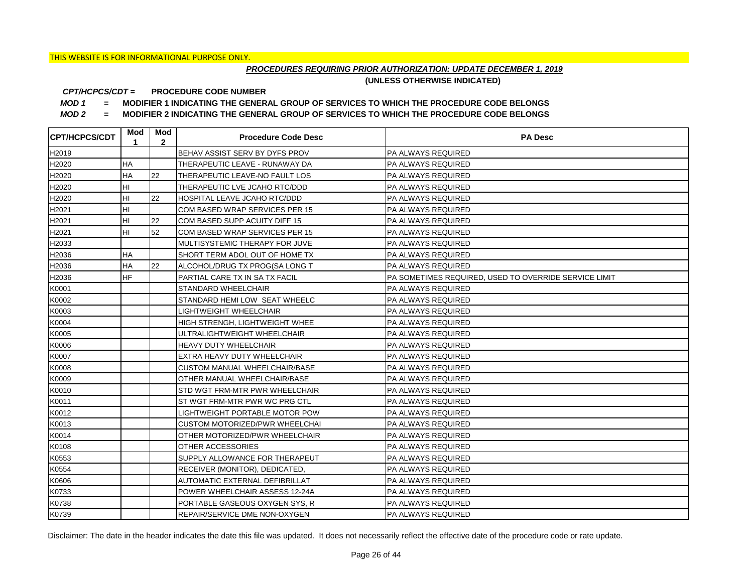THIS WEBSITE IS FOR INFORMATIONAL PURPOSE ONLY.

***PROCEDURES REQUIRING PRIOR AUTHORIZATION: UPDATE DECEMBER 1, 2019***

**(UNLESS OTHERWISE INDICATED)**

***CPT/HCPCS/CDT =*** **PROCEDURE CODE NUMBER**

***MOD 1*** **= MODIFIER 1 INDICATING THE GENERAL GROUP OF SERVICES TO WHICH THE PROCEDURE CODE BELONGS**

***MOD 2*** **= MODIFIER 2 INDICATING THE GENERAL GROUP OF SERVICES TO WHICH THE PROCEDURE CODE BELONGS**

| CPT/HCPCS/CDT | Mod 1 | Mod 2 | Procedure Code Desc | PA Desc |
|---|---|---|---|---|
| H2019 | | | BEHAV ASSIST SERV BY DYFS PROV | PA ALWAYS REQUIRED |
| H2020 | HA | | THERAPEUTIC LEAVE - RUNAWAY DA | PA ALWAYS REQUIRED |
| H2020 | HA | 22 | THERAPEUTIC LEAVE-NO FAULT LOS | PA ALWAYS REQUIRED |
| H2020 | HI | | THERAPEUTIC LVE JCAHO RTC/DDD | PA ALWAYS REQUIRED |
| H2020 | HI | 22 | HOSPITAL LEAVE JCAHO RTC/DDD | PA ALWAYS REQUIRED |
| H2021 | HI | | COM BASED WRAP SERVICES PER 15 | PA ALWAYS REQUIRED |
| H2021 | HI | 22 | COM BASED SUPP ACUITY DIFF 15 | PA ALWAYS REQUIRED |
| H2021 | HI | 52 | COM BASED WRAP SERVICES PER 15 | PA ALWAYS REQUIRED |
| H2033 | | | MULTISYSTEMIC THERAPY FOR JUVE | PA ALWAYS REQUIRED |
| H2036 | HA | | SHORT TERM ADOL OUT OF HOME TX | PA ALWAYS REQUIRED |
| H2036 | HA | 22 | ALCOHOL/DRUG TX PROG(SA LONG T | PA ALWAYS REQUIRED |
| H2036 | HF | | PARTIAL CARE TX IN SA TX FACIL | PA SOMETIMES REQUIRED, USED TO OVERRIDE SERVICE LIMIT |
| K0001 | | | STANDARD WHEELCHAIR | PA ALWAYS REQUIRED |
| K0002 | | | STANDARD HEMI LOW SEAT WHEELC | PA ALWAYS REQUIRED |
| K0003 | | | LIGHTWEIGHT WHEELCHAIR | PA ALWAYS REQUIRED |
| K0004 | | | HIGH STRENGH, LIGHTWEIGHT WHEE | PA ALWAYS REQUIRED |
| K0005 | | | ULTRALIGHTWEIGHT WHEELCHAIR | PA ALWAYS REQUIRED |
| K0006 | | | HEAVY DUTY WHEELCHAIR | PA ALWAYS REQUIRED |
| K0007 | | | EXTRA HEAVY DUTY WHEELCHAIR | PA ALWAYS REQUIRED |
| K0008 | | | CUSTOM MANUAL WHEELCHAIR/BASE | PA ALWAYS REQUIRED |
| K0009 | | | OTHER MANUAL WHEELCHAIR/BASE | PA ALWAYS REQUIRED |
| K0010 | | | STD WGT FRM-MTR PWR WHEELCHAIR | PA ALWAYS REQUIRED |
| K0011 | | | ST WGT FRM-MTR PWR WC PRG CTL | PA ALWAYS REQUIRED |
| K0012 | | | LIGHTWEIGHT PORTABLE MOTOR POW | PA ALWAYS REQUIRED |
| K0013 | | | CUSTOM MOTORIZED/PWR WHEELCHAI | PA ALWAYS REQUIRED |
| K0014 | | | OTHER MOTORIZED/PWR WHEELCHAIR | PA ALWAYS REQUIRED |
| K0108 | | | OTHER ACCESSORIES | PA ALWAYS REQUIRED |
| K0553 | | | SUPPLY ALLOWANCE FOR THERAPEUT | PA ALWAYS REQUIRED |
| K0554 | | | RECEIVER (MONITOR), DEDICATED, | PA ALWAYS REQUIRED |
| K0606 | | | AUTOMATIC EXTERNAL DEFIBRILLAT | PA ALWAYS REQUIRED |
| K0733 | | | POWER WHEELCHAIR ASSESS 12-24A | PA ALWAYS REQUIRED |
| K0738 | | | PORTABLE GASEOUS OXYGEN SYS, R | PA ALWAYS REQUIRED |
| K0739 | | | REPAIR/SERVICE DME NON-OXYGEN | PA ALWAYS REQUIRED |

Disclaimer: The date in the header indicates the date this file was updated. It does not necessarily reflect the effective date of the procedure code or rate update.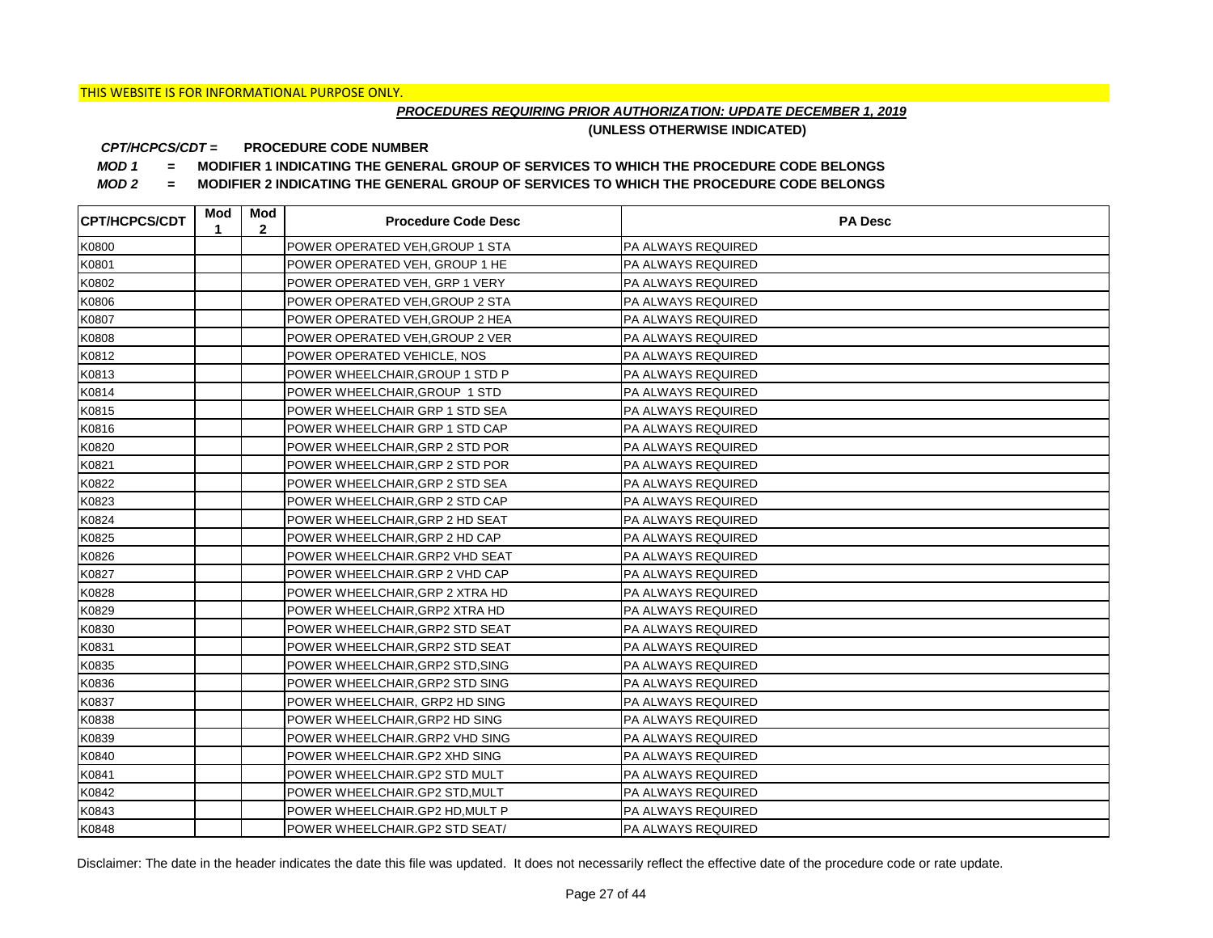THIS WEBSITE IS FOR INFORMATIONAL PURPOSE ONLY.

***PROCEDURES REQUIRING PRIOR AUTHORIZATION: UPDATE DECEMBER 1, 2019***

**(UNLESS OTHERWISE INDICATED)**

***CPT/HCPCS/CDT =*** **PROCEDURE CODE NUMBER**

***MOD 1*** **= MODIFIER 1 INDICATING THE GENERAL GROUP OF SERVICES TO WHICH THE PROCEDURE CODE BELONGS**

***MOD 2*** **= MODIFIER 2 INDICATING THE GENERAL GROUP OF SERVICES TO WHICH THE PROCEDURE CODE BELONGS**

| CPT/HCPCS/CDT | Mod 1 | Mod 2 | Procedure Code Desc | PA Desc |
|---|---|---|---|---|
| K0800 | | | POWER OPERATED VEH,GROUP 1 STA | PA ALWAYS REQUIRED |
| K0801 | | | POWER OPERATED VEH, GROUP 1 HE | PA ALWAYS REQUIRED |
| K0802 | | | POWER OPERATED VEH, GRP 1 VERY | PA ALWAYS REQUIRED |
| K0806 | | | POWER OPERATED VEH,GROUP 2 STA | PA ALWAYS REQUIRED |
| K0807 | | | POWER OPERATED VEH,GROUP 2 HEA | PA ALWAYS REQUIRED |
| K0808 | | | POWER OPERATED VEH,GROUP 2 VER | PA ALWAYS REQUIRED |
| K0812 | | | POWER OPERATED VEHICLE, NOS | PA ALWAYS REQUIRED |
| K0813 | | | POWER WHEELCHAIR,GROUP 1 STD P | PA ALWAYS REQUIRED |
| K0814 | | | POWER WHEELCHAIR,GROUP 1 STD | PA ALWAYS REQUIRED |
| K0815 | | | POWER WHEELCHAIR GRP 1 STD SEA | PA ALWAYS REQUIRED |
| K0816 | | | POWER WHEELCHAIR GRP 1 STD CAP | PA ALWAYS REQUIRED |
| K0820 | | | POWER WHEELCHAIR,GRP 2 STD POR | PA ALWAYS REQUIRED |
| K0821 | | | POWER WHEELCHAIR,GRP 2 STD POR | PA ALWAYS REQUIRED |
| K0822 | | | POWER WHEELCHAIR,GRP 2 STD SEA | PA ALWAYS REQUIRED |
| K0823 | | | POWER WHEELCHAIR,GRP 2 STD CAP | PA ALWAYS REQUIRED |
| K0824 | | | POWER WHEELCHAIR,GRP 2 HD SEAT | PA ALWAYS REQUIRED |
| K0825 | | | POWER WHEELCHAIR,GRP 2 HD CAP | PA ALWAYS REQUIRED |
| K0826 | | | POWER WHEELCHAIR.GRP2 VHD SEAT | PA ALWAYS REQUIRED |
| K0827 | | | POWER WHEELCHAIR.GRP 2 VHD CAP | PA ALWAYS REQUIRED |
| K0828 | | | POWER WHEELCHAIR,GRP 2 XTRA HD | PA ALWAYS REQUIRED |
| K0829 | | | POWER WHEELCHAIR,GRP2 XTRA HD | PA ALWAYS REQUIRED |
| K0830 | | | POWER WHEELCHAIR,GRP2 STD SEAT | PA ALWAYS REQUIRED |
| K0831 | | | POWER WHEELCHAIR,GRP2 STD SEAT | PA ALWAYS REQUIRED |
| K0835 | | | POWER WHEELCHAIR,GRP2 STD,SING | PA ALWAYS REQUIRED |
| K0836 | | | POWER WHEELCHAIR,GRP2 STD SING | PA ALWAYS REQUIRED |
| K0837 | | | POWER WHEELCHAIR, GRP2 HD SING | PA ALWAYS REQUIRED |
| K0838 | | | POWER WHEELCHAIR,GRP2 HD SING | PA ALWAYS REQUIRED |
| K0839 | | | POWER WHEELCHAIR.GRP2 VHD SING | PA ALWAYS REQUIRED |
| K0840 | | | POWER WHEELCHAIR.GP2 XHD SING | PA ALWAYS REQUIRED |
| K0841 | | | POWER WHEELCHAIR.GP2 STD MULT | PA ALWAYS REQUIRED |
| K0842 | | | POWER WHEELCHAIR.GP2 STD,MULT | PA ALWAYS REQUIRED |
| K0843 | | | POWER WHEELCHAIR.GP2 HD,MULT P | PA ALWAYS REQUIRED |
| K0848 | | | POWER WHEELCHAIR.GP2 STD SEAT/ | PA ALWAYS REQUIRED |

Disclaimer: The date in the header indicates the date this file was updated. It does not necessarily reflect the effective date of the procedure code or rate update.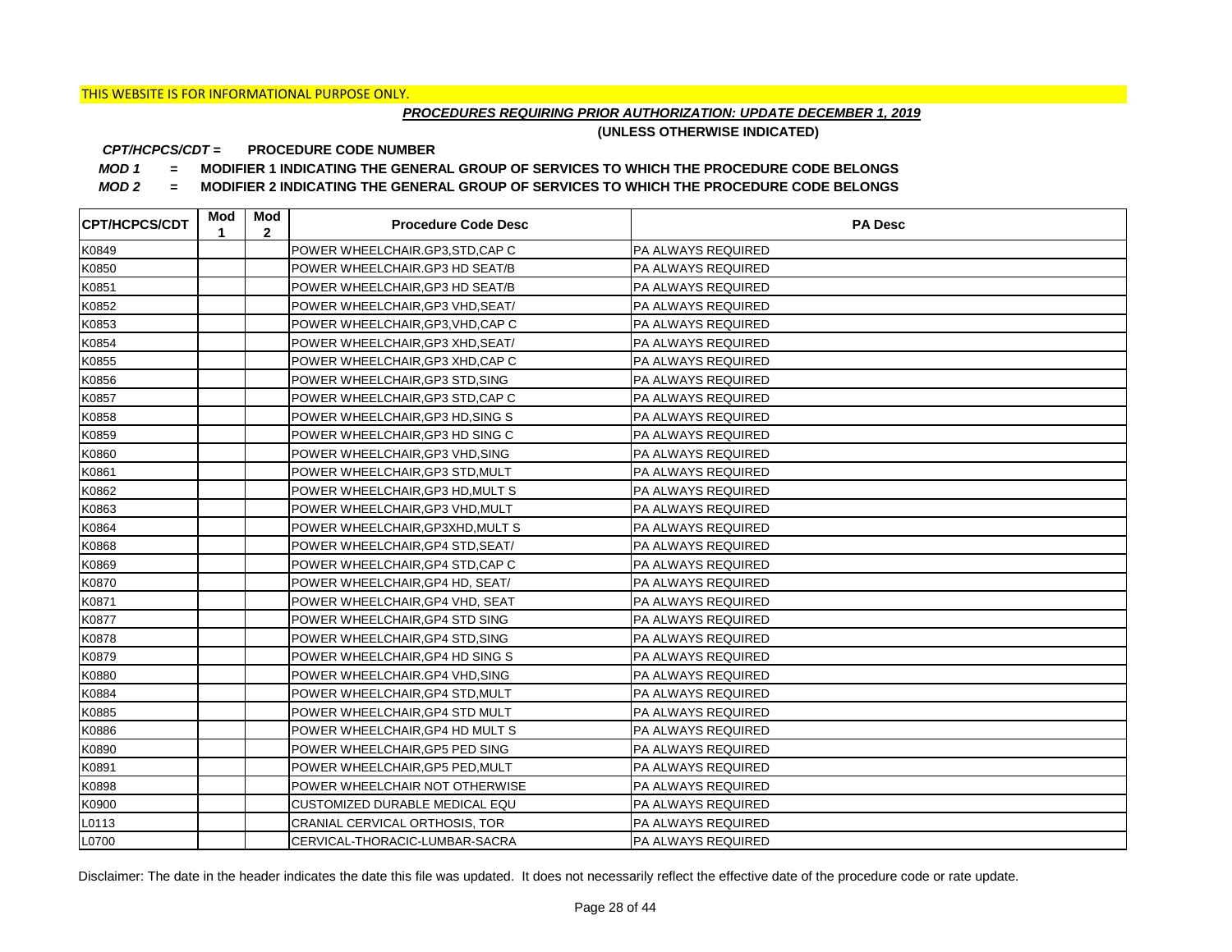THIS WEBSITE IS FOR INFORMATIONAL PURPOSE ONLY.

***PROCEDURES REQUIRING PRIOR AUTHORIZATION: UPDATE DECEMBER 1, 2019***

**(UNLESS OTHERWISE INDICATED)**

***CPT/HCPCS/CDT =*** **PROCEDURE CODE NUMBER**

***MOD 1*** **= MODIFIER 1 INDICATING THE GENERAL GROUP OF SERVICES TO WHICH THE PROCEDURE CODE BELONGS**

***MOD 2*** **= MODIFIER 2 INDICATING THE GENERAL GROUP OF SERVICES TO WHICH THE PROCEDURE CODE BELONGS**

| CPT/HCPCS/CDT | Mod 1 | Mod 2 | Procedure Code Desc | PA Desc |
|---|---|---|---|---|
| K0849 | | | POWER WHEELCHAIR.GP3,STD,CAP C | PA ALWAYS REQUIRED |
| K0850 | | | POWER WHEELCHAIR.GP3 HD SEAT/B | PA ALWAYS REQUIRED |
| K0851 | | | POWER WHEELCHAIR,GP3 HD SEAT/B | PA ALWAYS REQUIRED |
| K0852 | | | POWER WHEELCHAIR,GP3 VHD,SEAT/ | PA ALWAYS REQUIRED |
| K0853 | | | POWER WHEELCHAIR,GP3,VHD,CAP C | PA ALWAYS REQUIRED |
| K0854 | | | POWER WHEELCHAIR,GP3 XHD,SEAT/ | PA ALWAYS REQUIRED |
| K0855 | | | POWER WHEELCHAIR,GP3 XHD,CAP C | PA ALWAYS REQUIRED |
| K0856 | | | POWER WHEELCHAIR,GP3 STD,SING | PA ALWAYS REQUIRED |
| K0857 | | | POWER WHEELCHAIR,GP3 STD,CAP C | PA ALWAYS REQUIRED |
| K0858 | | | POWER WHEELCHAIR,GP3 HD,SING S | PA ALWAYS REQUIRED |
| K0859 | | | POWER WHEELCHAIR,GP3 HD SING C | PA ALWAYS REQUIRED |
| K0860 | | | POWER WHEELCHAIR,GP3 VHD,SING | PA ALWAYS REQUIRED |
| K0861 | | | POWER WHEELCHAIR,GP3 STD,MULT | PA ALWAYS REQUIRED |
| K0862 | | | POWER WHEELCHAIR,GP3 HD,MULT S | PA ALWAYS REQUIRED |
| K0863 | | | POWER WHEELCHAIR,GP3 VHD,MULT | PA ALWAYS REQUIRED |
| K0864 | | | POWER WHEELCHAIR,GP3XHD,MULT S | PA ALWAYS REQUIRED |
| K0868 | | | POWER WHEELCHAIR,GP4 STD,SEAT/ | PA ALWAYS REQUIRED |
| K0869 | | | POWER WHEELCHAIR,GP4 STD,CAP C | PA ALWAYS REQUIRED |
| K0870 | | | POWER WHEELCHAIR,GP4 HD, SEAT/ | PA ALWAYS REQUIRED |
| K0871 | | | POWER WHEELCHAIR,GP4 VHD, SEAT | PA ALWAYS REQUIRED |
| K0877 | | | POWER WHEELCHAIR,GP4 STD SING | PA ALWAYS REQUIRED |
| K0878 | | | POWER WHEELCHAIR,GP4 STD,SING | PA ALWAYS REQUIRED |
| K0879 | | | POWER WHEELCHAIR,GP4 HD SING S | PA ALWAYS REQUIRED |
| K0880 | | | POWER WHEELCHAIR.GP4 VHD,SING | PA ALWAYS REQUIRED |
| K0884 | | | POWER WHEELCHAIR,GP4 STD,MULT | PA ALWAYS REQUIRED |
| K0885 | | | POWER WHEELCHAIR,GP4 STD MULT | PA ALWAYS REQUIRED |
| K0886 | | | POWER WHEELCHAIR,GP4 HD MULT S | PA ALWAYS REQUIRED |
| K0890 | | | POWER WHEELCHAIR,GP5 PED SING | PA ALWAYS REQUIRED |
| K0891 | | | POWER WHEELCHAIR,GP5 PED,MULT | PA ALWAYS REQUIRED |
| K0898 | | | POWER WHEELCHAIR NOT OTHERWISE | PA ALWAYS REQUIRED |
| K0900 | | | CUSTOMIZED DURABLE MEDICAL EQU | PA ALWAYS REQUIRED |
| L0113 | | | CRANIAL CERVICAL ORTHOSIS, TOR | PA ALWAYS REQUIRED |
| L0700 | | | CERVICAL-THORACIC-LUMBAR-SACRA | PA ALWAYS REQUIRED |

Disclaimer: The date in the header indicates the date this file was updated. It does not necessarily reflect the effective date of the procedure code or rate update.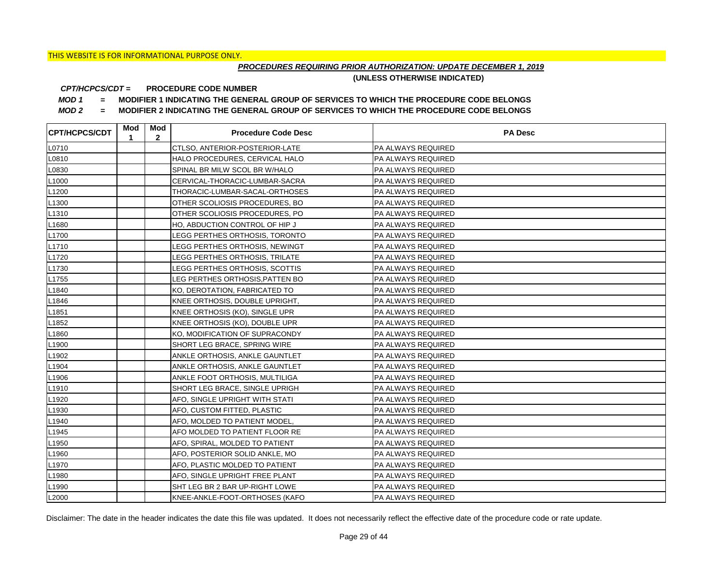THIS WEBSITE IS FOR INFORMATIONAL PURPOSE ONLY.

***PROCEDURES REQUIRING PRIOR AUTHORIZATION: UPDATE DECEMBER 1, 2019***

**(UNLESS OTHERWISE INDICATED)**

***CPT/HCPCS/CDT =*** **PROCEDURE CODE NUMBER**

***MOD 1*** **= MODIFIER 1 INDICATING THE GENERAL GROUP OF SERVICES TO WHICH THE PROCEDURE CODE BELONGS**

***MOD 2*** **= MODIFIER 2 INDICATING THE GENERAL GROUP OF SERVICES TO WHICH THE PROCEDURE CODE BELONGS**

| CPT/HCPCS/CDT | Mod 1 | Mod 2 | Procedure Code Desc | PA Desc |
|---|---|---|---|---|
| L0710 | | | CTLSO, ANTERIOR-POSTERIOR-LATE | PA ALWAYS REQUIRED |
| L0810 | | | HALO PROCEDURES, CERVICAL HALO | PA ALWAYS REQUIRED |
| L0830 | | | SPINAL BR MILW SCOL BR W/HALO | PA ALWAYS REQUIRED |
| L1000 | | | CERVICAL-THORACIC-LUMBAR-SACRA | PA ALWAYS REQUIRED |
| L1200 | | | THORACIC-LUMBAR-SACAL-ORTHOSES | PA ALWAYS REQUIRED |
| L1300 | | | OTHER SCOLIOSIS PROCEDURES, BO | PA ALWAYS REQUIRED |
| L1310 | | | OTHER SCOLIOSIS PROCEDURES, PO | PA ALWAYS REQUIRED |
| L1680 | | | HO, ABDUCTION CONTROL OF HIP J | PA ALWAYS REQUIRED |
| L1700 | | | LEGG PERTHES ORTHOSIS, TORONTO | PA ALWAYS REQUIRED |
| L1710 | | | LEGG PERTHES ORTHOSIS, NEWINGT | PA ALWAYS REQUIRED |
| L1720 | | | LEGG PERTHES ORTHOSIS, TRILATE | PA ALWAYS REQUIRED |
| L1730 | | | LEGG PERTHES ORTHOSIS, SCOTTIS | PA ALWAYS REQUIRED |
| L1755 | | | LEG PERTHES ORTHOSIS,PATTEN BO | PA ALWAYS REQUIRED |
| L1840 | | | KO, DEROTATION, FABRICATED TO | PA ALWAYS REQUIRED |
| L1846 | | | KNEE ORTHOSIS, DOUBLE UPRIGHT, | PA ALWAYS REQUIRED |
| L1851 | | | KNEE ORTHOSIS (KO), SINGLE UPR | PA ALWAYS REQUIRED |
| L1852 | | | KNEE ORTHOSIS (KO), DOUBLE UPR | PA ALWAYS REQUIRED |
| L1860 | | | KO, MODIFICATION OF SUPRACONDY | PA ALWAYS REQUIRED |
| L1900 | | | SHORT LEG BRACE, SPRING WIRE | PA ALWAYS REQUIRED |
| L1902 | | | ANKLE ORTHOSIS, ANKLE GAUNTLET | PA ALWAYS REQUIRED |
| L1904 | | | ANKLE ORTHOSIS, ANKLE GAUNTLET | PA ALWAYS REQUIRED |
| L1906 | | | ANKLE FOOT ORTHOSIS, MULTILIGA | PA ALWAYS REQUIRED |
| L1910 | | | SHORT LEG BRACE, SINGLE UPRIGH | PA ALWAYS REQUIRED |
| L1920 | | | AFO, SINGLE UPRIGHT WITH STATI | PA ALWAYS REQUIRED |
| L1930 | | | AFO, CUSTOM FITTED, PLASTIC | PA ALWAYS REQUIRED |
| L1940 | | | AFO, MOLDED TO PATIENT MODEL, | PA ALWAYS REQUIRED |
| L1945 | | | AFO MOLDED TO PATIENT FLOOR RE | PA ALWAYS REQUIRED |
| L1950 | | | AFO, SPIRAL, MOLDED TO PATIENT | PA ALWAYS REQUIRED |
| L1960 | | | AFO, POSTERIOR SOLID ANKLE, MO | PA ALWAYS REQUIRED |
| L1970 | | | AFO, PLASTIC MOLDED TO PATIENT | PA ALWAYS REQUIRED |
| L1980 | | | AFO, SINGLE UPRIGHT FREE PLANT | PA ALWAYS REQUIRED |
| L1990 | | | SHT LEG BR 2 BAR UP-RIGHT LOWE | PA ALWAYS REQUIRED |
| L2000 | | | KNEE-ANKLE-FOOT-ORTHOSES (KAFO | PA ALWAYS REQUIRED |

Disclaimer: The date in the header indicates the date this file was updated. It does not necessarily reflect the effective date of the procedure code or rate update.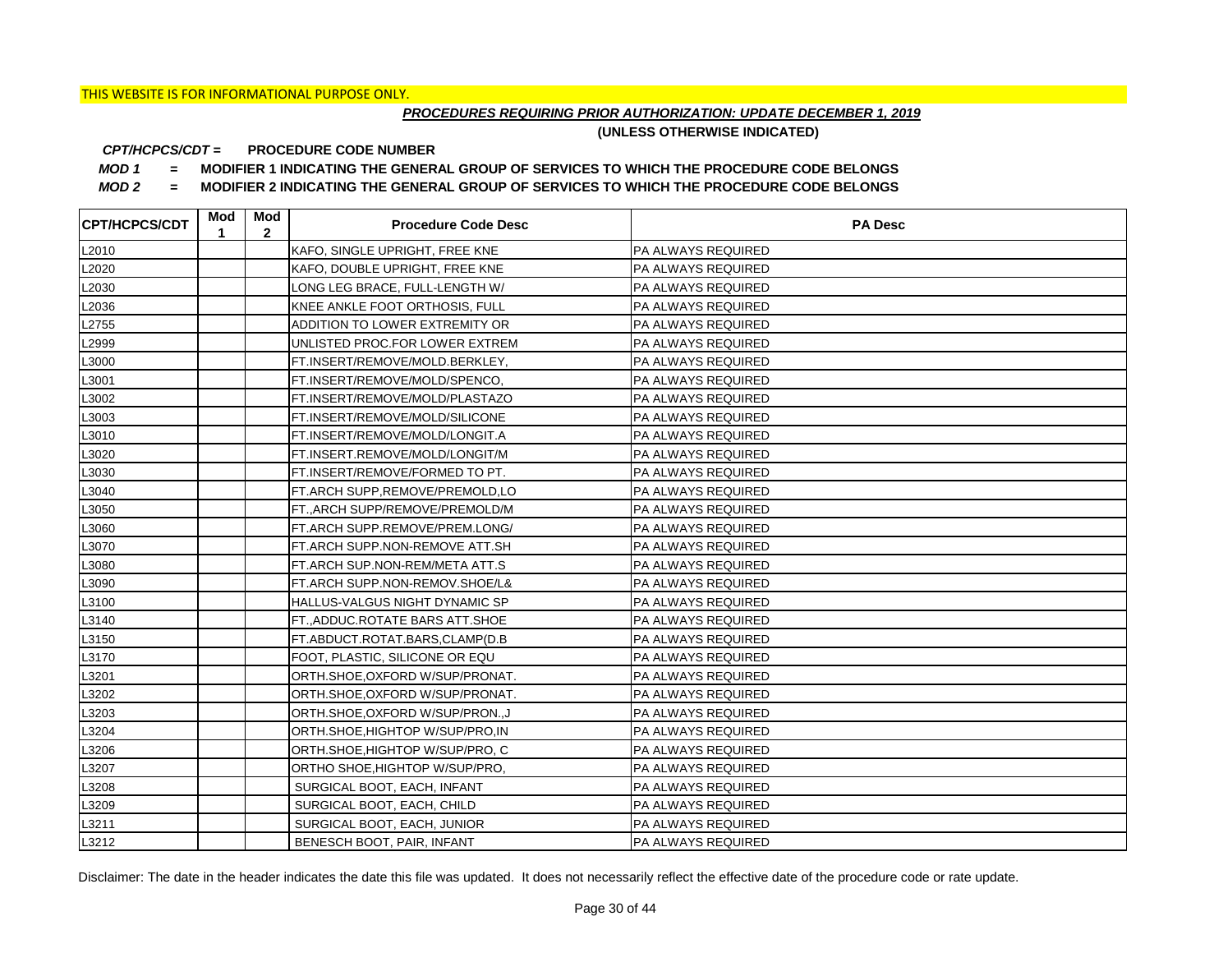THIS WEBSITE IS FOR INFORMATIONAL PURPOSE ONLY.

***PROCEDURES REQUIRING PRIOR AUTHORIZATION: UPDATE DECEMBER 1, 2019***

**(UNLESS OTHERWISE INDICATED)**

***CPT/HCPCS/CDT =*** **PROCEDURE CODE NUMBER**

***MOD 1*** **= MODIFIER 1 INDICATING THE GENERAL GROUP OF SERVICES TO WHICH THE PROCEDURE CODE BELONGS**

***MOD 2*** **= MODIFIER 2 INDICATING THE GENERAL GROUP OF SERVICES TO WHICH THE PROCEDURE CODE BELONGS**

| CPT/HCPCS/CDT | Mod 1 | Mod 2 | Procedure Code Desc | PA Desc |
|---|---|---|---|---|
| L2010 | | | KAFO, SINGLE UPRIGHT, FREE KNE | PA ALWAYS REQUIRED |
| L2020 | | | KAFO, DOUBLE UPRIGHT, FREE KNE | PA ALWAYS REQUIRED |
| L2030 | | | LONG LEG BRACE, FULL-LENGTH W/ | PA ALWAYS REQUIRED |
| L2036 | | | KNEE ANKLE FOOT ORTHOSIS, FULL | PA ALWAYS REQUIRED |
| L2755 | | | ADDITION TO LOWER EXTREMITY OR | PA ALWAYS REQUIRED |
| L2999 | | | UNLISTED PROC.FOR LOWER EXTREM | PA ALWAYS REQUIRED |
| L3000 | | | FT.INSERT/REMOVE/MOLD.BERKLEY, | PA ALWAYS REQUIRED |
| L3001 | | | FT.INSERT/REMOVE/MOLD/SPENCO, | PA ALWAYS REQUIRED |
| L3002 | | | FT.INSERT/REMOVE/MOLD/PLASTAZO | PA ALWAYS REQUIRED |
| L3003 | | | FT.INSERT/REMOVE/MOLD/SILICONE | PA ALWAYS REQUIRED |
| L3010 | | | FT.INSERT/REMOVE/MOLD/LONGIT.A | PA ALWAYS REQUIRED |
| L3020 | | | FT.INSERT.REMOVE/MOLD/LONGIT/M | PA ALWAYS REQUIRED |
| L3030 | | | FT.INSERT/REMOVE/FORMED TO PT. | PA ALWAYS REQUIRED |
| L3040 | | | FT.ARCH SUPP,REMOVE/PREMOLD,LO | PA ALWAYS REQUIRED |
| L3050 | | | FT.,ARCH SUPP/REMOVE/PREMOLD/M | PA ALWAYS REQUIRED |
| L3060 | | | FT.ARCH SUPP.REMOVE/PREM.LONG/ | PA ALWAYS REQUIRED |
| L3070 | | | FT.ARCH SUPP.NON-REMOVE ATT.SH | PA ALWAYS REQUIRED |
| L3080 | | | FT.ARCH SUP.NON-REM/META ATT.S | PA ALWAYS REQUIRED |
| L3090 | | | FT.ARCH SUPP.NON-REMOV.SHOE/L& | PA ALWAYS REQUIRED |
| L3100 | | | HALLUS-VALGUS NIGHT DYNAMIC SP | PA ALWAYS REQUIRED |
| L3140 | | | FT.,ADDUC.ROTATE BARS ATT.SHOE | PA ALWAYS REQUIRED |
| L3150 | | | FT.ABDUCT.ROTAT.BARS,CLAMP(D.B | PA ALWAYS REQUIRED |
| L3170 | | | FOOT, PLASTIC, SILICONE OR EQU | PA ALWAYS REQUIRED |
| L3201 | | | ORTH.SHOE,OXFORD W/SUP/PRONAT. | PA ALWAYS REQUIRED |
| L3202 | | | ORTH.SHOE,OXFORD W/SUP/PRONAT. | PA ALWAYS REQUIRED |
| L3203 | | | ORTH.SHOE,OXFORD W/SUP/PRON.,J | PA ALWAYS REQUIRED |
| L3204 | | | ORTH.SHOE,HIGHTOP W/SUP/PRO,IN | PA ALWAYS REQUIRED |
| L3206 | | | ORTH.SHOE,HIGHTOP W/SUP/PRO, C | PA ALWAYS REQUIRED |
| L3207 | | | ORTHO SHOE,HIGHTOP W/SUP/PRO, | PA ALWAYS REQUIRED |
| L3208 | | | SURGICAL BOOT, EACH, INFANT | PA ALWAYS REQUIRED |
| L3209 | | | SURGICAL BOOT, EACH, CHILD | PA ALWAYS REQUIRED |
| L3211 | | | SURGICAL BOOT, EACH, JUNIOR | PA ALWAYS REQUIRED |
| L3212 | | | BENESCH BOOT, PAIR, INFANT | PA ALWAYS REQUIRED |

Disclaimer: The date in the header indicates the date this file was updated. It does not necessarily reflect the effective date of the procedure code or rate update.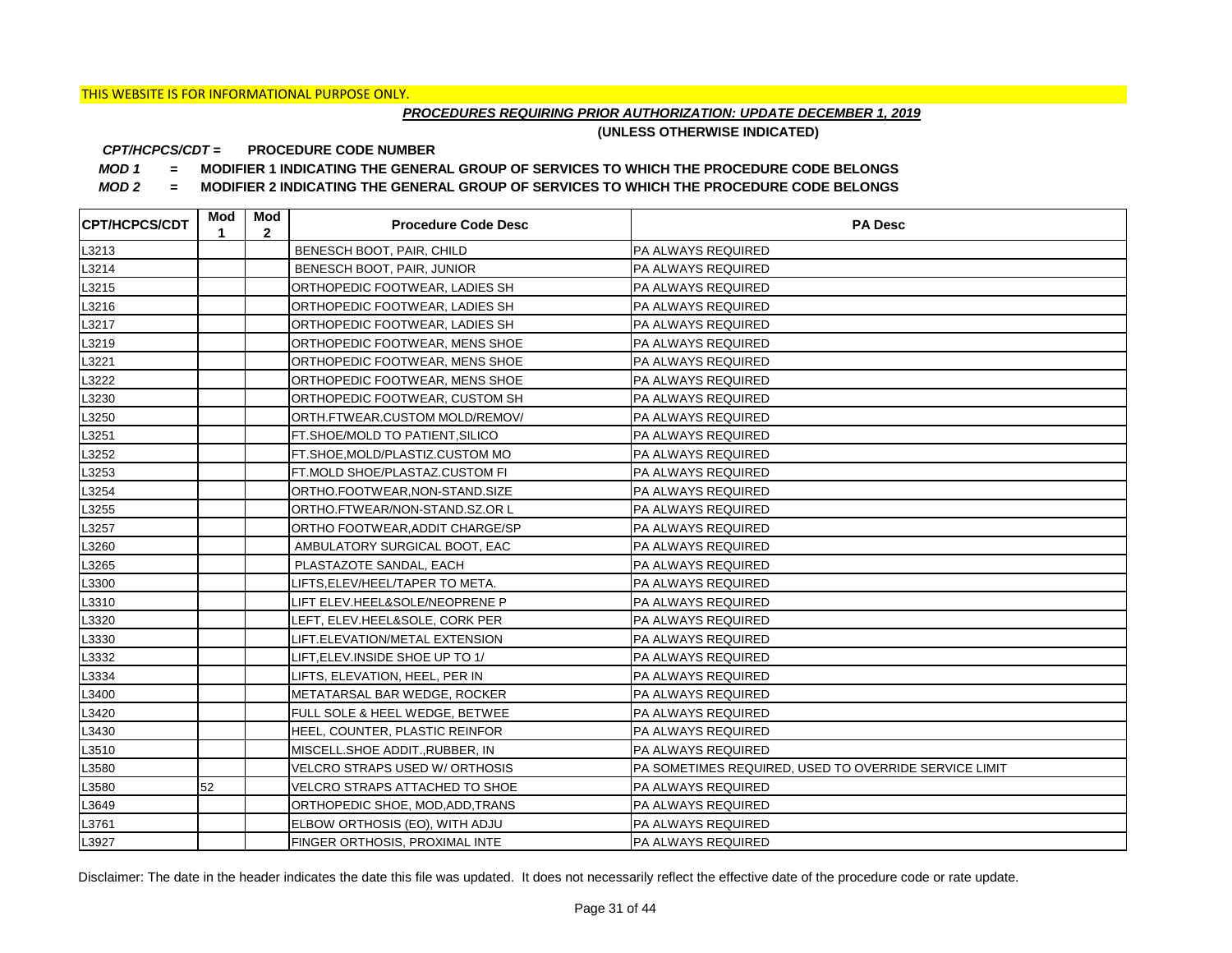THIS WEBSITE IS FOR INFORMATIONAL PURPOSE ONLY.

***PROCEDURES REQUIRING PRIOR AUTHORIZATION: UPDATE DECEMBER 1, 2019***

**(UNLESS OTHERWISE INDICATED)**

***CPT/HCPCS/CDT =*** **PROCEDURE CODE NUMBER**

***MOD 1*** **= MODIFIER 1 INDICATING THE GENERAL GROUP OF SERVICES TO WHICH THE PROCEDURE CODE BELONGS**

***MOD 2*** **= MODIFIER 2 INDICATING THE GENERAL GROUP OF SERVICES TO WHICH THE PROCEDURE CODE BELONGS**

| CPT/HCPCS/CDT | Mod 1 | Mod 2 | Procedure Code Desc | PA Desc |
|---|---|---|---|---|
| L3213 | | | BENESCH BOOT, PAIR, CHILD | PA ALWAYS REQUIRED |
| L3214 | | | BENESCH BOOT, PAIR, JUNIOR | PA ALWAYS REQUIRED |
| L3215 | | | ORTHOPEDIC FOOTWEAR, LADIES SH | PA ALWAYS REQUIRED |
| L3216 | | | ORTHOPEDIC FOOTWEAR, LADIES SH | PA ALWAYS REQUIRED |
| L3217 | | | ORTHOPEDIC FOOTWEAR, LADIES SH | PA ALWAYS REQUIRED |
| L3219 | | | ORTHOPEDIC FOOTWEAR, MENS SHOE | PA ALWAYS REQUIRED |
| L3221 | | | ORTHOPEDIC FOOTWEAR, MENS SHOE | PA ALWAYS REQUIRED |
| L3222 | | | ORTHOPEDIC FOOTWEAR, MENS SHOE | PA ALWAYS REQUIRED |
| L3230 | | | ORTHOPEDIC FOOTWEAR, CUSTOM SH | PA ALWAYS REQUIRED |
| L3250 | | | ORTH.FTWEAR.CUSTOM MOLD/REMOV/ | PA ALWAYS REQUIRED |
| L3251 | | | FT.SHOE/MOLD TO PATIENT,SILICO | PA ALWAYS REQUIRED |
| L3252 | | | FT.SHOE,MOLD/PLASTIZ.CUSTOM MO | PA ALWAYS REQUIRED |
| L3253 | | | FT.MOLD SHOE/PLASTAZ.CUSTOM FI | PA ALWAYS REQUIRED |
| L3254 | | | ORTHO.FOOTWEAR,NON-STAND.SIZE | PA ALWAYS REQUIRED |
| L3255 | | | ORTHO.FTWEAR/NON-STAND.SZ.OR L | PA ALWAYS REQUIRED |
| L3257 | | | ORTHO FOOTWEAR,ADDIT CHARGE/SP | PA ALWAYS REQUIRED |
| L3260 | | | AMBULATORY SURGICAL BOOT, EAC | PA ALWAYS REQUIRED |
| L3265 | | | PLASTAZOTE SANDAL, EACH | PA ALWAYS REQUIRED |
| L3300 | | | LIFTS,ELEV/HEEL/TAPER TO META. | PA ALWAYS REQUIRED |
| L3310 | | | LIFT ELEV.HEEL&SOLE/NEOPRENE P | PA ALWAYS REQUIRED |
| L3320 | | | LEFT, ELEV.HEEL&SOLE, CORK PER | PA ALWAYS REQUIRED |
| L3330 | | | LIFT.ELEVATION/METAL EXTENSION | PA ALWAYS REQUIRED |
| L3332 | | | LIFT,ELEV.INSIDE SHOE UP TO 1/ | PA ALWAYS REQUIRED |
| L3334 | | | LIFTS, ELEVATION, HEEL, PER IN | PA ALWAYS REQUIRED |
| L3400 | | | METATARSAL BAR WEDGE, ROCKER | PA ALWAYS REQUIRED |
| L3420 | | | FULL SOLE & HEEL WEDGE, BETWEE | PA ALWAYS REQUIRED |
| L3430 | | | HEEL, COUNTER, PLASTIC REINFOR | PA ALWAYS REQUIRED |
| L3510 | | | MISCELL.SHOE ADDIT.,RUBBER, IN | PA ALWAYS REQUIRED |
| L3580 | | | VELCRO STRAPS USED W/ ORTHOSIS | PA SOMETIMES REQUIRED, USED TO OVERRIDE SERVICE LIMIT |
| L3580 | 52 | | VELCRO STRAPS ATTACHED TO SHOE | PA ALWAYS REQUIRED |
| L3649 | | | ORTHOPEDIC SHOE, MOD,ADD,TRANS | PA ALWAYS REQUIRED |
| L3761 | | | ELBOW ORTHOSIS (EO), WITH ADJU | PA ALWAYS REQUIRED |
| L3927 | | | FINGER ORTHOSIS, PROXIMAL INTE | PA ALWAYS REQUIRED |

Disclaimer: The date in the header indicates the date this file was updated. It does not necessarily reflect the effective date of the procedure code or rate update.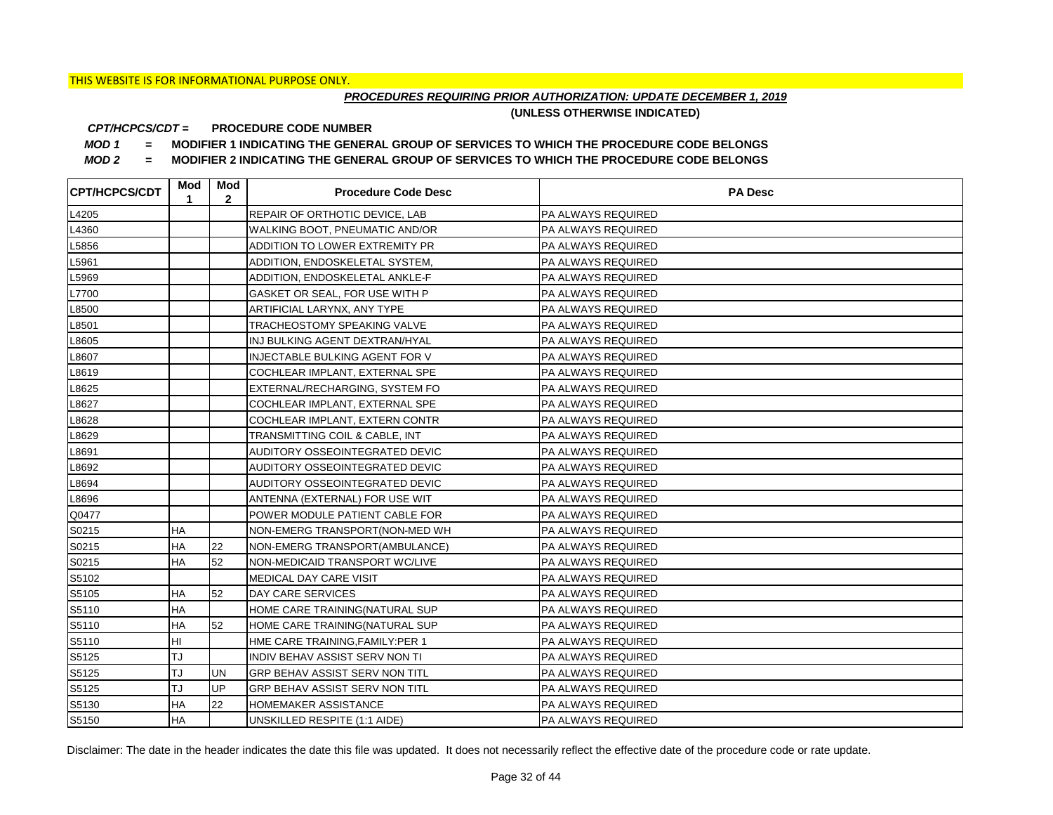THIS WEBSITE IS FOR INFORMATIONAL PURPOSE ONLY.

***PROCEDURES REQUIRING PRIOR AUTHORIZATION: UPDATE DECEMBER 1, 2019***

**(UNLESS OTHERWISE INDICATED)**

***CPT/HCPCS/CDT =*** **PROCEDURE CODE NUMBER**

***MOD 1*** **= MODIFIER 1 INDICATING THE GENERAL GROUP OF SERVICES TO WHICH THE PROCEDURE CODE BELONGS**

***MOD 2*** **= MODIFIER 2 INDICATING THE GENERAL GROUP OF SERVICES TO WHICH THE PROCEDURE CODE BELONGS**

| CPT/HCPCS/CDT | Mod 1 | Mod 2 | Procedure Code Desc | PA Desc |
|---|---|---|---|---|
| L4205 | | | REPAIR OF ORTHOTIC DEVICE, LAB | PA ALWAYS REQUIRED |
| L4360 | | | WALKING BOOT, PNEUMATIC AND/OR | PA ALWAYS REQUIRED |
| L5856 | | | ADDITION TO LOWER EXTREMITY PR | PA ALWAYS REQUIRED |
| L5961 | | | ADDITION, ENDOSKELETAL SYSTEM, | PA ALWAYS REQUIRED |
| L5969 | | | ADDITION, ENDOSKELETAL ANKLE-F | PA ALWAYS REQUIRED |
| L7700 | | | GASKET OR SEAL, FOR USE WITH P | PA ALWAYS REQUIRED |
| L8500 | | | ARTIFICIAL LARYNX, ANY TYPE | PA ALWAYS REQUIRED |
| L8501 | | | TRACHEOSTOMY SPEAKING VALVE | PA ALWAYS REQUIRED |
| L8605 | | | INJ BULKING AGENT DEXTRAN/HYAL | PA ALWAYS REQUIRED |
| L8607 | | | INJECTABLE BULKING AGENT FOR V | PA ALWAYS REQUIRED |
| L8619 | | | COCHLEAR IMPLANT, EXTERNAL SPE | PA ALWAYS REQUIRED |
| L8625 | | | EXTERNAL/RECHARGING, SYSTEM FO | PA ALWAYS REQUIRED |
| L8627 | | | COCHLEAR IMPLANT, EXTERNAL SPE | PA ALWAYS REQUIRED |
| L8628 | | | COCHLEAR IMPLANT, EXTERN CONTR | PA ALWAYS REQUIRED |
| L8629 | | | TRANSMITTING COIL & CABLE, INT | PA ALWAYS REQUIRED |
| L8691 | | | AUDITORY OSSEOINTEGRATED DEVIC | PA ALWAYS REQUIRED |
| L8692 | | | AUDITORY OSSEOINTEGRATED DEVIC | PA ALWAYS REQUIRED |
| L8694 | | | AUDITORY OSSEOINTEGRATED DEVIC | PA ALWAYS REQUIRED |
| L8696 | | | ANTENNA (EXTERNAL) FOR USE WIT | PA ALWAYS REQUIRED |
| Q0477 | | | POWER MODULE PATIENT CABLE FOR | PA ALWAYS REQUIRED |
| S0215 | HA | | NON-EMERG TRANSPORT(NON-MED WH | PA ALWAYS REQUIRED |
| S0215 | HA | 22 | NON-EMERG TRANSPORT(AMBULANCE) | PA ALWAYS REQUIRED |
| S0215 | HA | 52 | NON-MEDICAID TRANSPORT WC/LIVE | PA ALWAYS REQUIRED |
| S5102 | | | MEDICAL DAY CARE VISIT | PA ALWAYS REQUIRED |
| S5105 | HA | 52 | DAY CARE SERVICES | PA ALWAYS REQUIRED |
| S5110 | HA | | HOME CARE TRAINING(NATURAL SUP | PA ALWAYS REQUIRED |
| S5110 | HA | 52 | HOME CARE TRAINING(NATURAL SUP | PA ALWAYS REQUIRED |
| S5110 | HI | | HME CARE TRAINING,FAMILY:PER 1 | PA ALWAYS REQUIRED |
| S5125 | TJ | | INDIV BEHAV ASSIST SERV NON TI | PA ALWAYS REQUIRED |
| S5125 | TJ | UN | GRP BEHAV ASSIST SERV NON TITL | PA ALWAYS REQUIRED |
| S5125 | TJ | UP | GRP BEHAV ASSIST SERV NON TITL | PA ALWAYS REQUIRED |
| S5130 | HA | 22 | HOMEMAKER ASSISTANCE | PA ALWAYS REQUIRED |
| S5150 | HA | | UNSKILLED RESPITE (1:1 AIDE) | PA ALWAYS REQUIRED |

Disclaimer: The date in the header indicates the date this file was updated. It does not necessarily reflect the effective date of the procedure code or rate update.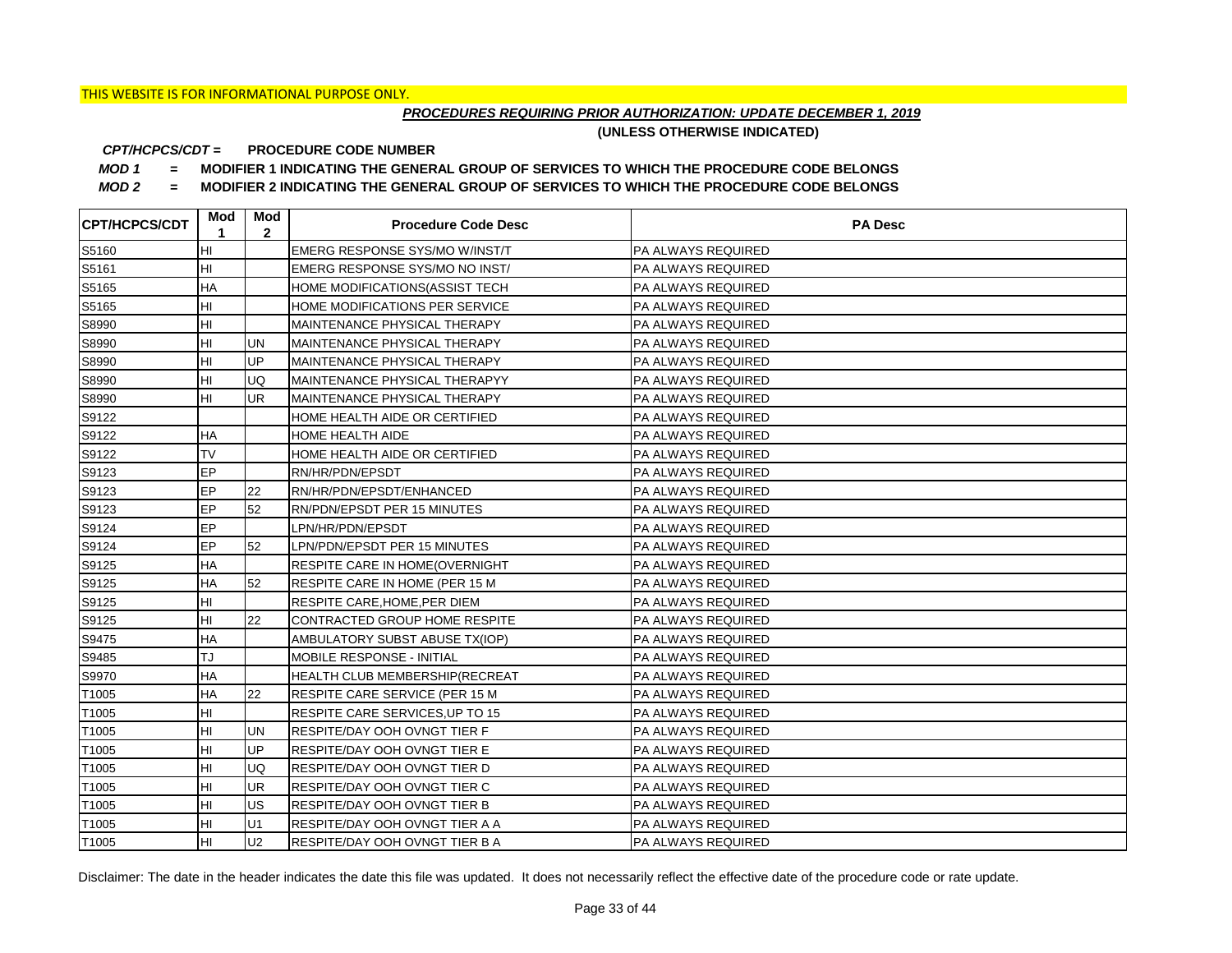THIS WEBSITE IS FOR INFORMATIONAL PURPOSE ONLY.

***PROCEDURES REQUIRING PRIOR AUTHORIZATION: UPDATE DECEMBER 1, 2019***

**(UNLESS OTHERWISE INDICATED)**

***CPT/HCPCS/CDT =*** **PROCEDURE CODE NUMBER**

***MOD 1*** **= MODIFIER 1 INDICATING THE GENERAL GROUP OF SERVICES TO WHICH THE PROCEDURE CODE BELONGS**

***MOD 2*** **= MODIFIER 2 INDICATING THE GENERAL GROUP OF SERVICES TO WHICH THE PROCEDURE CODE BELONGS**

| CPT/HCPCS/CDT | Mod 1 | Mod 2 | Procedure Code Desc | PA Desc |
|---|---|---|---|---|
| S5160 | HI | | EMERG RESPONSE SYS/MO W/INST/T | PA ALWAYS REQUIRED |
| S5161 | HI | | EMERG RESPONSE SYS/MO NO INST/ | PA ALWAYS REQUIRED |
| S5165 | HA | | HOME MODIFICATIONS(ASSIST TECH | PA ALWAYS REQUIRED |
| S5165 | HI | | HOME MODIFICATIONS PER SERVICE | PA ALWAYS REQUIRED |
| S8990 | HI | | MAINTENANCE PHYSICAL THERAPY | PA ALWAYS REQUIRED |
| S8990 | HI | UN | MAINTENANCE PHYSICAL THERAPY | PA ALWAYS REQUIRED |
| S8990 | HI | UP | MAINTENANCE PHYSICAL THERAPY | PA ALWAYS REQUIRED |
| S8990 | HI | UQ | MAINTENANCE PHYSICAL THERAPYY | PA ALWAYS REQUIRED |
| S8990 | HI | UR | MAINTENANCE PHYSICAL THERAPY | PA ALWAYS REQUIRED |
| S9122 | | | HOME HEALTH AIDE OR CERTIFIED | PA ALWAYS REQUIRED |
| S9122 | HA | | HOME HEALTH AIDE | PA ALWAYS REQUIRED |
| S9122 | TV | | HOME HEALTH AIDE OR CERTIFIED | PA ALWAYS REQUIRED |
| S9123 | EP | | RN/HR/PDN/EPSDT | PA ALWAYS REQUIRED |
| S9123 | EP | 22 | RN/HR/PDN/EPSDT/ENHANCED | PA ALWAYS REQUIRED |
| S9123 | EP | 52 | RN/PDN/EPSDT PER 15 MINUTES | PA ALWAYS REQUIRED |
| S9124 | EP | | LPN/HR/PDN/EPSDT | PA ALWAYS REQUIRED |
| S9124 | EP | 52 | LPN/PDN/EPSDT PER 15 MINUTES | PA ALWAYS REQUIRED |
| S9125 | HA | | RESPITE CARE IN HOME(OVERNIGHT | PA ALWAYS REQUIRED |
| S9125 | HA | 52 | RESPITE CARE IN HOME (PER 15 M | PA ALWAYS REQUIRED |
| S9125 | HI | | RESPITE CARE,HOME,PER DIEM | PA ALWAYS REQUIRED |
| S9125 | HI | 22 | CONTRACTED GROUP HOME RESPITE | PA ALWAYS REQUIRED |
| S9475 | HA | | AMBULATORY SUBST ABUSE TX(IOP) | PA ALWAYS REQUIRED |
| S9485 | TJ | | MOBILE RESPONSE - INITIAL | PA ALWAYS REQUIRED |
| S9970 | HA | | HEALTH CLUB MEMBERSHIP(RECREAT | PA ALWAYS REQUIRED |
| T1005 | HA | 22 | RESPITE CARE SERVICE (PER 15 M | PA ALWAYS REQUIRED |
| T1005 | HI | | RESPITE CARE SERVICES,UP TO 15 | PA ALWAYS REQUIRED |
| T1005 | HI | UN | RESPITE/DAY OOH OVNGT TIER F | PA ALWAYS REQUIRED |
| T1005 | HI | UP | RESPITE/DAY OOH OVNGT TIER E | PA ALWAYS REQUIRED |
| T1005 | HI | UQ | RESPITE/DAY OOH OVNGT TIER D | PA ALWAYS REQUIRED |
| T1005 | HI | UR | RESPITE/DAY OOH OVNGT TIER C | PA ALWAYS REQUIRED |
| T1005 | HI | US | RESPITE/DAY OOH OVNGT TIER B | PA ALWAYS REQUIRED |
| T1005 | HI | U1 | RESPITE/DAY OOH OVNGT TIER A A | PA ALWAYS REQUIRED |
| T1005 | HI | U2 | RESPITE/DAY OOH OVNGT TIER B A | PA ALWAYS REQUIRED |

Disclaimer: The date in the header indicates the date this file was updated. It does not necessarily reflect the effective date of the procedure code or rate update.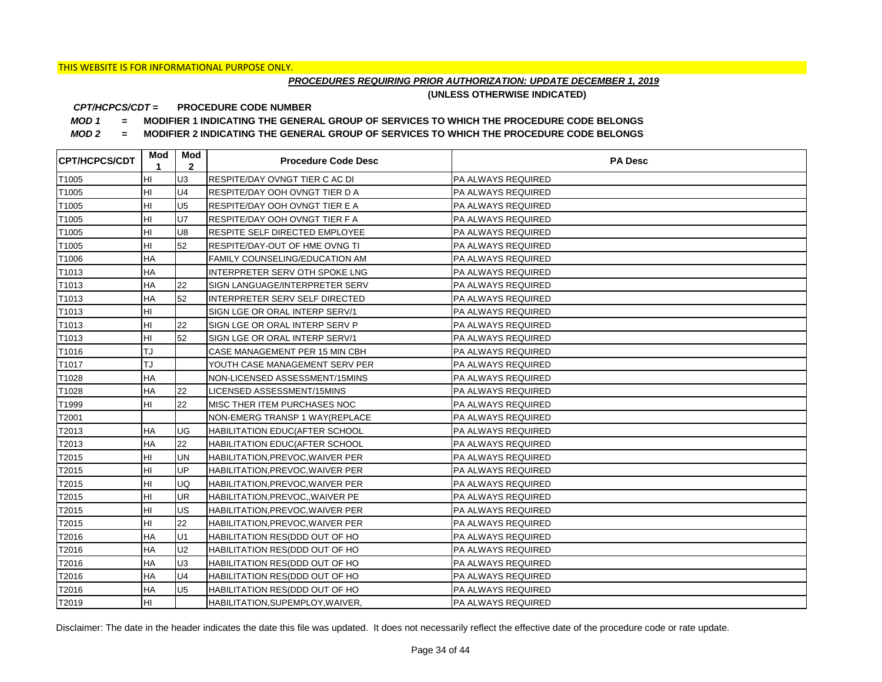THIS WEBSITE IS FOR INFORMATIONAL PURPOSE ONLY.

***PROCEDURES REQUIRING PRIOR AUTHORIZATION: UPDATE DECEMBER 1, 2019***

**(UNLESS OTHERWISE INDICATED)**

***CPT/HCPCS/CDT =*** **PROCEDURE CODE NUMBER**

***MOD 1*** **= MODIFIER 1 INDICATING THE GENERAL GROUP OF SERVICES TO WHICH THE PROCEDURE CODE BELONGS**

***MOD 2*** **= MODIFIER 2 INDICATING THE GENERAL GROUP OF SERVICES TO WHICH THE PROCEDURE CODE BELONGS**

| CPT/HCPCS/CDT | Mod 1 | Mod 2 | Procedure Code Desc | PA Desc |
|---|---|---|---|---|
| T1005 | HI | U3 | RESPITE/DAY OVNGT TIER C AC DI | PA ALWAYS REQUIRED |
| T1005 | HI | U4 | RESPITE/DAY OOH OVNGT TIER D A | PA ALWAYS REQUIRED |
| T1005 | HI | U5 | RESPITE/DAY OOH OVNGT TIER E A | PA ALWAYS REQUIRED |
| T1005 | HI | U7 | RESPITE/DAY OOH OVNGT TIER F A | PA ALWAYS REQUIRED |
| T1005 | HI | U8 | RESPITE SELF DIRECTED EMPLOYEE | PA ALWAYS REQUIRED |
| T1005 | HI | 52 | RESPITE/DAY-OUT OF HME OVNG TI | PA ALWAYS REQUIRED |
| T1006 | HA | | FAMILY COUNSELING/EDUCATION AM | PA ALWAYS REQUIRED |
| T1013 | HA | | INTERPRETER SERV OTH SPOKE LNG | PA ALWAYS REQUIRED |
| T1013 | HA | 22 | SIGN LANGUAGE/INTERPRETER SERV | PA ALWAYS REQUIRED |
| T1013 | HA | 52 | INTERPRETER SERV SELF DIRECTED | PA ALWAYS REQUIRED |
| T1013 | HI | | SIGN LGE OR ORAL INTERP SERV/1 | PA ALWAYS REQUIRED |
| T1013 | HI | 22 | SIGN LGE OR ORAL INTERP SERV P | PA ALWAYS REQUIRED |
| T1013 | HI | 52 | SIGN LGE OR ORAL INTERP SERV/1 | PA ALWAYS REQUIRED |
| T1016 | TJ | | CASE MANAGEMENT PER 15 MIN CBH | PA ALWAYS REQUIRED |
| T1017 | TJ | | YOUTH CASE MANAGEMENT SERV PER | PA ALWAYS REQUIRED |
| T1028 | HA | | NON-LICENSED ASSESSMENT/15MINS | PA ALWAYS REQUIRED |
| T1028 | HA | 22 | LICENSED ASSESSMENT/15MINS | PA ALWAYS REQUIRED |
| T1999 | HI | 22 | MISC THER ITEM PURCHASES NOC | PA ALWAYS REQUIRED |
| T2001 | | | NON-EMERG TRANSP 1 WAY(REPLACE | PA ALWAYS REQUIRED |
| T2013 | HA | UG | HABILITATION EDUC(AFTER SCHOOL | PA ALWAYS REQUIRED |
| T2013 | HA | 22 | HABILITATION EDUC(AFTER SCHOOL | PA ALWAYS REQUIRED |
| T2015 | HI | UN | HABILITATION,PREVOC,WAIVER PER | PA ALWAYS REQUIRED |
| T2015 | HI | UP | HABILITATION,PREVOC,WAIVER PER | PA ALWAYS REQUIRED |
| T2015 | HI | UQ | HABILITATION,PREVOC,WAIVER PER | PA ALWAYS REQUIRED |
| T2015 | HI | UR | HABILITATION,PREVOC,,WAIVER PE | PA ALWAYS REQUIRED |
| T2015 | HI | US | HABILITATION,PREVOC,WAIVER PER | PA ALWAYS REQUIRED |
| T2015 | HI | 22 | HABILITATION,PREVOC,WAIVER PER | PA ALWAYS REQUIRED |
| T2016 | HA | U1 | HABILITATION RES(DDD OUT OF HO | PA ALWAYS REQUIRED |
| T2016 | HA | U2 | HABILITATION RES(DDD OUT OF HO | PA ALWAYS REQUIRED |
| T2016 | HA | U3 | HABILITATION RES(DDD OUT OF HO | PA ALWAYS REQUIRED |
| T2016 | HA | U4 | HABILITATION RES(DDD OUT OF HO | PA ALWAYS REQUIRED |
| T2016 | HA | U5 | HABILITATION RES(DDD OUT OF HO | PA ALWAYS REQUIRED |
| T2019 | HI | | HABILITATION,SUPEMPLOY,WAIVER, | PA ALWAYS REQUIRED |

Disclaimer: The date in the header indicates the date this file was updated. It does not necessarily reflect the effective date of the procedure code or rate update.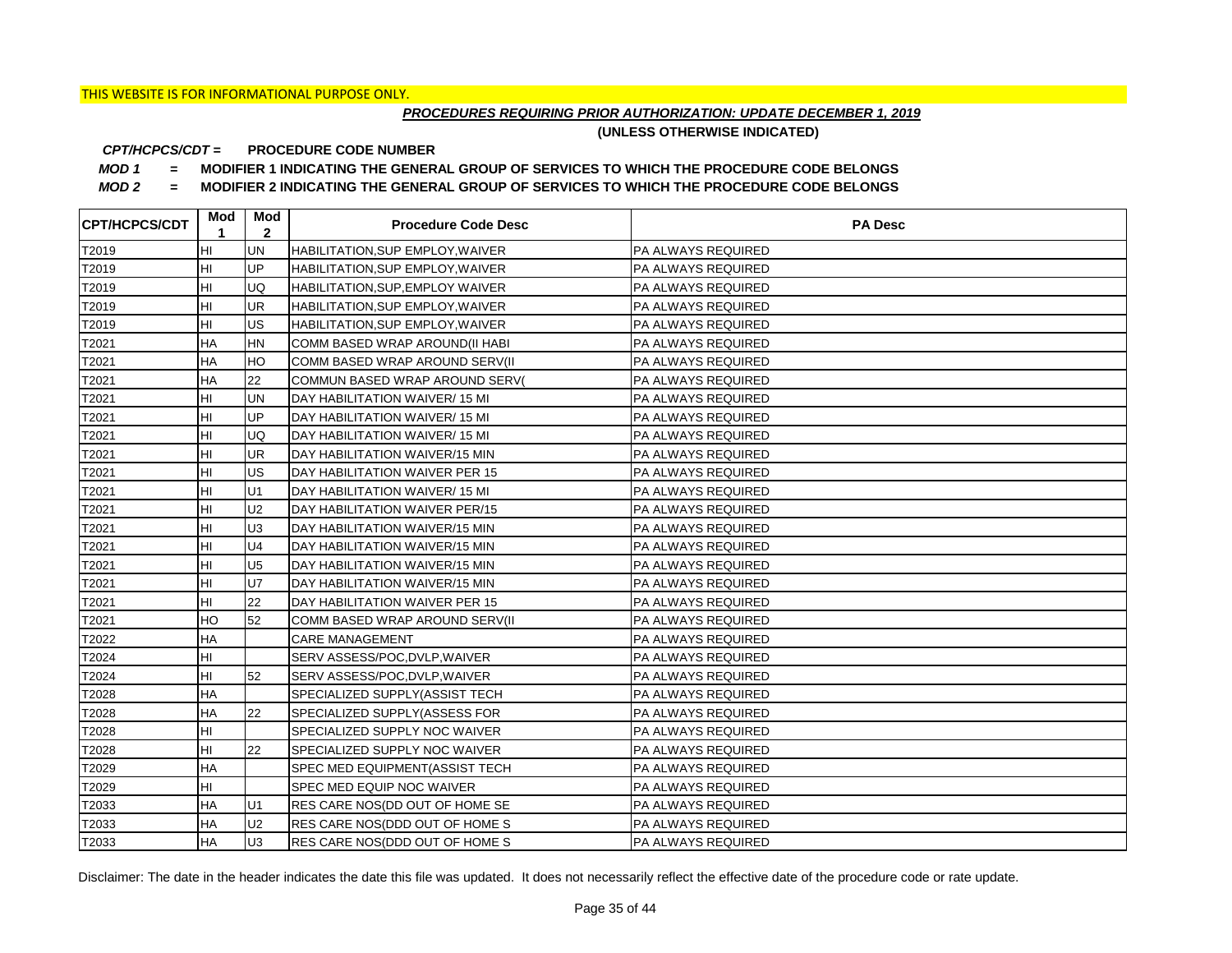THIS WEBSITE IS FOR INFORMATIONAL PURPOSE ONLY.

***PROCEDURES REQUIRING PRIOR AUTHORIZATION: UPDATE DECEMBER 1, 2019***

**(UNLESS OTHERWISE INDICATED)**

***CPT/HCPCS/CDT =*** **PROCEDURE CODE NUMBER**

***MOD 1*** **= MODIFIER 1 INDICATING THE GENERAL GROUP OF SERVICES TO WHICH THE PROCEDURE CODE BELONGS**

***MOD 2*** **= MODIFIER 2 INDICATING THE GENERAL GROUP OF SERVICES TO WHICH THE PROCEDURE CODE BELONGS**

| CPT/HCPCS/CDT | Mod 1 | Mod 2 | Procedure Code Desc | PA Desc |
|---|---|---|---|---|
| T2019 | HI | UN | HABILITATION,SUP EMPLOY,WAIVER | PA ALWAYS REQUIRED |
| T2019 | HI | UP | HABILITATION,SUP EMPLOY,WAIVER | PA ALWAYS REQUIRED |
| T2019 | HI | UQ | HABILITATION,SUP,EMPLOY WAIVER | PA ALWAYS REQUIRED |
| T2019 | HI | UR | HABILITATION,SUP EMPLOY,WAIVER | PA ALWAYS REQUIRED |
| T2019 | HI | US | HABILITATION,SUP EMPLOY,WAIVER | PA ALWAYS REQUIRED |
| T2021 | HA | HN | COMM BASED WRAP AROUND(II HABI | PA ALWAYS REQUIRED |
| T2021 | HA | HO | COMM BASED WRAP AROUND SERV(II | PA ALWAYS REQUIRED |
| T2021 | HA | 22 | COMMUN BASED WRAP AROUND SERV( | PA ALWAYS REQUIRED |
| T2021 | HI | UN | DAY HABILITATION WAIVER/ 15 MI | PA ALWAYS REQUIRED |
| T2021 | HI | UP | DAY HABILITATION WAIVER/ 15 MI | PA ALWAYS REQUIRED |
| T2021 | HI | UQ | DAY HABILITATION WAIVER/ 15 MI | PA ALWAYS REQUIRED |
| T2021 | HI | UR | DAY HABILITATION WAIVER/15 MIN | PA ALWAYS REQUIRED |
| T2021 | HI | US | DAY HABILITATION WAIVER PER 15 | PA ALWAYS REQUIRED |
| T2021 | HI | U1 | DAY HABILITATION WAIVER/ 15 MI | PA ALWAYS REQUIRED |
| T2021 | HI | U2 | DAY HABILITATION WAIVER PER/15 | PA ALWAYS REQUIRED |
| T2021 | HI | U3 | DAY HABILITATION WAIVER/15 MIN | PA ALWAYS REQUIRED |
| T2021 | HI | U4 | DAY HABILITATION WAIVER/15 MIN | PA ALWAYS REQUIRED |
| T2021 | HI | U5 | DAY HABILITATION WAIVER/15 MIN | PA ALWAYS REQUIRED |
| T2021 | HI | U7 | DAY HABILITATION WAIVER/15 MIN | PA ALWAYS REQUIRED |
| T2021 | HI | 22 | DAY HABILITATION WAIVER PER 15 | PA ALWAYS REQUIRED |
| T2021 | HO | 52 | COMM BASED WRAP AROUND SERV(II | PA ALWAYS REQUIRED |
| T2022 | HA | | CARE MANAGEMENT | PA ALWAYS REQUIRED |
| T2024 | HI | | SERV ASSESS/POC,DVLP,WAIVER | PA ALWAYS REQUIRED |
| T2024 | HI | 52 | SERV ASSESS/POC,DVLP,WAIVER | PA ALWAYS REQUIRED |
| T2028 | HA | | SPECIALIZED SUPPLY(ASSIST TECH | PA ALWAYS REQUIRED |
| T2028 | HA | 22 | SPECIALIZED SUPPLY(ASSESS FOR | PA ALWAYS REQUIRED |
| T2028 | HI | | SPECIALIZED SUPPLY NOC WAIVER | PA ALWAYS REQUIRED |
| T2028 | HI | 22 | SPECIALIZED SUPPLY NOC WAIVER | PA ALWAYS REQUIRED |
| T2029 | HA | | SPEC MED EQUIPMENT(ASSIST TECH | PA ALWAYS REQUIRED |
| T2029 | HI | | SPEC MED EQUIP NOC WAIVER | PA ALWAYS REQUIRED |
| T2033 | HA | U1 | RES CARE NOS(DD OUT OF HOME SE | PA ALWAYS REQUIRED |
| T2033 | HA | U2 | RES CARE NOS(DDD OUT OF HOME S | PA ALWAYS REQUIRED |
| T2033 | HA | U3 | RES CARE NOS(DDD OUT OF HOME S | PA ALWAYS REQUIRED |

Disclaimer: The date in the header indicates the date this file was updated. It does not necessarily reflect the effective date of the procedure code or rate update.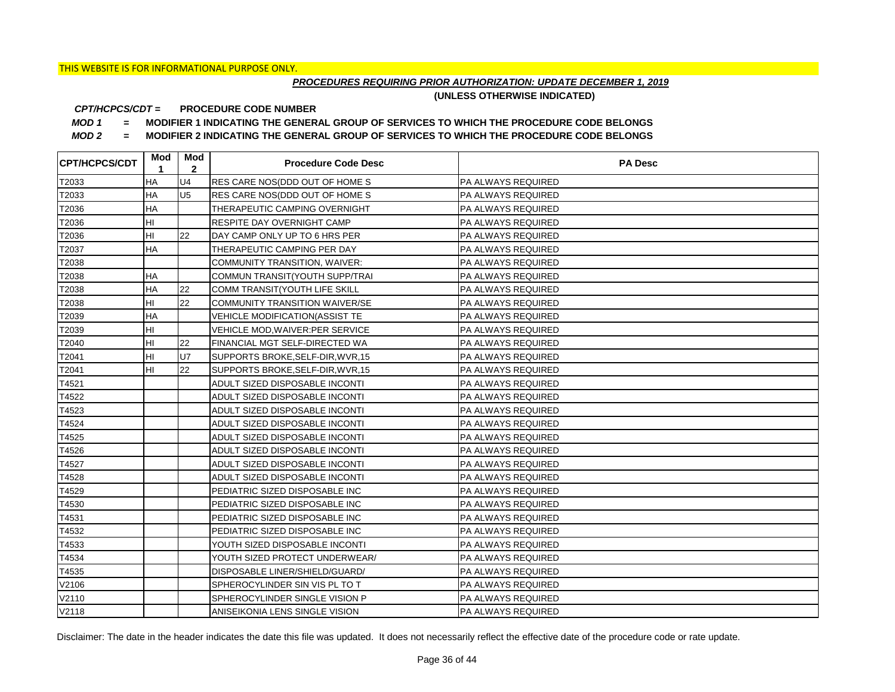THIS WEBSITE IS FOR INFORMATIONAL PURPOSE ONLY.

***PROCEDURES REQUIRING PRIOR AUTHORIZATION: UPDATE DECEMBER 1, 2019***

**(UNLESS OTHERWISE INDICATED)**

***CPT/HCPCS/CDT =*** **PROCEDURE CODE NUMBER**

***MOD 1*** **= MODIFIER 1 INDICATING THE GENERAL GROUP OF SERVICES TO WHICH THE PROCEDURE CODE BELONGS**

***MOD 2*** **= MODIFIER 2 INDICATING THE GENERAL GROUP OF SERVICES TO WHICH THE PROCEDURE CODE BELONGS**

| CPT/HCPCS/CDT | Mod 1 | Mod 2 | Procedure Code Desc | PA Desc |
|---|---|---|---|---|
| T2033 | HA | U4 | RES CARE NOS(DDD OUT OF HOME S | PA ALWAYS REQUIRED |
| T2033 | HA | U5 | RES CARE NOS(DDD OUT OF HOME S | PA ALWAYS REQUIRED |
| T2036 | HA | | THERAPEUTIC CAMPING OVERNIGHT | PA ALWAYS REQUIRED |
| T2036 | HI | | RESPITE DAY OVERNIGHT CAMP | PA ALWAYS REQUIRED |
| T2036 | HI | 22 | DAY CAMP ONLY UP TO 6 HRS PER | PA ALWAYS REQUIRED |
| T2037 | HA | | THERAPEUTIC CAMPING PER DAY | PA ALWAYS REQUIRED |
| T2038 | | | COMMUNITY TRANSITION, WAIVER: | PA ALWAYS REQUIRED |
| T2038 | HA | | COMMUN TRANSIT(YOUTH SUPP/TRAI | PA ALWAYS REQUIRED |
| T2038 | HA | 22 | COMM TRANSIT(YOUTH LIFE SKILL | PA ALWAYS REQUIRED |
| T2038 | HI | 22 | COMMUNITY TRANSITION WAIVER/SE | PA ALWAYS REQUIRED |
| T2039 | HA | | VEHICLE MODIFICATION(ASSIST TE | PA ALWAYS REQUIRED |
| T2039 | HI | | VEHICLE MOD,WAIVER:PER SERVICE | PA ALWAYS REQUIRED |
| T2040 | HI | 22 | FINANCIAL MGT SELF-DIRECTED WA | PA ALWAYS REQUIRED |
| T2041 | HI | U7 | SUPPORTS BROKE,SELF-DIR,WVR,15 | PA ALWAYS REQUIRED |
| T2041 | HI | 22 | SUPPORTS BROKE,SELF-DIR,WVR,15 | PA ALWAYS REQUIRED |
| T4521 | | | ADULT SIZED DISPOSABLE INCONTI | PA ALWAYS REQUIRED |
| T4522 | | | ADULT SIZED DISPOSABLE INCONTI | PA ALWAYS REQUIRED |
| T4523 | | | ADULT SIZED DISPOSABLE INCONTI | PA ALWAYS REQUIRED |
| T4524 | | | ADULT SIZED DISPOSABLE INCONTI | PA ALWAYS REQUIRED |
| T4525 | | | ADULT SIZED DISPOSABLE INCONTI | PA ALWAYS REQUIRED |
| T4526 | | | ADULT SIZED DISPOSABLE INCONTI | PA ALWAYS REQUIRED |
| T4527 | | | ADULT SIZED DISPOSABLE INCONTI | PA ALWAYS REQUIRED |
| T4528 | | | ADULT SIZED DISPOSABLE INCONTI | PA ALWAYS REQUIRED |
| T4529 | | | PEDIATRIC SIZED DISPOSABLE INC | PA ALWAYS REQUIRED |
| T4530 | | | PEDIATRIC SIZED DISPOSABLE INC | PA ALWAYS REQUIRED |
| T4531 | | | PEDIATRIC SIZED DISPOSABLE INC | PA ALWAYS REQUIRED |
| T4532 | | | PEDIATRIC SIZED DISPOSABLE INC | PA ALWAYS REQUIRED |
| T4533 | | | YOUTH SIZED DISPOSABLE INCONTI | PA ALWAYS REQUIRED |
| T4534 | | | YOUTH SIZED PROTECT UNDERWEAR/ | PA ALWAYS REQUIRED |
| T4535 | | | DISPOSABLE LINER/SHIELD/GUARD/ | PA ALWAYS REQUIRED |
| V2106 | | | SPHEROCYLINDER SIN VIS PL TO T | PA ALWAYS REQUIRED |
| V2110 | | | SPHEROCYLINDER SINGLE VISION P | PA ALWAYS REQUIRED |
| V2118 | | | ANISEIKONIA LENS SINGLE VISION | PA ALWAYS REQUIRED |

Disclaimer: The date in the header indicates the date this file was updated. It does not necessarily reflect the effective date of the procedure code or rate update.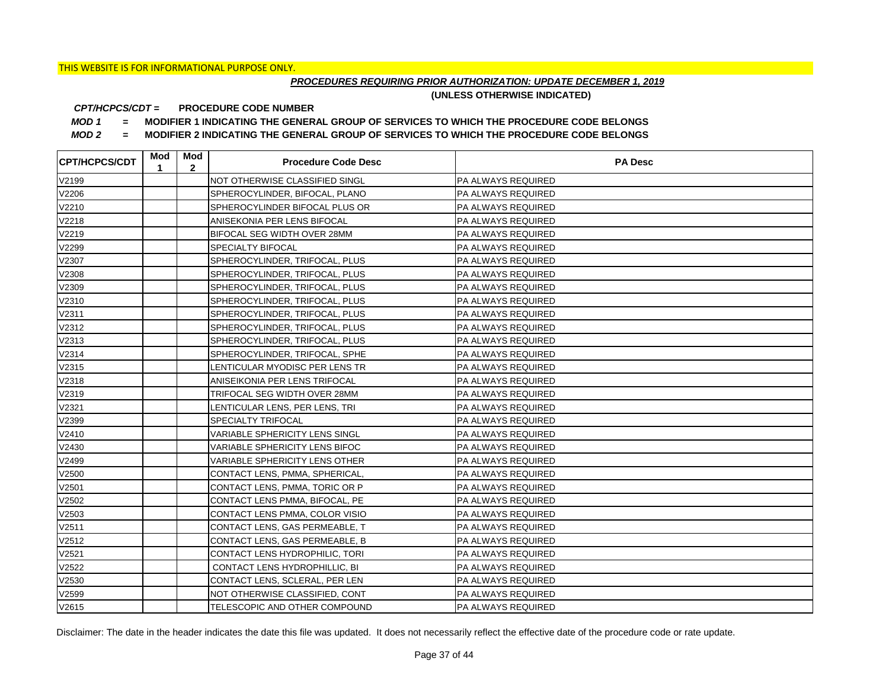THIS WEBSITE IS FOR INFORMATIONAL PURPOSE ONLY.

***PROCEDURES REQUIRING PRIOR AUTHORIZATION: UPDATE DECEMBER 1, 2019***

**(UNLESS OTHERWISE INDICATED)**

***CPT/HCPCS/CDT =*** **PROCEDURE CODE NUMBER**

***MOD 1*** **= MODIFIER 1 INDICATING THE GENERAL GROUP OF SERVICES TO WHICH THE PROCEDURE CODE BELONGS**

***MOD 2*** **= MODIFIER 2 INDICATING THE GENERAL GROUP OF SERVICES TO WHICH THE PROCEDURE CODE BELONGS**

| CPT/HCPCS/CDT | Mod 1 | Mod 2 | Procedure Code Desc | PA Desc |
|---|---|---|---|---|
| V2199 | | | NOT OTHERWISE CLASSIFIED SINGL | PA ALWAYS REQUIRED |
| V2206 | | | SPHEROCYLINDER, BIFOCAL, PLANO | PA ALWAYS REQUIRED |
| V2210 | | | SPHEROCYLINDER BIFOCAL PLUS OR | PA ALWAYS REQUIRED |
| V2218 | | | ANISEKONIA PER LENS BIFOCAL | PA ALWAYS REQUIRED |
| V2219 | | | BIFOCAL SEG WIDTH OVER 28MM | PA ALWAYS REQUIRED |
| V2299 | | | SPECIALTY BIFOCAL | PA ALWAYS REQUIRED |
| V2307 | | | SPHEROCYLINDER, TRIFOCAL, PLUS | PA ALWAYS REQUIRED |
| V2308 | | | SPHEROCYLINDER, TRIFOCAL, PLUS | PA ALWAYS REQUIRED |
| V2309 | | | SPHEROCYLINDER, TRIFOCAL, PLUS | PA ALWAYS REQUIRED |
| V2310 | | | SPHEROCYLINDER, TRIFOCAL, PLUS | PA ALWAYS REQUIRED |
| V2311 | | | SPHEROCYLINDER, TRIFOCAL, PLUS | PA ALWAYS REQUIRED |
| V2312 | | | SPHEROCYLINDER, TRIFOCAL, PLUS | PA ALWAYS REQUIRED |
| V2313 | | | SPHEROCYLINDER, TRIFOCAL, PLUS | PA ALWAYS REQUIRED |
| V2314 | | | SPHEROCYLINDER, TRIFOCAL, SPHE | PA ALWAYS REQUIRED |
| V2315 | | | LENTICULAR MYODISC PER LENS TR | PA ALWAYS REQUIRED |
| V2318 | | | ANISEIKONIA PER LENS TRIFOCAL | PA ALWAYS REQUIRED |
| V2319 | | | TRIFOCAL SEG WIDTH OVER 28MM | PA ALWAYS REQUIRED |
| V2321 | | | LENTICULAR LENS, PER LENS, TRI | PA ALWAYS REQUIRED |
| V2399 | | | SPECIALTY TRIFOCAL | PA ALWAYS REQUIRED |
| V2410 | | | VARIABLE SPHERICITY LENS SINGL | PA ALWAYS REQUIRED |
| V2430 | | | VARIABLE SPHERICITY LENS BIFOC | PA ALWAYS REQUIRED |
| V2499 | | | VARIABLE SPHERICITY LENS OTHER | PA ALWAYS REQUIRED |
| V2500 | | | CONTACT LENS, PMMA, SPHERICAL, | PA ALWAYS REQUIRED |
| V2501 | | | CONTACT LENS, PMMA, TORIC OR P | PA ALWAYS REQUIRED |
| V2502 | | | CONTACT LENS PMMA, BIFOCAL, PE | PA ALWAYS REQUIRED |
| V2503 | | | CONTACT LENS PMMA, COLOR VISIO | PA ALWAYS REQUIRED |
| V2511 | | | CONTACT LENS, GAS PERMEABLE, T | PA ALWAYS REQUIRED |
| V2512 | | | CONTACT LENS, GAS PERMEABLE, B | PA ALWAYS REQUIRED |
| V2521 | | | CONTACT LENS HYDROPHILIC, TORI | PA ALWAYS REQUIRED |
| V2522 | | | CONTACT LENS HYDROPHILLIC, BI | PA ALWAYS REQUIRED |
| V2530 | | | CONTACT LENS, SCLERAL, PER LEN | PA ALWAYS REQUIRED |
| V2599 | | | NOT OTHERWISE CLASSIFIED, CONT | PA ALWAYS REQUIRED |
| V2615 | | | TELESCOPIC AND OTHER COMPOUND | PA ALWAYS REQUIRED |

Disclaimer: The date in the header indicates the date this file was updated. It does not necessarily reflect the effective date of the procedure code or rate update.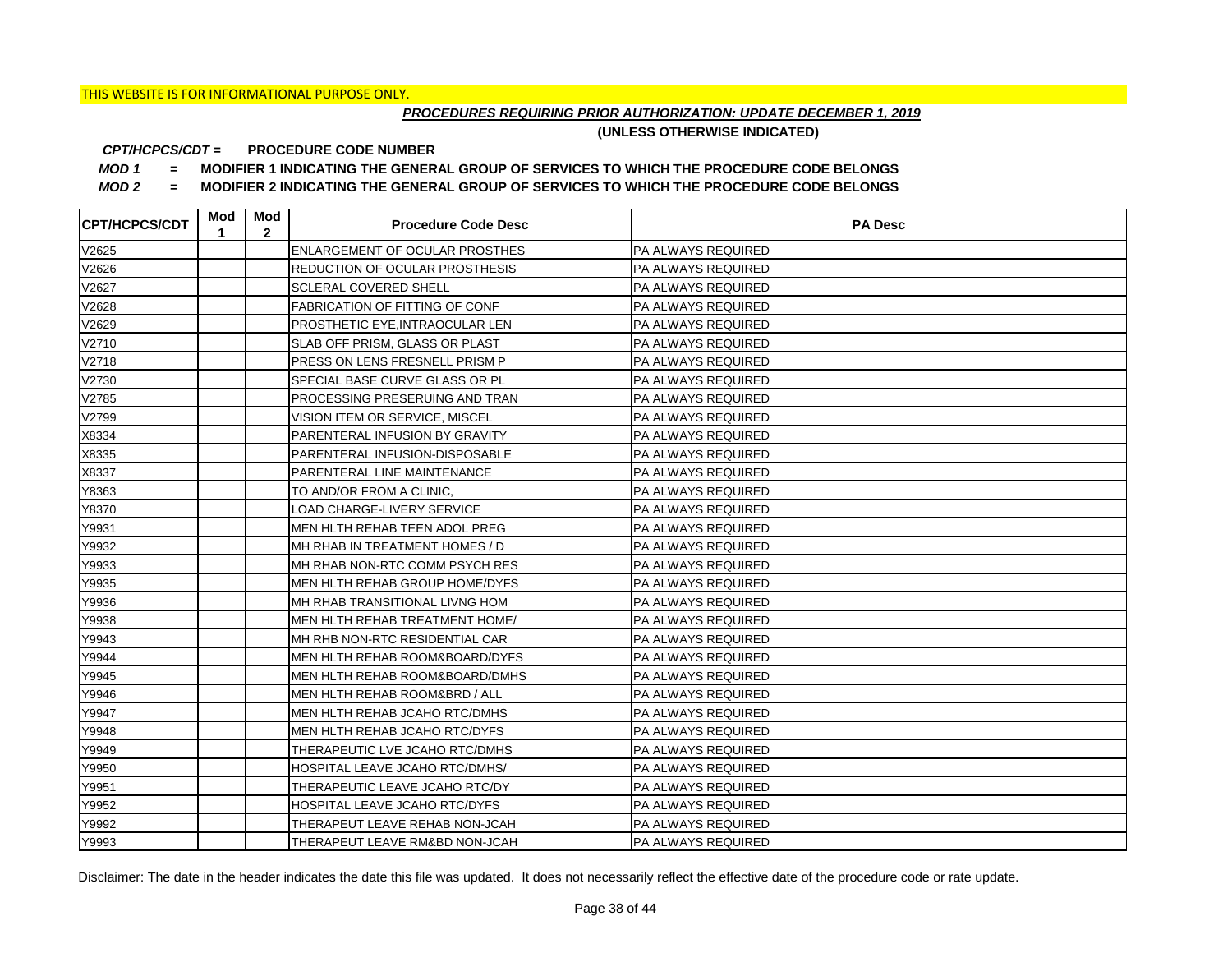THIS WEBSITE IS FOR INFORMATIONAL PURPOSE ONLY.

***PROCEDURES REQUIRING PRIOR AUTHORIZATION: UPDATE DECEMBER 1, 2019***

**(UNLESS OTHERWISE INDICATED)**

***CPT/HCPCS/CDT =*** **PROCEDURE CODE NUMBER**

***MOD 1*** **= MODIFIER 1 INDICATING THE GENERAL GROUP OF SERVICES TO WHICH THE PROCEDURE CODE BELONGS**

***MOD 2*** **= MODIFIER 2 INDICATING THE GENERAL GROUP OF SERVICES TO WHICH THE PROCEDURE CODE BELONGS**

| CPT/HCPCS/CDT | Mod 1 | Mod 2 | Procedure Code Desc | PA Desc |
|---|---|---|---|---|
| V2625 | | | ENLARGEMENT OF OCULAR PROSTHES | PA ALWAYS REQUIRED |
| V2626 | | | REDUCTION OF OCULAR PROSTHESIS | PA ALWAYS REQUIRED |
| V2627 | | | SCLERAL COVERED SHELL | PA ALWAYS REQUIRED |
| V2628 | | | FABRICATION OF FITTING OF CONF | PA ALWAYS REQUIRED |
| V2629 | | | PROSTHETIC EYE,INTRAOCULAR LEN | PA ALWAYS REQUIRED |
| V2710 | | | SLAB OFF PRISM, GLASS OR PLAST | PA ALWAYS REQUIRED |
| V2718 | | | PRESS ON LENS FRESNELL PRISM P | PA ALWAYS REQUIRED |
| V2730 | | | SPECIAL BASE CURVE GLASS OR PL | PA ALWAYS REQUIRED |
| V2785 | | | PROCESSING PRESERUING AND TRAN | PA ALWAYS REQUIRED |
| V2799 | | | VISION ITEM OR SERVICE, MISCEL | PA ALWAYS REQUIRED |
| X8334 | | | PARENTERAL INFUSION BY GRAVITY | PA ALWAYS REQUIRED |
| X8335 | | | PARENTERAL INFUSION-DISPOSABLE | PA ALWAYS REQUIRED |
| X8337 | | | PARENTERAL LINE MAINTENANCE | PA ALWAYS REQUIRED |
| Y8363 | | | TO AND/OR FROM A CLINIC, | PA ALWAYS REQUIRED |
| Y8370 | | | LOAD CHARGE-LIVERY SERVICE | PA ALWAYS REQUIRED |
| Y9931 | | | MEN HLTH REHAB TEEN ADOL PREG | PA ALWAYS REQUIRED |
| Y9932 | | | MH RHAB IN TREATMENT HOMES / D | PA ALWAYS REQUIRED |
| Y9933 | | | MH RHAB NON-RTC COMM PSYCH RES | PA ALWAYS REQUIRED |
| Y9935 | | | MEN HLTH REHAB GROUP HOME/DYFS | PA ALWAYS REQUIRED |
| Y9936 | | | MH RHAB TRANSITIONAL LIVNG HOM | PA ALWAYS REQUIRED |
| Y9938 | | | MEN HLTH REHAB TREATMENT HOME/ | PA ALWAYS REQUIRED |
| Y9943 | | | MH RHB NON-RTC RESIDENTIAL CAR | PA ALWAYS REQUIRED |
| Y9944 | | | MEN HLTH REHAB ROOM&BOARD/DYFS | PA ALWAYS REQUIRED |
| Y9945 | | | MEN HLTH REHAB ROOM&BOARD/DMHS | PA ALWAYS REQUIRED |
| Y9946 | | | MEN HLTH REHAB ROOM&BRD / ALL | PA ALWAYS REQUIRED |
| Y9947 | | | MEN HLTH REHAB JCAHO RTC/DMHS | PA ALWAYS REQUIRED |
| Y9948 | | | MEN HLTH REHAB JCAHO RTC/DYFS | PA ALWAYS REQUIRED |
| Y9949 | | | THERAPEUTIC LVE JCAHO RTC/DMHS | PA ALWAYS REQUIRED |
| Y9950 | | | HOSPITAL LEAVE JCAHO RTC/DMHS/ | PA ALWAYS REQUIRED |
| Y9951 | | | THERAPEUTIC LEAVE JCAHO RTC/DY | PA ALWAYS REQUIRED |
| Y9952 | | | HOSPITAL LEAVE JCAHO RTC/DYFS | PA ALWAYS REQUIRED |
| Y9992 | | | THERAPEUT LEAVE REHAB NON-JCAH | PA ALWAYS REQUIRED |
| Y9993 | | | THERAPEUT LEAVE RM&BD NON-JCAH | PA ALWAYS REQUIRED |

Disclaimer: The date in the header indicates the date this file was updated. It does not necessarily reflect the effective date of the procedure code or rate update.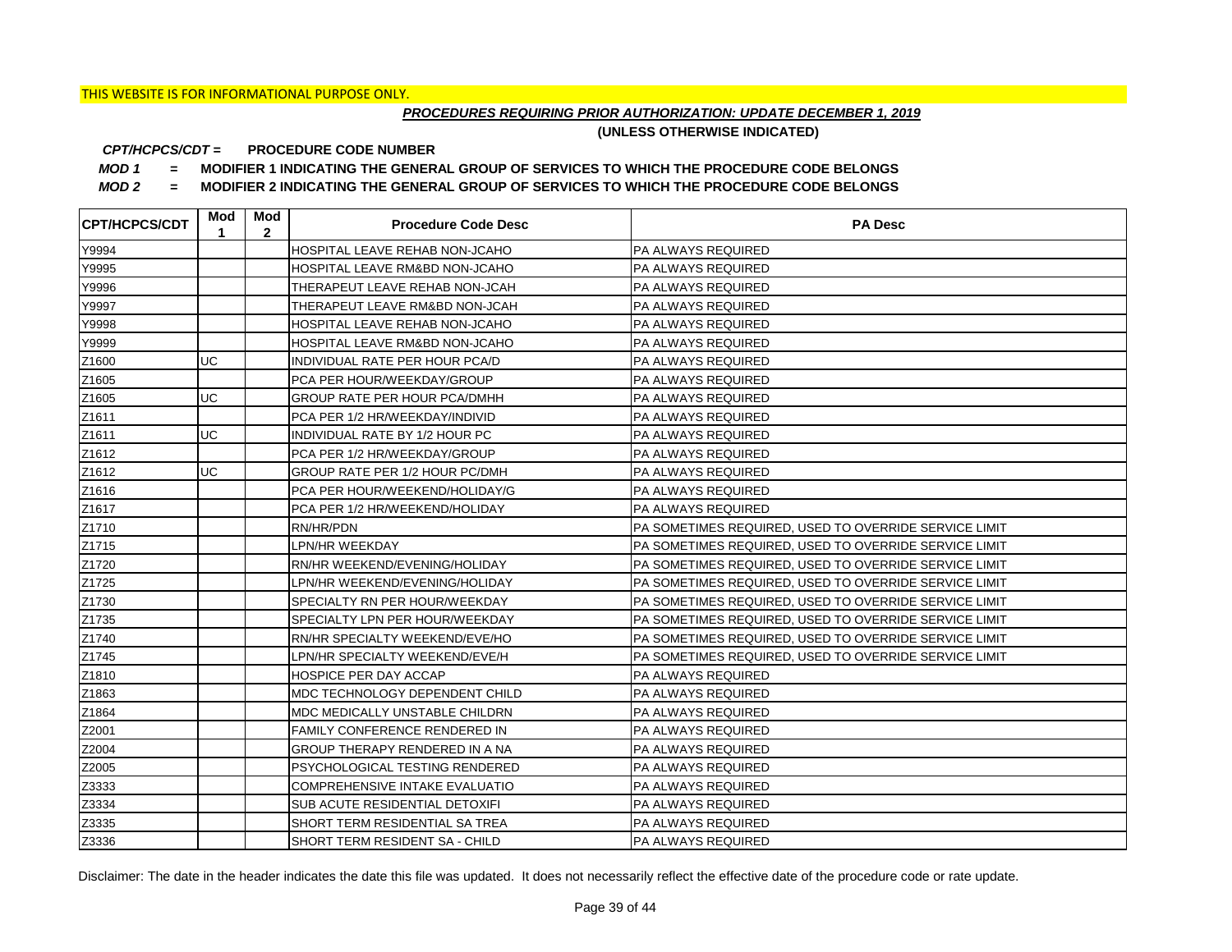THIS WEBSITE IS FOR INFORMATIONAL PURPOSE ONLY.

***PROCEDURES REQUIRING PRIOR AUTHORIZATION: UPDATE DECEMBER 1, 2019***

**(UNLESS OTHERWISE INDICATED)**

***CPT/HCPCS/CDT =*** **PROCEDURE CODE NUMBER**

***MOD 1*** **= MODIFIER 1 INDICATING THE GENERAL GROUP OF SERVICES TO WHICH THE PROCEDURE CODE BELONGS**

***MOD 2*** **= MODIFIER 2 INDICATING THE GENERAL GROUP OF SERVICES TO WHICH THE PROCEDURE CODE BELONGS**

| CPT/HCPCS/CDT | Mod 1 | Mod 2 | Procedure Code Desc | PA Desc |
|---|---|---|---|---|
| Y9994 | | | HOSPITAL LEAVE REHAB NON-JCAHO | PA ALWAYS REQUIRED |
| Y9995 | | | HOSPITAL LEAVE RM&BD NON-JCAHO | PA ALWAYS REQUIRED |
| Y9996 | | | THERAPEUT LEAVE REHAB NON-JCAH | PA ALWAYS REQUIRED |
| Y9997 | | | THERAPEUT LEAVE RM&BD NON-JCAH | PA ALWAYS REQUIRED |
| Y9998 | | | HOSPITAL LEAVE REHAB NON-JCAHO | PA ALWAYS REQUIRED |
| Y9999 | | | HOSPITAL LEAVE RM&BD NON-JCAHO | PA ALWAYS REQUIRED |
| Z1600 | UC | | INDIVIDUAL RATE PER HOUR PCA/D | PA ALWAYS REQUIRED |
| Z1605 | | | PCA PER HOUR/WEEKDAY/GROUP | PA ALWAYS REQUIRED |
| Z1605 | UC | | GROUP RATE PER HOUR PCA/DMHH | PA ALWAYS REQUIRED |
| Z1611 | | | PCA PER 1/2 HR/WEEKDAY/INDIVID | PA ALWAYS REQUIRED |
| Z1611 | UC | | INDIVIDUAL RATE BY 1/2 HOUR PC | PA ALWAYS REQUIRED |
| Z1612 | | | PCA PER 1/2 HR/WEEKDAY/GROUP | PA ALWAYS REQUIRED |
| Z1612 | UC | | GROUP RATE PER 1/2 HOUR PC/DMH | PA ALWAYS REQUIRED |
| Z1616 | | | PCA PER HOUR/WEEKEND/HOLIDAY/G | PA ALWAYS REQUIRED |
| Z1617 | | | PCA PER 1/2 HR/WEEKEND/HOLIDAY | PA ALWAYS REQUIRED |
| Z1710 | | | RN/HR/PDN | PA SOMETIMES REQUIRED, USED TO OVERRIDE SERVICE LIMIT |
| Z1715 | | | LPN/HR WEEKDAY | PA SOMETIMES REQUIRED, USED TO OVERRIDE SERVICE LIMIT |
| Z1720 | | | RN/HR WEEKEND/EVENING/HOLIDAY | PA SOMETIMES REQUIRED, USED TO OVERRIDE SERVICE LIMIT |
| Z1725 | | | LPN/HR WEEKEND/EVENING/HOLIDAY | PA SOMETIMES REQUIRED, USED TO OVERRIDE SERVICE LIMIT |
| Z1730 | | | SPECIALTY RN PER HOUR/WEEKDAY | PA SOMETIMES REQUIRED, USED TO OVERRIDE SERVICE LIMIT |
| Z1735 | | | SPECIALTY LPN PER HOUR/WEEKDAY | PA SOMETIMES REQUIRED, USED TO OVERRIDE SERVICE LIMIT |
| Z1740 | | | RN/HR SPECIALTY WEEKEND/EVE/HO | PA SOMETIMES REQUIRED, USED TO OVERRIDE SERVICE LIMIT |
| Z1745 | | | LPN/HR SPECIALTY WEEKEND/EVE/H | PA SOMETIMES REQUIRED, USED TO OVERRIDE SERVICE LIMIT |
| Z1810 | | | HOSPICE PER DAY ACCAP | PA ALWAYS REQUIRED |
| Z1863 | | | MDC TECHNOLOGY DEPENDENT CHILD | PA ALWAYS REQUIRED |
| Z1864 | | | MDC MEDICALLY UNSTABLE CHILDRN | PA ALWAYS REQUIRED |
| Z2001 | | | FAMILY CONFERENCE RENDERED IN | PA ALWAYS REQUIRED |
| Z2004 | | | GROUP THERAPY RENDERED IN A NA | PA ALWAYS REQUIRED |
| Z2005 | | | PSYCHOLOGICAL TESTING RENDERED | PA ALWAYS REQUIRED |
| Z3333 | | | COMPREHENSIVE INTAKE EVALUATIO | PA ALWAYS REQUIRED |
| Z3334 | | | SUB ACUTE RESIDENTIAL DETOXIFI | PA ALWAYS REQUIRED |
| Z3335 | | | SHORT TERM RESIDENTIAL SA TREA | PA ALWAYS REQUIRED |
| Z3336 | | | SHORT TERM RESIDENT SA - CHILD | PA ALWAYS REQUIRED |

Disclaimer: The date in the header indicates the date this file was updated. It does not necessarily reflect the effective date of the procedure code or rate update.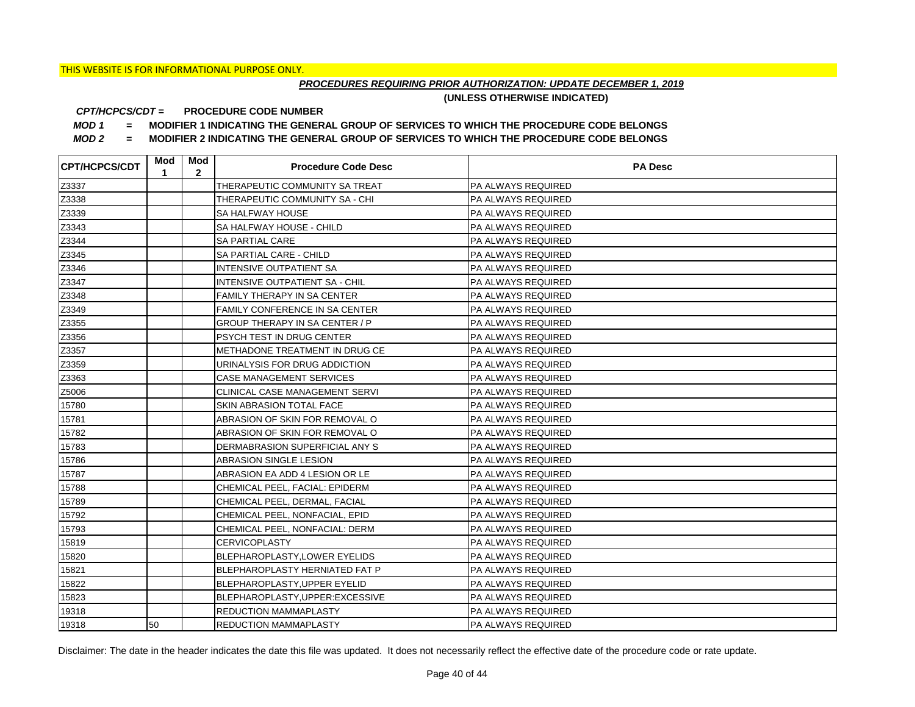THIS WEBSITE IS FOR INFORMATIONAL PURPOSE ONLY.

***PROCEDURES REQUIRING PRIOR AUTHORIZATION: UPDATE DECEMBER 1, 2019***

**(UNLESS OTHERWISE INDICATED)**

***CPT/HCPCS/CDT =*** **PROCEDURE CODE NUMBER**

***MOD 1*** **= MODIFIER 1 INDICATING THE GENERAL GROUP OF SERVICES TO WHICH THE PROCEDURE CODE BELONGS**

***MOD 2*** **= MODIFIER 2 INDICATING THE GENERAL GROUP OF SERVICES TO WHICH THE PROCEDURE CODE BELONGS**

| CPT/HCPCS/CDT | Mod 1 | Mod 2 | Procedure Code Desc | PA Desc |
|---|---|---|---|---|
| Z3337 | | | THERAPEUTIC COMMUNITY SA TREAT | PA ALWAYS REQUIRED |
| Z3338 | | | THERAPEUTIC COMMUNITY SA - CHI | PA ALWAYS REQUIRED |
| Z3339 | | | SA HALFWAY HOUSE | PA ALWAYS REQUIRED |
| Z3343 | | | SA HALFWAY HOUSE - CHILD | PA ALWAYS REQUIRED |
| Z3344 | | | SA PARTIAL CARE | PA ALWAYS REQUIRED |
| Z3345 | | | SA PARTIAL CARE - CHILD | PA ALWAYS REQUIRED |
| Z3346 | | | INTENSIVE OUTPATIENT SA | PA ALWAYS REQUIRED |
| Z3347 | | | INTENSIVE OUTPATIENT SA - CHIL | PA ALWAYS REQUIRED |
| Z3348 | | | FAMILY THERAPY IN SA CENTER | PA ALWAYS REQUIRED |
| Z3349 | | | FAMILY CONFERENCE IN SA CENTER | PA ALWAYS REQUIRED |
| Z3355 | | | GROUP THERAPY IN SA CENTER / P | PA ALWAYS REQUIRED |
| Z3356 | | | PSYCH TEST IN DRUG CENTER | PA ALWAYS REQUIRED |
| Z3357 | | | METHADONE TREATMENT IN DRUG CE | PA ALWAYS REQUIRED |
| Z3359 | | | URINALYSIS FOR DRUG ADDICTION | PA ALWAYS REQUIRED |
| Z3363 | | | CASE MANAGEMENT SERVICES | PA ALWAYS REQUIRED |
| Z5006 | | | CLINICAL CASE MANAGEMENT SERVI | PA ALWAYS REQUIRED |
| 15780 | | | SKIN ABRASION TOTAL FACE | PA ALWAYS REQUIRED |
| 15781 | | | ABRASION OF SKIN FOR REMOVAL O | PA ALWAYS REQUIRED |
| 15782 | | | ABRASION OF SKIN FOR REMOVAL O | PA ALWAYS REQUIRED |
| 15783 | | | DERMABRASION SUPERFICIAL ANY S | PA ALWAYS REQUIRED |
| 15786 | | | ABRASION SINGLE LESION | PA ALWAYS REQUIRED |
| 15787 | | | ABRASION EA ADD 4 LESION OR LE | PA ALWAYS REQUIRED |
| 15788 | | | CHEMICAL PEEL, FACIAL: EPIDERM | PA ALWAYS REQUIRED |
| 15789 | | | CHEMICAL PEEL, DERMAL, FACIAL | PA ALWAYS REQUIRED |
| 15792 | | | CHEMICAL PEEL, NONFACIAL, EPID | PA ALWAYS REQUIRED |
| 15793 | | | CHEMICAL PEEL, NONFACIAL: DERM | PA ALWAYS REQUIRED |
| 15819 | | | CERVICOPLASTY | PA ALWAYS REQUIRED |
| 15820 | | | BLEPHAROPLASTY,LOWER EYELIDS | PA ALWAYS REQUIRED |
| 15821 | | | BLEPHAROPLASTY HERNIATED FAT P | PA ALWAYS REQUIRED |
| 15822 | | | BLEPHAROPLASTY,UPPER EYELID | PA ALWAYS REQUIRED |
| 15823 | | | BLEPHAROPLASTY,UPPER:EXCESSIVE | PA ALWAYS REQUIRED |
| 19318 | | | REDUCTION MAMMAPLASTY | PA ALWAYS REQUIRED |
| 19318 | 50 | | REDUCTION MAMMAPLASTY | PA ALWAYS REQUIRED |

Disclaimer: The date in the header indicates the date this file was updated. It does not necessarily reflect the effective date of the procedure code or rate update.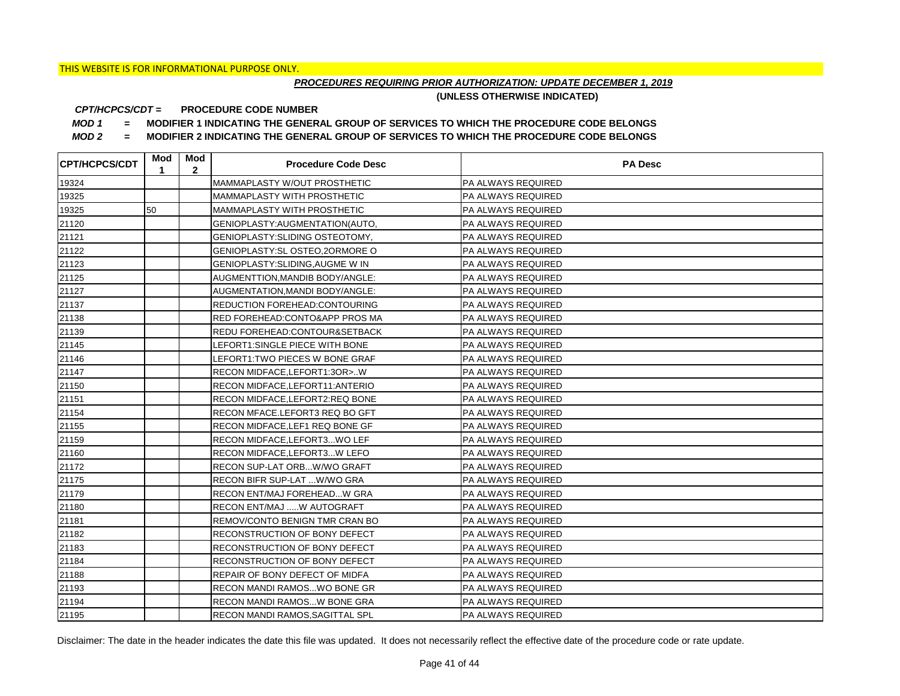THIS WEBSITE IS FOR INFORMATIONAL PURPOSE ONLY.

***PROCEDURES REQUIRING PRIOR AUTHORIZATION: UPDATE DECEMBER 1, 2019***

**(UNLESS OTHERWISE INDICATED)**

***CPT/HCPCS/CDT =*** **PROCEDURE CODE NUMBER**

***MOD 1*** **= MODIFIER 1 INDICATING THE GENERAL GROUP OF SERVICES TO WHICH THE PROCEDURE CODE BELONGS**

***MOD 2*** **= MODIFIER 2 INDICATING THE GENERAL GROUP OF SERVICES TO WHICH THE PROCEDURE CODE BELONGS**

| CPT/HCPCS/CDT | Mod 1 | Mod 2 | Procedure Code Desc | PA Desc |
|---|---|---|---|---|
| 19324 | | | MAMMAPLASTY W/OUT PROSTHETIC | PA ALWAYS REQUIRED |
| 19325 | | | MAMMAPLASTY WITH PROSTHETIC | PA ALWAYS REQUIRED |
| 19325 | 50 | | MAMMAPLASTY WITH PROSTHETIC | PA ALWAYS REQUIRED |
| 21120 | | | GENIOPLASTY:AUGMENTATION(AUTO, | PA ALWAYS REQUIRED |
| 21121 | | | GENIOPLASTY:SLIDING OSTEOTOMY, | PA ALWAYS REQUIRED |
| 21122 | | | GENIOPLASTY:SL OSTEO,2ORMORE O | PA ALWAYS REQUIRED |
| 21123 | | | GENIOPLASTY:SLIDING,AUGME W IN | PA ALWAYS REQUIRED |
| 21125 | | | AUGMENTTION,MANDIB BODY/ANGLE: | PA ALWAYS REQUIRED |
| 21127 | | | AUGMENTATION,MANDI BODY/ANGLE: | PA ALWAYS REQUIRED |
| 21137 | | | REDUCTION FOREHEAD:CONTOURING | PA ALWAYS REQUIRED |
| 21138 | | | RED FOREHEAD:CONTO&APP PROS MA | PA ALWAYS REQUIRED |
| 21139 | | | REDU FOREHEAD:CONTOUR&SETBACK | PA ALWAYS REQUIRED |
| 21145 | | | LEFORT1:SINGLE PIECE WITH BONE | PA ALWAYS REQUIRED |
| 21146 | | | LEFORT1:TWO PIECES W BONE GRAF | PA ALWAYS REQUIRED |
| 21147 | | | RECON MIDFACE,LEFORT1:3OR>..W | PA ALWAYS REQUIRED |
| 21150 | | | RECON MIDFACE,LEFORT11:ANTERIO | PA ALWAYS REQUIRED |
| 21151 | | | RECON MIDFACE,LEFORT2:REQ BONE | PA ALWAYS REQUIRED |
| 21154 | | | RECON MFACE.LEFORT3 REQ BO GFT | PA ALWAYS REQUIRED |
| 21155 | | | RECON MIDFACE,LEF1 REQ BONE GF | PA ALWAYS REQUIRED |
| 21159 | | | RECON MIDFACE,LEFORT3...WO LEF | PA ALWAYS REQUIRED |
| 21160 | | | RECON MIDFACE,LEFORT3...W LEFO | PA ALWAYS REQUIRED |
| 21172 | | | RECON SUP-LAT ORB...W/WO GRAFT | PA ALWAYS REQUIRED |
| 21175 | | | RECON BIFR SUP-LAT ...W/WO GRA | PA ALWAYS REQUIRED |
| 21179 | | | RECON ENT/MAJ FOREHEAD...W GRA | PA ALWAYS REQUIRED |
| 21180 | | | RECON ENT/MAJ .....W AUTOGRAFT | PA ALWAYS REQUIRED |
| 21181 | | | REMOV/CONTO BENIGN TMR CRAN BO | PA ALWAYS REQUIRED |
| 21182 | | | RECONSTRUCTION OF BONY DEFECT | PA ALWAYS REQUIRED |
| 21183 | | | RECONSTRUCTION OF BONY DEFECT | PA ALWAYS REQUIRED |
| 21184 | | | RECONSTRUCTION OF BONY DEFECT | PA ALWAYS REQUIRED |
| 21188 | | | REPAIR OF BONY DEFECT OF MIDFA | PA ALWAYS REQUIRED |
| 21193 | | | RECON MANDI RAMOS...WO BONE GR | PA ALWAYS REQUIRED |
| 21194 | | | RECON MANDI RAMOS...W BONE GRA | PA ALWAYS REQUIRED |
| 21195 | | | RECON MANDI RAMOS,SAGITTAL SPL | PA ALWAYS REQUIRED |

Disclaimer: The date in the header indicates the date this file was updated. It does not necessarily reflect the effective date of the procedure code or rate update.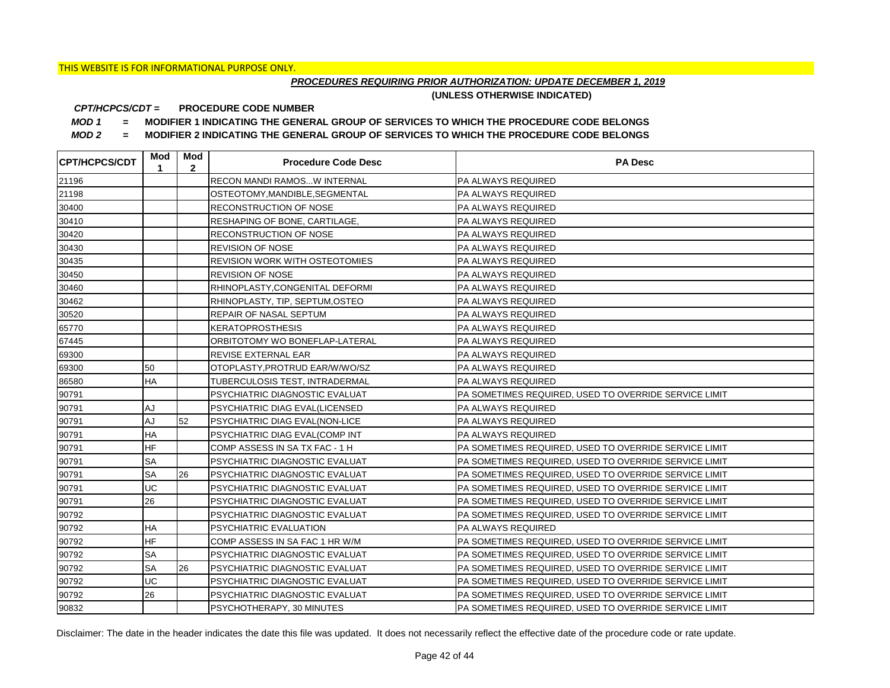THIS WEBSITE IS FOR INFORMATIONAL PURPOSE ONLY.

***PROCEDURES REQUIRING PRIOR AUTHORIZATION: UPDATE DECEMBER 1, 2019***

**(UNLESS OTHERWISE INDICATED)**

***CPT/HCPCS/CDT =*** **PROCEDURE CODE NUMBER**

***MOD 1*** **= MODIFIER 1 INDICATING THE GENERAL GROUP OF SERVICES TO WHICH THE PROCEDURE CODE BELONGS**

***MOD 2*** **= MODIFIER 2 INDICATING THE GENERAL GROUP OF SERVICES TO WHICH THE PROCEDURE CODE BELONGS**

| CPT/HCPCS/CDT | Mod 1 | Mod 2 | Procedure Code Desc | PA Desc |
|---|---|---|---|---|
| 21196 | | | RECON MANDI RAMOS...W INTERNAL | PA ALWAYS REQUIRED |
| 21198 | | | OSTEOTOMY,MANDIBLE,SEGMENTAL | PA ALWAYS REQUIRED |
| 30400 | | | RECONSTRUCTION OF NOSE | PA ALWAYS REQUIRED |
| 30410 | | | RESHAPING OF BONE, CARTILAGE, | PA ALWAYS REQUIRED |
| 30420 | | | RECONSTRUCTION OF NOSE | PA ALWAYS REQUIRED |
| 30430 | | | REVISION OF NOSE | PA ALWAYS REQUIRED |
| 30435 | | | REVISION WORK WITH OSTEOTOMIES | PA ALWAYS REQUIRED |
| 30450 | | | REVISION OF NOSE | PA ALWAYS REQUIRED |
| 30460 | | | RHINOPLASTY,CONGENITAL DEFORMI | PA ALWAYS REQUIRED |
| 30462 | | | RHINOPLASTY, TIP, SEPTUM,OSTEO | PA ALWAYS REQUIRED |
| 30520 | | | REPAIR OF NASAL SEPTUM | PA ALWAYS REQUIRED |
| 65770 | | | KERATOPROSTHESIS | PA ALWAYS REQUIRED |
| 67445 | | | ORBITOTOMY WO BONEFLAP-LATERAL | PA ALWAYS REQUIRED |
| 69300 | | | REVISE EXTERNAL EAR | PA ALWAYS REQUIRED |
| 69300 | 50 | | OTOPLASTY,PROTRUD EAR/W/WO/SZ | PA ALWAYS REQUIRED |
| 86580 | HA | | TUBERCULOSIS TEST, INTRADERMAL | PA ALWAYS REQUIRED |
| 90791 | | | PSYCHIATRIC DIAGNOSTIC EVALUAT | PA SOMETIMES REQUIRED, USED TO OVERRIDE SERVICE LIMIT |
| 90791 | AJ | | PSYCHIATRIC DIAG EVAL(LICENSED | PA ALWAYS REQUIRED |
| 90791 | AJ | 52 | PSYCHIATRIC DIAG EVAL(NON-LICE | PA ALWAYS REQUIRED |
| 90791 | HA | | PSYCHIATRIC DIAG EVAL(COMP INT | PA ALWAYS REQUIRED |
| 90791 | HF | | COMP ASSESS IN SA TX FAC - 1 H | PA SOMETIMES REQUIRED, USED TO OVERRIDE SERVICE LIMIT |
| 90791 | SA | | PSYCHIATRIC DIAGNOSTIC EVALUAT | PA SOMETIMES REQUIRED, USED TO OVERRIDE SERVICE LIMIT |
| 90791 | SA | 26 | PSYCHIATRIC DIAGNOSTIC EVALUAT | PA SOMETIMES REQUIRED, USED TO OVERRIDE SERVICE LIMIT |
| 90791 | UC | | PSYCHIATRIC DIAGNOSTIC EVALUAT | PA SOMETIMES REQUIRED, USED TO OVERRIDE SERVICE LIMIT |
| 90791 | 26 | | PSYCHIATRIC DIAGNOSTIC EVALUAT | PA SOMETIMES REQUIRED, USED TO OVERRIDE SERVICE LIMIT |
| 90792 | | | PSYCHIATRIC DIAGNOSTIC EVALUAT | PA SOMETIMES REQUIRED, USED TO OVERRIDE SERVICE LIMIT |
| 90792 | HA | | PSYCHIATRIC EVALUATION | PA ALWAYS REQUIRED |
| 90792 | HF | | COMP ASSESS IN SA FAC 1 HR W/M | PA SOMETIMES REQUIRED, USED TO OVERRIDE SERVICE LIMIT |
| 90792 | SA | | PSYCHIATRIC DIAGNOSTIC EVALUAT | PA SOMETIMES REQUIRED, USED TO OVERRIDE SERVICE LIMIT |
| 90792 | SA | 26 | PSYCHIATRIC DIAGNOSTIC EVALUAT | PA SOMETIMES REQUIRED, USED TO OVERRIDE SERVICE LIMIT |
| 90792 | UC | | PSYCHIATRIC DIAGNOSTIC EVALUAT | PA SOMETIMES REQUIRED, USED TO OVERRIDE SERVICE LIMIT |
| 90792 | 26 | | PSYCHIATRIC DIAGNOSTIC EVALUAT | PA SOMETIMES REQUIRED, USED TO OVERRIDE SERVICE LIMIT |
| 90832 | | | PSYCHOTHERAPY, 30 MINUTES | PA SOMETIMES REQUIRED, USED TO OVERRIDE SERVICE LIMIT |

Disclaimer: The date in the header indicates the date this file was updated. It does not necessarily reflect the effective date of the procedure code or rate update.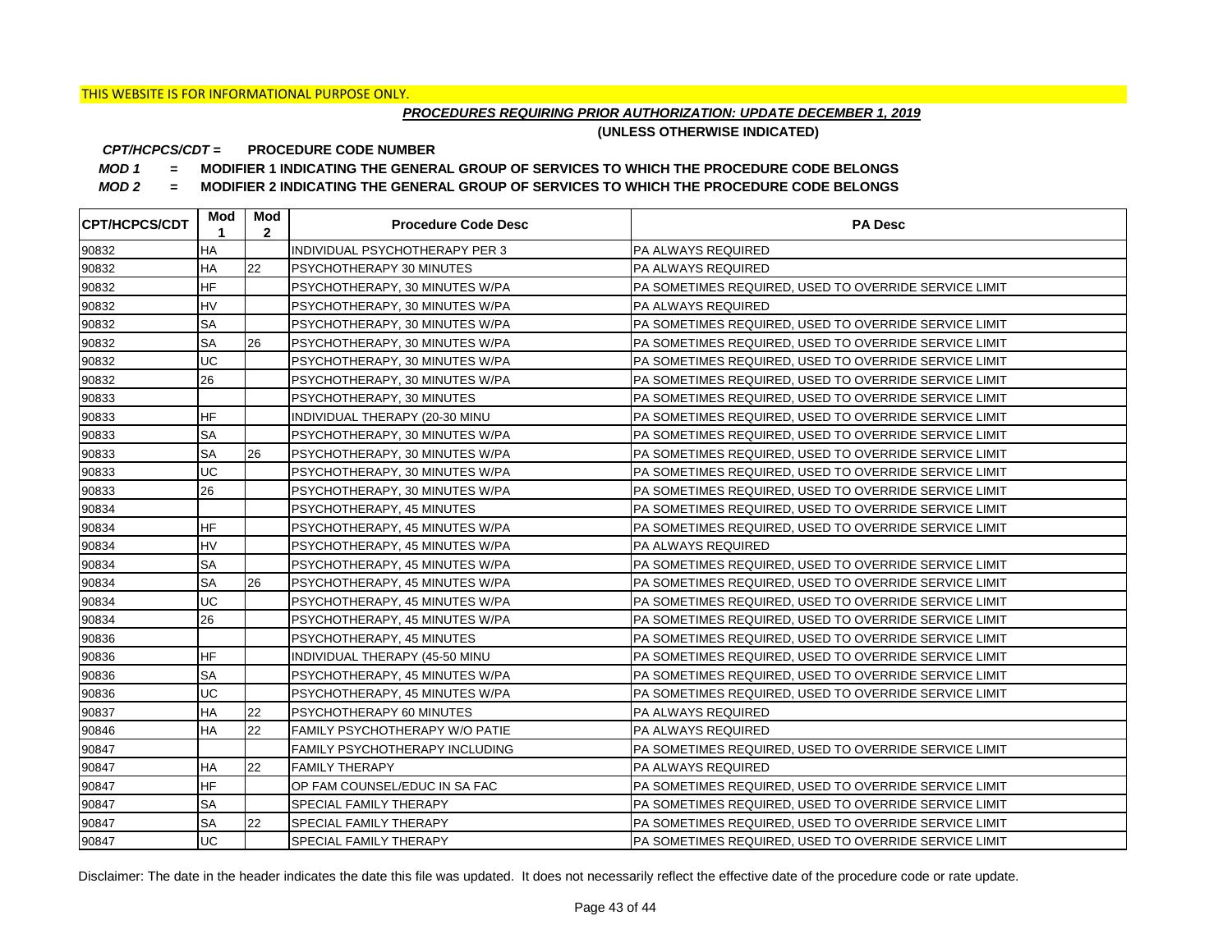THIS WEBSITE IS FOR INFORMATIONAL PURPOSE ONLY.

***PROCEDURES REQUIRING PRIOR AUTHORIZATION: UPDATE DECEMBER 1, 2019***

**(UNLESS OTHERWISE INDICATED)**

***CPT/HCPCS/CDT =*** **PROCEDURE CODE NUMBER**

***MOD 1*** **= MODIFIER 1 INDICATING THE GENERAL GROUP OF SERVICES TO WHICH THE PROCEDURE CODE BELONGS**

***MOD 2*** **= MODIFIER 2 INDICATING THE GENERAL GROUP OF SERVICES TO WHICH THE PROCEDURE CODE BELONGS**

| CPT/HCPCS/CDT | Mod 1 | Mod 2 | Procedure Code Desc | PA Desc |
|---|---|---|---|---|
| 90832 | HA | | INDIVIDUAL PSYCHOTHERAPY PER 3 | PA ALWAYS REQUIRED |
| 90832 | HA | 22 | PSYCHOTHERAPY 30 MINUTES | PA ALWAYS REQUIRED |
| 90832 | HF | | PSYCHOTHERAPY, 30 MINUTES W/PA | PA SOMETIMES REQUIRED, USED TO OVERRIDE SERVICE LIMIT |
| 90832 | HV | | PSYCHOTHERAPY, 30 MINUTES W/PA | PA ALWAYS REQUIRED |
| 90832 | SA | | PSYCHOTHERAPY, 30 MINUTES W/PA | PA SOMETIMES REQUIRED, USED TO OVERRIDE SERVICE LIMIT |
| 90832 | SA | 26 | PSYCHOTHERAPY, 30 MINUTES W/PA | PA SOMETIMES REQUIRED, USED TO OVERRIDE SERVICE LIMIT |
| 90832 | UC | | PSYCHOTHERAPY, 30 MINUTES W/PA | PA SOMETIMES REQUIRED, USED TO OVERRIDE SERVICE LIMIT |
| 90832 | 26 | | PSYCHOTHERAPY, 30 MINUTES W/PA | PA SOMETIMES REQUIRED, USED TO OVERRIDE SERVICE LIMIT |
| 90833 | | | PSYCHOTHERAPY, 30 MINUTES | PA SOMETIMES REQUIRED, USED TO OVERRIDE SERVICE LIMIT |
| 90833 | HF | | INDIVIDUAL THERAPY (20-30 MINU | PA SOMETIMES REQUIRED, USED TO OVERRIDE SERVICE LIMIT |
| 90833 | SA | | PSYCHOTHERAPY, 30 MINUTES W/PA | PA SOMETIMES REQUIRED, USED TO OVERRIDE SERVICE LIMIT |
| 90833 | SA | 26 | PSYCHOTHERAPY, 30 MINUTES W/PA | PA SOMETIMES REQUIRED, USED TO OVERRIDE SERVICE LIMIT |
| 90833 | UC | | PSYCHOTHERAPY, 30 MINUTES W/PA | PA SOMETIMES REQUIRED, USED TO OVERRIDE SERVICE LIMIT |
| 90833 | 26 | | PSYCHOTHERAPY, 30 MINUTES W/PA | PA SOMETIMES REQUIRED, USED TO OVERRIDE SERVICE LIMIT |
| 90834 | | | PSYCHOTHERAPY, 45 MINUTES | PA SOMETIMES REQUIRED, USED TO OVERRIDE SERVICE LIMIT |
| 90834 | HF | | PSYCHOTHERAPY, 45 MINUTES W/PA | PA SOMETIMES REQUIRED, USED TO OVERRIDE SERVICE LIMIT |
| 90834 | HV | | PSYCHOTHERAPY, 45 MINUTES W/PA | PA ALWAYS REQUIRED |
| 90834 | SA | | PSYCHOTHERAPY, 45 MINUTES W/PA | PA SOMETIMES REQUIRED, USED TO OVERRIDE SERVICE LIMIT |
| 90834 | SA | 26 | PSYCHOTHERAPY, 45 MINUTES W/PA | PA SOMETIMES REQUIRED, USED TO OVERRIDE SERVICE LIMIT |
| 90834 | UC | | PSYCHOTHERAPY, 45 MINUTES W/PA | PA SOMETIMES REQUIRED, USED TO OVERRIDE SERVICE LIMIT |
| 90834 | 26 | | PSYCHOTHERAPY, 45 MINUTES W/PA | PA SOMETIMES REQUIRED, USED TO OVERRIDE SERVICE LIMIT |
| 90836 | | | PSYCHOTHERAPY, 45 MINUTES | PA SOMETIMES REQUIRED, USED TO OVERRIDE SERVICE LIMIT |
| 90836 | HF | | INDIVIDUAL THERAPY (45-50 MINU | PA SOMETIMES REQUIRED, USED TO OVERRIDE SERVICE LIMIT |
| 90836 | SA | | PSYCHOTHERAPY, 45 MINUTES W/PA | PA SOMETIMES REQUIRED, USED TO OVERRIDE SERVICE LIMIT |
| 90836 | UC | | PSYCHOTHERAPY, 45 MINUTES W/PA | PA SOMETIMES REQUIRED, USED TO OVERRIDE SERVICE LIMIT |
| 90837 | HA | 22 | PSYCHOTHERAPY 60 MINUTES | PA ALWAYS REQUIRED |
| 90846 | HA | 22 | FAMILY PSYCHOTHERAPY W/O PATIE | PA ALWAYS REQUIRED |
| 90847 | | | FAMILY PSYCHOTHERAPY INCLUDING | PA SOMETIMES REQUIRED, USED TO OVERRIDE SERVICE LIMIT |
| 90847 | HA | 22 | FAMILY THERAPY | PA ALWAYS REQUIRED |
| 90847 | HF | | OP FAM COUNSEL/EDUC IN SA FAC | PA SOMETIMES REQUIRED, USED TO OVERRIDE SERVICE LIMIT |
| 90847 | SA | | SPECIAL FAMILY THERAPY | PA SOMETIMES REQUIRED, USED TO OVERRIDE SERVICE LIMIT |
| 90847 | SA | 22 | SPECIAL FAMILY THERAPY | PA SOMETIMES REQUIRED, USED TO OVERRIDE SERVICE LIMIT |
| 90847 | UC | | SPECIAL FAMILY THERAPY | PA SOMETIMES REQUIRED, USED TO OVERRIDE SERVICE LIMIT |

Disclaimer: The date in the header indicates the date this file was updated. It does not necessarily reflect the effective date of the procedure code or rate update.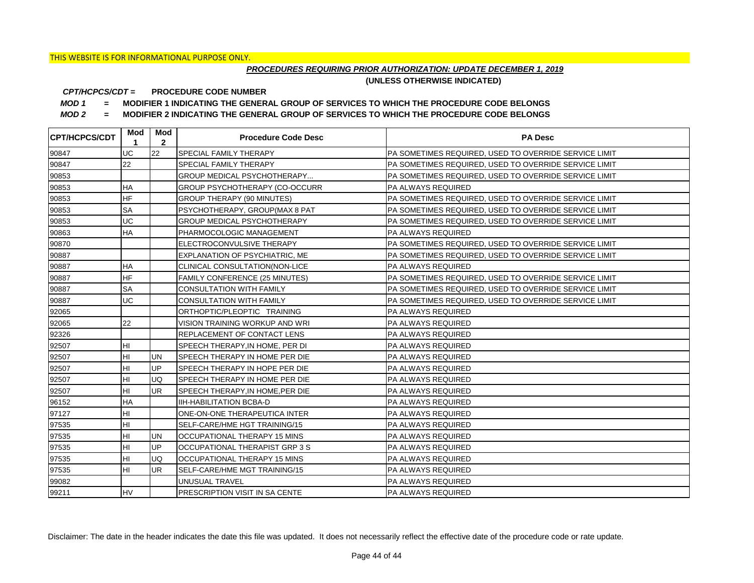THIS WEBSITE IS FOR INFORMATIONAL PURPOSE ONLY.

***PROCEDURES REQUIRING PRIOR AUTHORIZATION: UPDATE DECEMBER 1, 2019***

**(UNLESS OTHERWISE INDICATED)**

***CPT/HCPCS/CDT =*** **PROCEDURE CODE NUMBER**

***MOD 1*** **= MODIFIER 1 INDICATING THE GENERAL GROUP OF SERVICES TO WHICH THE PROCEDURE CODE BELONGS**

***MOD 2*** **= MODIFIER 2 INDICATING THE GENERAL GROUP OF SERVICES TO WHICH THE PROCEDURE CODE BELONGS**

| CPT/HCPCS/CDT | Mod 1 | Mod 2 | Procedure Code Desc | PA Desc |
|---|---|---|---|---|
| 90847 | UC | 22 | SPECIAL FAMILY THERAPY | PA SOMETIMES REQUIRED, USED TO OVERRIDE SERVICE LIMIT |
| 90847 | 22 | | SPECIAL FAMILY THERAPY | PA SOMETIMES REQUIRED, USED TO OVERRIDE SERVICE LIMIT |
| 90853 | | | GROUP MEDICAL PSYCHOTHERAPY... | PA SOMETIMES REQUIRED, USED TO OVERRIDE SERVICE LIMIT |
| 90853 | HA | | GROUP PSYCHOTHERAPY (CO-OCCURR | PA ALWAYS REQUIRED |
| 90853 | HF | | GROUP THERAPY (90 MINUTES) | PA SOMETIMES REQUIRED, USED TO OVERRIDE SERVICE LIMIT |
| 90853 | SA | | PSYCHOTHERAPY, GROUP(MAX 8 PAT | PA SOMETIMES REQUIRED, USED TO OVERRIDE SERVICE LIMIT |
| 90853 | UC | | GROUP MEDICAL PSYCHOTHERAPY | PA SOMETIMES REQUIRED, USED TO OVERRIDE SERVICE LIMIT |
| 90863 | HA | | PHARMOCOLOGIC MANAGEMENT | PA ALWAYS REQUIRED |
| 90870 | | | ELECTROCONVULSIVE THERAPY | PA SOMETIMES REQUIRED, USED TO OVERRIDE SERVICE LIMIT |
| 90887 | | | EXPLANATION OF PSYCHIATRIC, ME | PA SOMETIMES REQUIRED, USED TO OVERRIDE SERVICE LIMIT |
| 90887 | HA | | CLINICAL CONSULTATION(NON-LICE | PA ALWAYS REQUIRED |
| 90887 | HF | | FAMILY CONFERENCE (25 MINUTES) | PA SOMETIMES REQUIRED, USED TO OVERRIDE SERVICE LIMIT |
| 90887 | SA | | CONSULTATION WITH FAMILY | PA SOMETIMES REQUIRED, USED TO OVERRIDE SERVICE LIMIT |
| 90887 | UC | | CONSULTATION WITH FAMILY | PA SOMETIMES REQUIRED, USED TO OVERRIDE SERVICE LIMIT |
| 92065 | | | ORTHOPTIC/PLEOPTIC TRAINING | PA ALWAYS REQUIRED |
| 92065 | 22 | | VISION TRAINING WORKUP AND WRI | PA ALWAYS REQUIRED |
| 92326 | | | REPLACEMENT OF CONTACT LENS | PA ALWAYS REQUIRED |
| 92507 | HI | | SPEECH THERAPY,IN HOME, PER DI | PA ALWAYS REQUIRED |
| 92507 | HI | UN | SPEECH THERAPY IN HOME PER DIE | PA ALWAYS REQUIRED |
| 92507 | HI | UP | SPEECH THERAPY IN HOPE PER DIE | PA ALWAYS REQUIRED |
| 92507 | HI | UQ | SPEECH THERAPY IN HOME PER DIE | PA ALWAYS REQUIRED |
| 92507 | HI | UR | SPEECH THERAPY,IN HOME,PER DIE | PA ALWAYS REQUIRED |
| 96152 | HA | | IIH-HABILITATION BCBA-D | PA ALWAYS REQUIRED |
| 97127 | HI | | ONE-ON-ONE THERAPEUTICA INTER | PA ALWAYS REQUIRED |
| 97535 | HI | | SELF-CARE/HME HGT TRAINING/15 | PA ALWAYS REQUIRED |
| 97535 | HI | UN | OCCUPATIONAL THERAPY 15 MINS | PA ALWAYS REQUIRED |
| 97535 | HI | UP | OCCUPATIONAL THERAPIST GRP 3 S | PA ALWAYS REQUIRED |
| 97535 | HI | UQ | OCCUPATIONAL THERAPY 15 MINS | PA ALWAYS REQUIRED |
| 97535 | HI | UR | SELF-CARE/HME MGT TRAINING/15 | PA ALWAYS REQUIRED |
| 99082 | | | UNUSUAL TRAVEL | PA ALWAYS REQUIRED |
| 99211 | HV | | PRESCRIPTION VISIT IN SA CENTE | PA ALWAYS REQUIRED |

Disclaimer: The date in the header indicates the date this file was updated. It does not necessarily reflect the effective date of the procedure code or rate update.